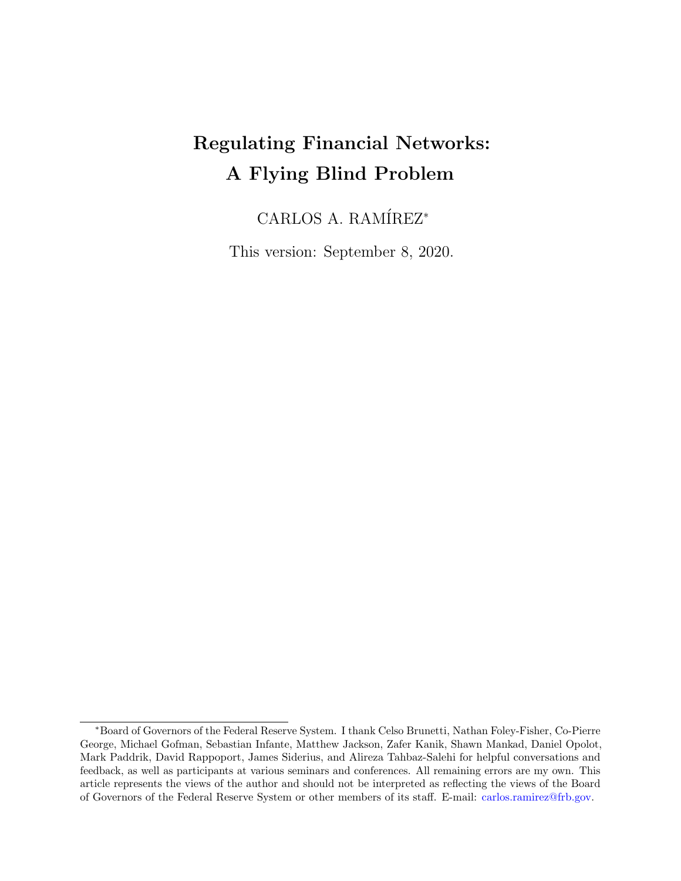# Regulating Financial Networks: A Flying Blind Problem

CARLOS A. RAMÍREZ*

This version: September 8, 2020.

---

*Board of Governors of the Federal Reserve System. I thank Celso Brunetti, Nathan Foley-Fisher, Co-Pierre George, Michael Gofman, Sebastian Infante, Matthew Jackson, Zafer Kanik, Shawn Mankad, Daniel Opolot, Mark Paddrik, David Rappoport, James Siderius, and Alireza Tahbaz-Salehi for helpful conversations and feedback, as well as participants at various seminars and conferences. All remaining errors are my own. This article represents the views of the author and should not be interpreted as reflecting the views of the Board of Governors of the Federal Reserve System or other members of its staff. E-mail: carlos.ramirez@frb.gov.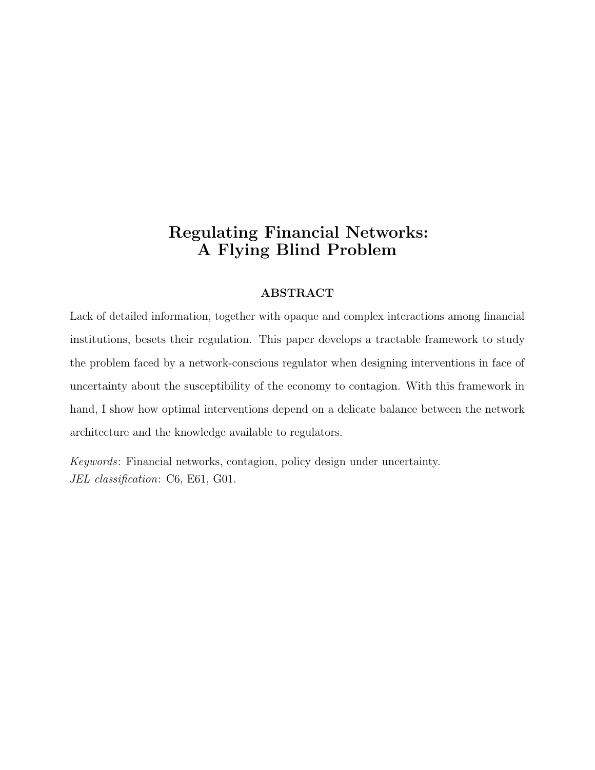# Regulating Financial Networks:
# A Flying Blind Problem

## ABSTRACT

Lack of detailed information, together with opaque and complex interactions among financial institutions, besets their regulation. This paper develops a tractable framework to study the problem faced by a network-conscious regulator when designing interventions in face of uncertainty about the susceptibility of the economy to contagion. With this framework in hand, I show how optimal interventions depend on a delicate balance between the network architecture and the knowledge available to regulators.

*Keywords*: Financial networks, contagion, policy design under uncertainty.
*JEL classification*: C6, E61, G01.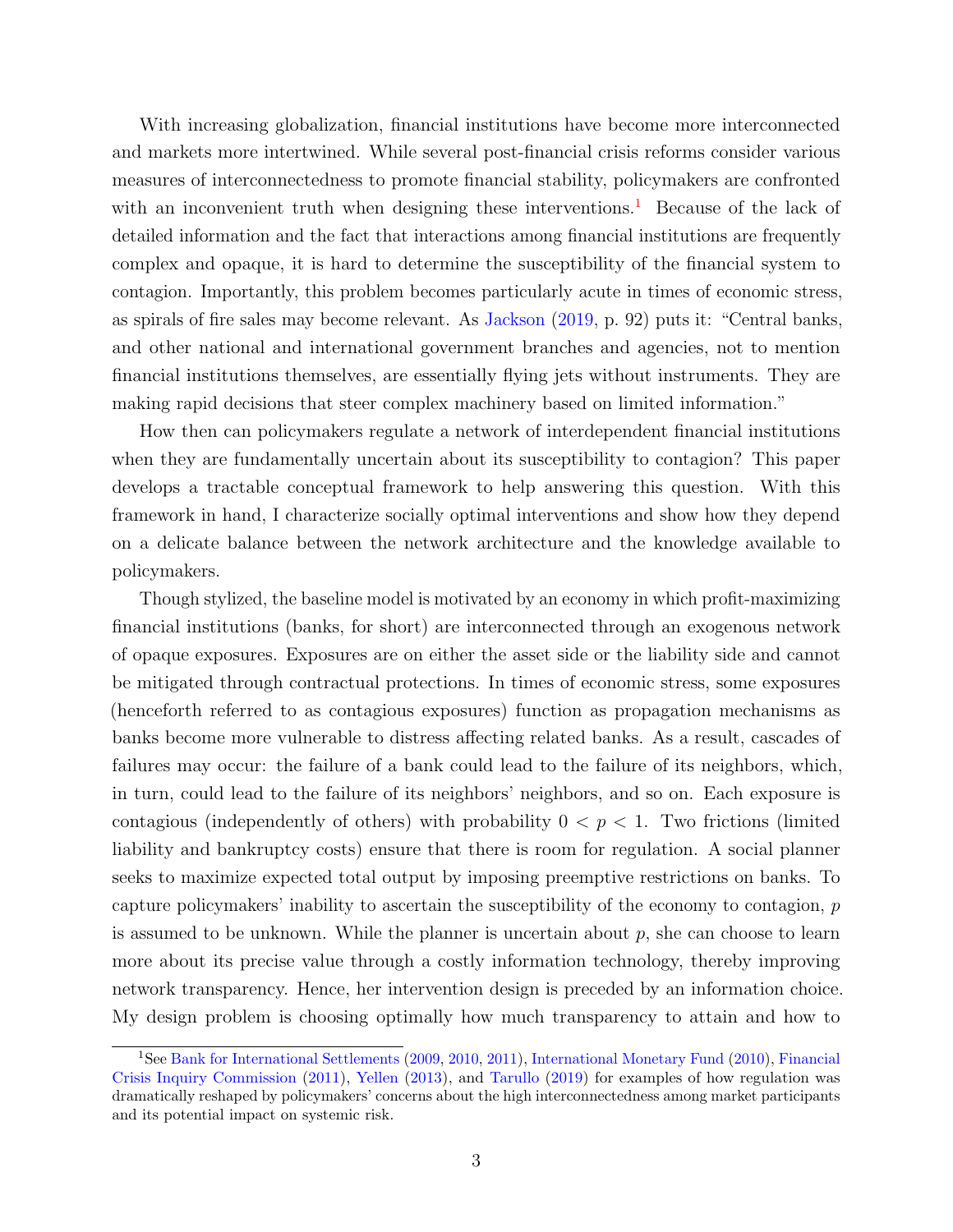With increasing globalization, financial institutions have become more interconnected and markets more intertwined. While several post-financial crisis reforms consider various measures of interconnectedness to promote financial stability, policymakers are confronted with an inconvenient truth when designing these interventions.[1] Because of the lack of detailed information and the fact that interactions among financial institutions are frequently complex and opaque, it is hard to determine the susceptibility of the financial system to contagion. Importantly, this problem becomes particularly acute in times of economic stress, as spirals of fire sales may become relevant. As Jackson (2019, p. 92) puts it: "Central banks, and other national and international government branches and agencies, not to mention financial institutions themselves, are essentially flying jets without instruments. They are making rapid decisions that steer complex machinery based on limited information."

How then can policymakers regulate a network of interdependent financial institutions when they are fundamentally uncertain about its susceptibility to contagion? This paper develops a tractable conceptual framework to help answering this question. With this framework in hand, I characterize socially optimal interventions and show how they depend on a delicate balance between the network architecture and the knowledge available to policymakers.

Though stylized, the baseline model is motivated by an economy in which profit-maximizing financial institutions (banks, for short) are interconnected through an exogenous network of opaque exposures. Exposures are on either the asset side or the liability side and cannot be mitigated through contractual protections. In times of economic stress, some exposures (henceforth referred to as contagious exposures) function as propagation mechanisms as banks become more vulnerable to distress affecting related banks. As a result, cascades of failures may occur: the failure of a bank could lead to the failure of its neighbors, which, in turn, could lead to the failure of its neighbors' neighbors, and so on. Each exposure is contagious (independently of others) with probability $0 < p < 1$. Two frictions (limited liability and bankruptcy costs) ensure that there is room for regulation. A social planner seeks to maximize expected total output by imposing preemptive restrictions on banks. To capture policymakers' inability to ascertain the susceptibility of the economy to contagion, $p$ is assumed to be unknown. While the planner is uncertain about $p$, she can choose to learn more about its precise value through a costly information technology, thereby improving network transparency. Hence, her intervention design is preceded by an information choice. My design problem is choosing optimally how much transparency to attain and how to

[1] See Bank for International Settlements (2009, 2010, 2011), International Monetary Fund (2010), Financial Crisis Inquiry Commission (2011), Yellen (2013), and Tarullo (2019) for examples of how regulation was dramatically reshaped by policymakers' concerns about the high interconnectedness among market participants and its potential impact on systemic risk.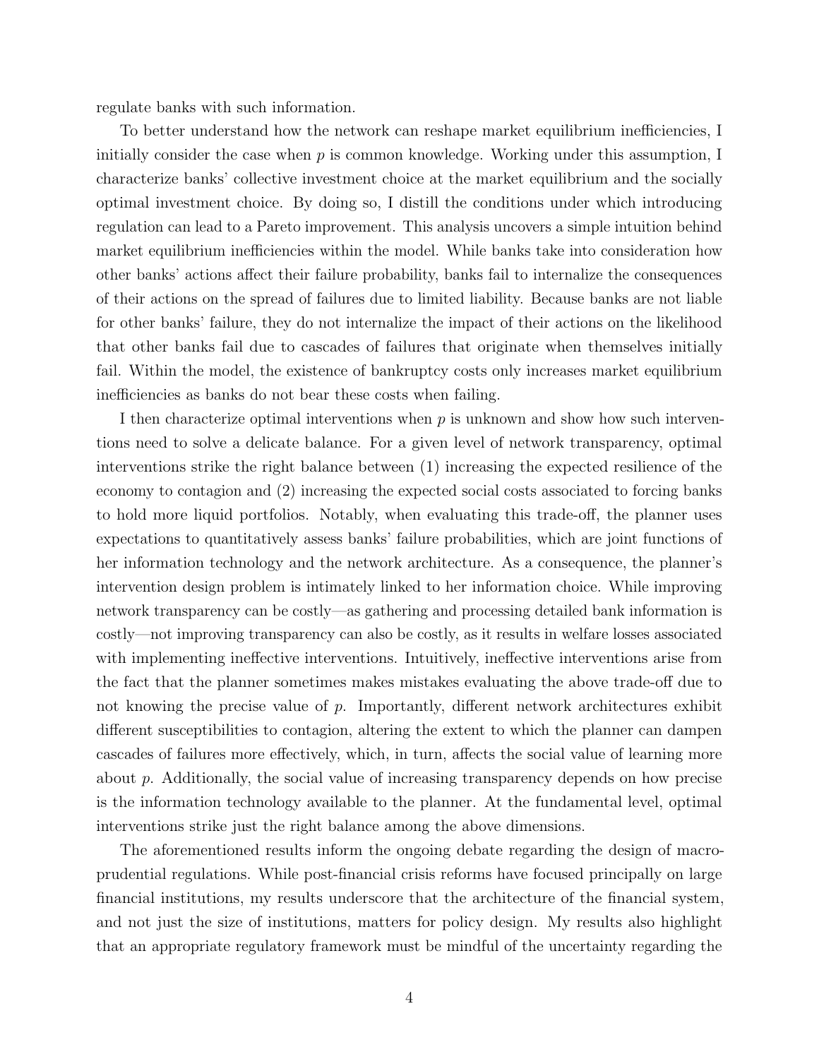regulate banks with such information.

To better understand how the network can reshape market equilibrium inefficiencies, I initially consider the case when $p$ is common knowledge. Working under this assumption, I characterize banks' collective investment choice at the market equilibrium and the socially optimal investment choice. By doing so, I distill the conditions under which introducing regulation can lead to a Pareto improvement. This analysis uncovers a simple intuition behind market equilibrium inefficiencies within the model. While banks take into consideration how other banks' actions affect their failure probability, banks fail to internalize the consequences of their actions on the spread of failures due to limited liability. Because banks are not liable for other banks' failure, they do not internalize the impact of their actions on the likelihood that other banks fail due to cascades of failures that originate when themselves initially fail. Within the model, the existence of bankruptcy costs only increases market equilibrium inefficiencies as banks do not bear these costs when failing.

I then characterize optimal interventions when $p$ is unknown and show how such interventions need to solve a delicate balance. For a given level of network transparency, optimal interventions strike the right balance between (1) increasing the expected resilience of the economy to contagion and (2) increasing the expected social costs associated to forcing banks to hold more liquid portfolios. Notably, when evaluating this trade-off, the planner uses expectations to quantitatively assess banks' failure probabilities, which are joint functions of her information technology and the network architecture. As a consequence, the planner's intervention design problem is intimately linked to her information choice. While improving network transparency can be costly—as gathering and processing detailed bank information is costly—not improving transparency can also be costly, as it results in welfare losses associated with implementing ineffective interventions. Intuitively, ineffective interventions arise from the fact that the planner sometimes makes mistakes evaluating the above trade-off due to not knowing the precise value of $p$. Importantly, different network architectures exhibit different susceptibilities to contagion, altering the extent to which the planner can dampen cascades of failures more effectively, which, in turn, affects the social value of learning more about $p$. Additionally, the social value of increasing transparency depends on how precise is the information technology available to the planner. At the fundamental level, optimal interventions strike just the right balance among the above dimensions.

The aforementioned results inform the ongoing debate regarding the design of macro-prudential regulations. While post-financial crisis reforms have focused principally on large financial institutions, my results underscore that the architecture of the financial system, and not just the size of institutions, matters for policy design. My results also highlight that an appropriate regulatory framework must be mindful of the uncertainty regarding the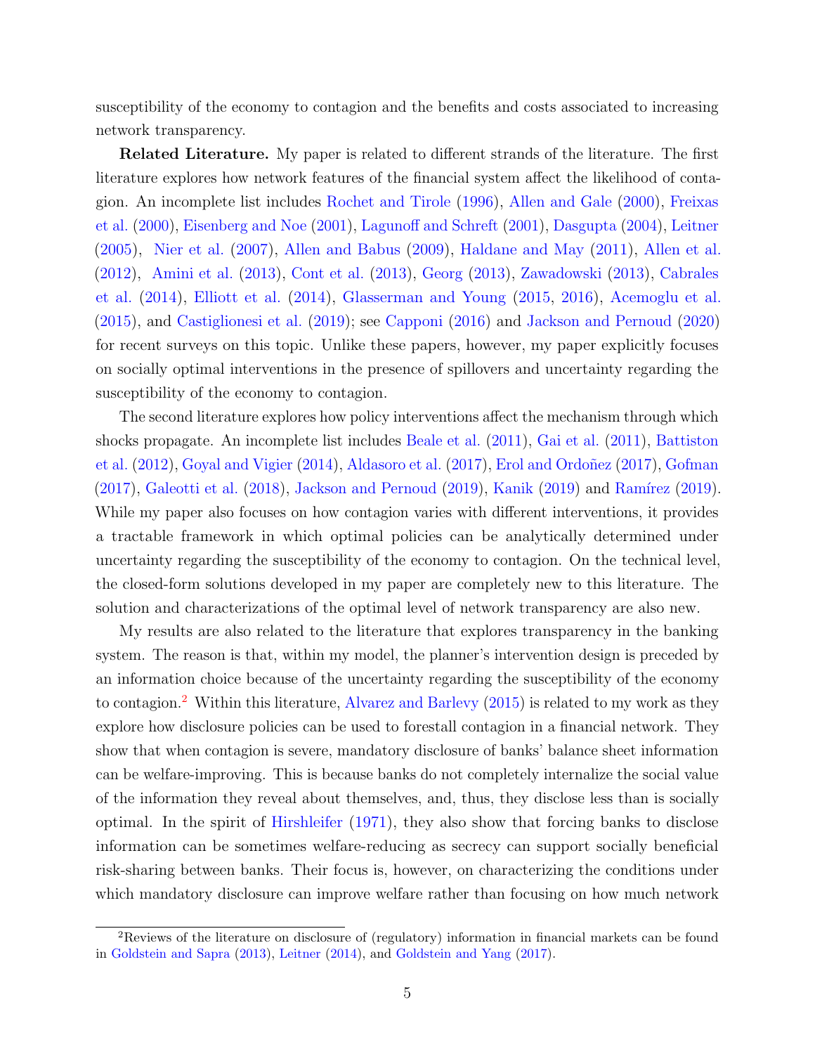susceptibility of the economy to contagion and the benefits and costs associated to increasing network transparency.

**Related Literature.** My paper is related to different strands of the literature. The first literature explores how network features of the financial system affect the likelihood of contagion. An incomplete list includes Rochet and Tirole (1996), Allen and Gale (2000), Freixas et al. (2000), Eisenberg and Noe (2001), Lagunoff and Schreft (2001), Dasgupta (2004), Leitner (2005), Nier et al. (2007), Allen and Babus (2009), Haldane and May (2011), Allen et al. (2012), Amini et al. (2013), Cont et al. (2013), Georg (2013), Zawadowski (2013), Cabrales et al. (2014), Elliott et al. (2014), Glasserman and Young (2015, 2016), Acemoglu et al. (2015), and Castiglionesi et al. (2019); see Capponi (2016) and Jackson and Pernoud (2020) for recent surveys on this topic. Unlike these papers, however, my paper explicitly focuses on socially optimal interventions in the presence of spillovers and uncertainty regarding the susceptibility of the economy to contagion.

The second literature explores how policy interventions affect the mechanism through which shocks propagate. An incomplete list includes Beale et al. (2011), Gai et al. (2011), Battiston et al. (2012), Goyal and Vigier (2014), Aldasoro et al. (2017), Erol and Ordoñez (2017), Gofman (2017), Galeotti et al. (2018), Jackson and Pernoud (2019), Kanik (2019) and Ramírez (2019). While my paper also focuses on how contagion varies with different interventions, it provides a tractable framework in which optimal policies can be analytically determined under uncertainty regarding the susceptibility of the economy to contagion. On the technical level, the closed-form solutions developed in my paper are completely new to this literature. The solution and characterizations of the optimal level of network transparency are also new.

My results are also related to the literature that explores transparency in the banking system. The reason is that, within my model, the planner's intervention design is preceded by an information choice because of the uncertainty regarding the susceptibility of the economy to contagion.[2] Within this literature, Alvarez and Barlevy (2015) is related to my work as they explore how disclosure policies can be used to forestall contagion in a financial network. They show that when contagion is severe, mandatory disclosure of banks' balance sheet information can be welfare-improving. This is because banks do not completely internalize the social value of the information they reveal about themselves, and, thus, they disclose less than is socially optimal. In the spirit of Hirshleifer (1971), they also show that forcing banks to disclose information can be sometimes welfare-reducing as secrecy can support socially beneficial risk-sharing between banks. Their focus is, however, on characterizing the conditions under which mandatory disclosure can improve welfare rather than focusing on how much network

[2] Reviews of the literature on disclosure of (regulatory) information in financial markets can be found in Goldstein and Sapra (2013), Leitner (2014), and Goldstein and Yang (2017).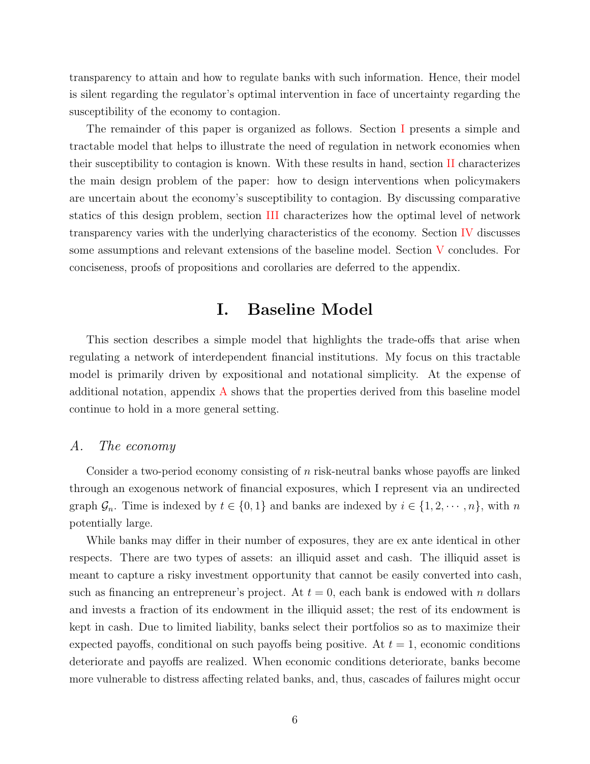transparency to attain and how to regulate banks with such information. Hence, their model is silent regarding the regulator's optimal intervention in face of uncertainty regarding the susceptibility of the economy to contagion.

The remainder of this paper is organized as follows. Section I presents a simple and tractable model that helps to illustrate the need of regulation in network economies when their susceptibility to contagion is known. With these results in hand, section II characterizes the main design problem of the paper: how to design interventions when policymakers are uncertain about the economy's susceptibility to contagion. By discussing comparative statics of this design problem, section III characterizes how the optimal level of network transparency varies with the underlying characteristics of the economy. Section IV discusses some assumptions and relevant extensions of the baseline model. Section V concludes. For conciseness, proofs of propositions and corollaries are deferred to the appendix.

# I. Baseline Model

This section describes a simple model that highlights the trade-offs that arise when regulating a network of interdependent financial institutions. My focus on this tractable model is primarily driven by expositional and notational simplicity. At the expense of additional notation, appendix A shows that the properties derived from this baseline model continue to hold in a more general setting.

## *A. The economy*

Consider a two-period economy consisting of $n$ risk-neutral banks whose payoffs are linked through an exogenous network of financial exposures, which I represent via an undirected graph $\mathcal{G}_n$. Time is indexed by $t \in \{0, 1\}$ and banks are indexed by $i \in \{1, 2, \cdots, n\}$, with $n$ potentially large.

While banks may differ in their number of exposures, they are ex ante identical in other respects. There are two types of assets: an illiquid asset and cash. The illiquid asset is meant to capture a risky investment opportunity that cannot be easily converted into cash, such as financing an entrepreneur's project. At $t = 0$, each bank is endowed with $n$ dollars and invests a fraction of its endowment in the illiquid asset; the rest of its endowment is kept in cash. Due to limited liability, banks select their portfolios so as to maximize their expected payoffs, conditional on such payoffs being positive. At $t = 1$, economic conditions deteriorate and payoffs are realized. When economic conditions deteriorate, banks become more vulnerable to distress affecting related banks, and, thus, cascades of failures might occur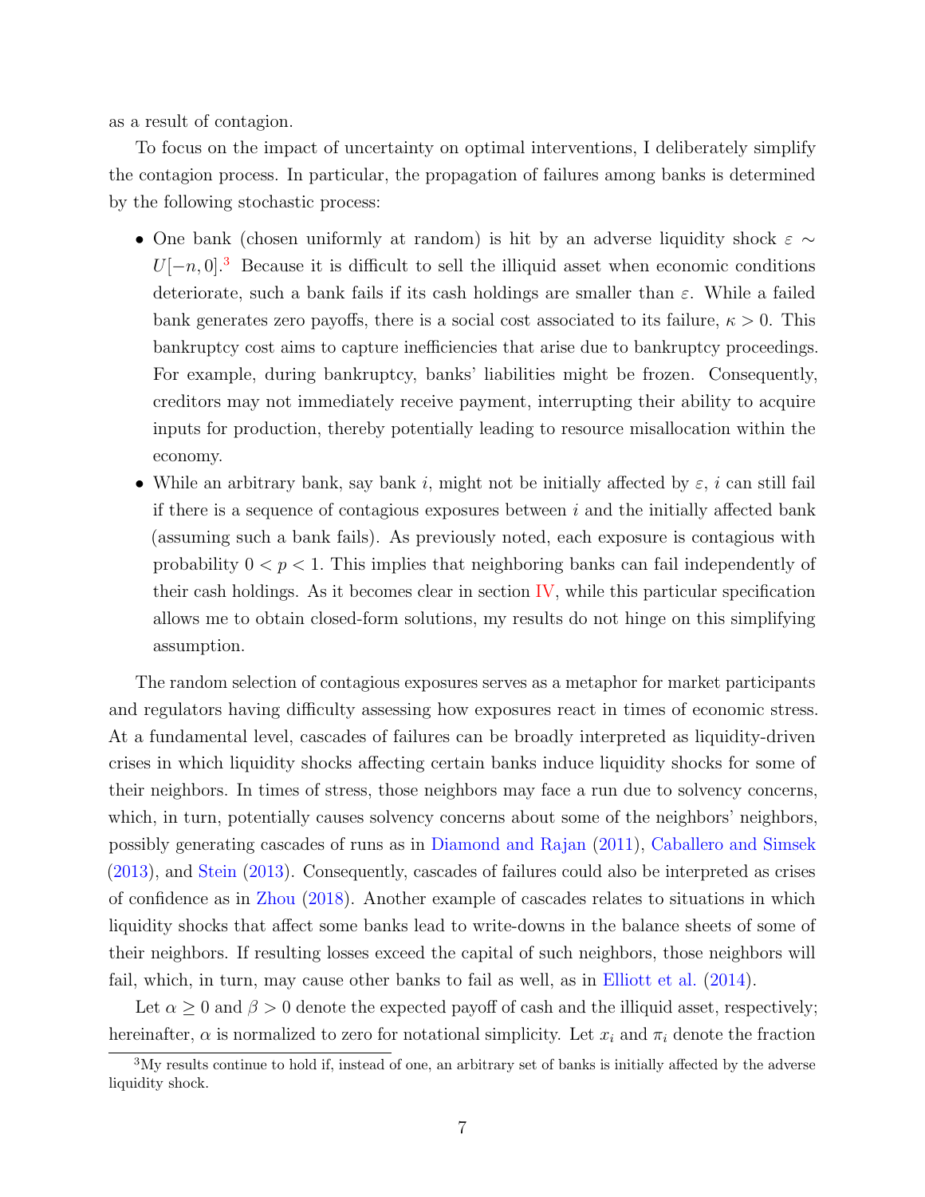as a result of contagion.

To focus on the impact of uncertainty on optimal interventions, I deliberately simplify the contagion process. In particular, the propagation of failures among banks is determined by the following stochastic process:

- One bank (chosen uniformly at random) is hit by an adverse liquidity shock $\varepsilon \sim U[-n, 0]$.[3] Because it is difficult to sell the illiquid asset when economic conditions deteriorate, such a bank fails if its cash holdings are smaller than $\varepsilon$. While a failed bank generates zero payoffs, there is a social cost associated to its failure, $\kappa > 0$. This bankruptcy cost aims to capture inefficiencies that arise due to bankruptcy proceedings. For example, during bankruptcy, banks' liabilities might be frozen. Consequently, creditors may not immediately receive payment, interrupting their ability to acquire inputs for production, thereby potentially leading to resource misallocation within the economy.
- While an arbitrary bank, say bank $i$, might not be initially affected by $\varepsilon$, $i$ can still fail if there is a sequence of contagious exposures between $i$ and the initially affected bank (assuming such a bank fails). As previously noted, each exposure is contagious with probability $0 < p < 1$. This implies that neighboring banks can fail independently of their cash holdings. As it becomes clear in section IV, while this particular specification allows me to obtain closed-form solutions, my results do not hinge on this simplifying assumption.

The random selection of contagious exposures serves as a metaphor for market participants and regulators having difficulty assessing how exposures react in times of economic stress. At a fundamental level, cascades of failures can be broadly interpreted as liquidity-driven crises in which liquidity shocks affecting certain banks induce liquidity shocks for some of their neighbors. In times of stress, those neighbors may face a run due to solvency concerns, which, in turn, potentially causes solvency concerns about some of the neighbors' neighbors, possibly generating cascades of runs as in Diamond and Rajan (2011), Caballero and Simsek (2013), and Stein (2013). Consequently, cascades of failures could also be interpreted as crises of confidence as in Zhou (2018). Another example of cascades relates to situations in which liquidity shocks that affect some banks lead to write-downs in the balance sheets of some of their neighbors. If resulting losses exceed the capital of such neighbors, those neighbors will fail, which, in turn, may cause other banks to fail as well, as in Elliott et al. (2014).

Let $\alpha \geq 0$ and $\beta > 0$ denote the expected payoff of cash and the illiquid asset, respectively; hereinafter, $\alpha$ is normalized to zero for notational simplicity. Let $x_i$ and $\pi_i$ denote the fraction

[3] My results continue to hold if, instead of one, an arbitrary set of banks is initially affected by the adverse liquidity shock.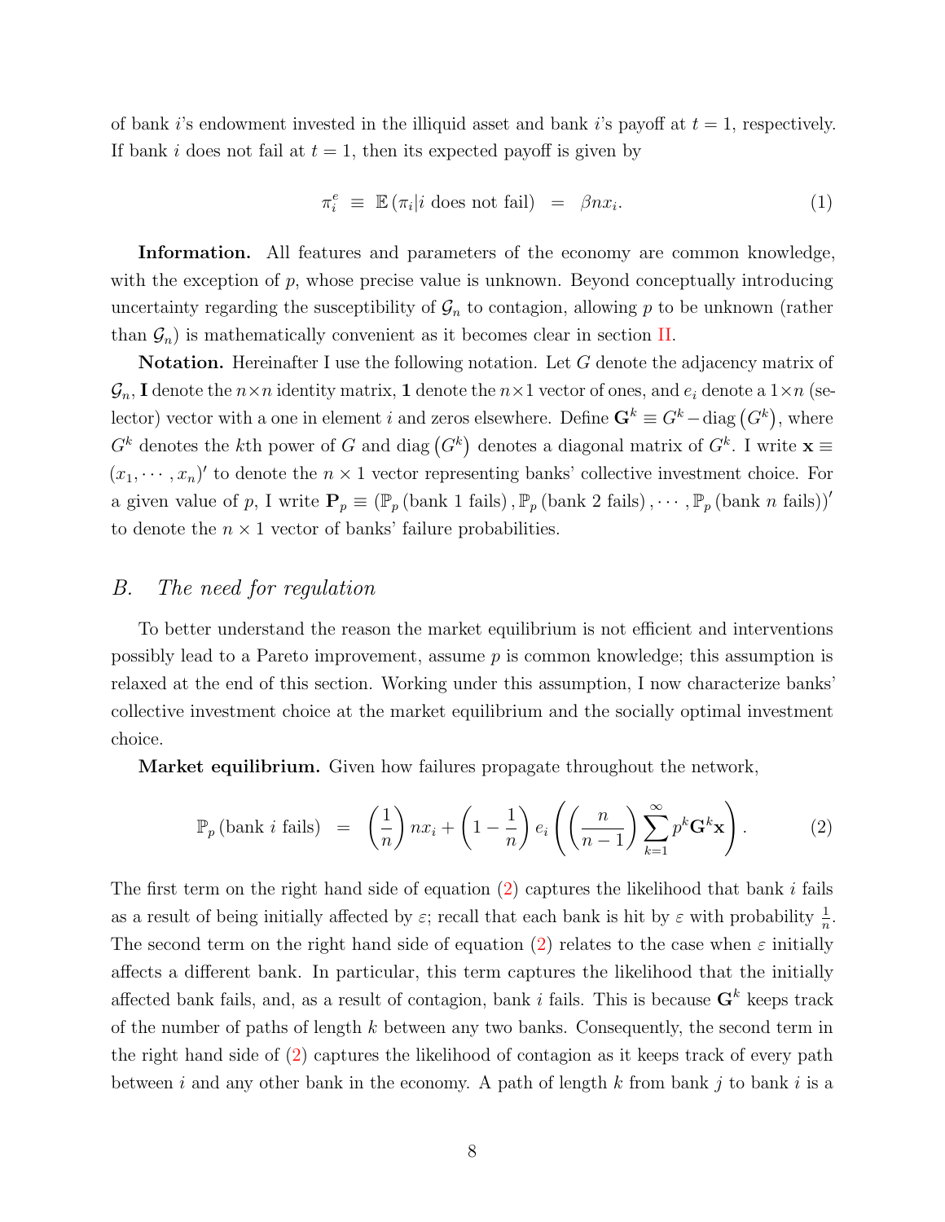of bank $i$'s endowment invested in the illiquid asset and bank $i$'s payoff at $t = 1$, respectively. If bank $i$ does not fail at $t = 1$, then its expected payoff is given by

$$\pi_i^e \;\equiv\; \mathbb{E}\left(\pi_i | i \text{ does not fail}\right) \;=\; \beta n x_i. \tag{1}$$

**Information.** All features and parameters of the economy are common knowledge, with the exception of $p$, whose precise value is unknown. Beyond conceptually introducing uncertainty regarding the susceptibility of $\mathcal{G}_n$ to contagion, allowing $p$ to be unknown (rather than $\mathcal{G}_n$) is mathematically convenient as it becomes clear in section II.

**Notation.** Hereinafter I use the following notation. Let $G$ denote the adjacency matrix of $\mathcal{G}_n$, $\mathbf{I}$ denote the $n \times n$ identity matrix, $\mathbf{1}$ denote the $n \times 1$ vector of ones, and $e_i$ denote a $1 \times n$ (selector) vector with a one in element $i$ and zeros elsewhere. Define $\mathbf{G}^k \equiv G^k - \operatorname{diag}\left(G^k\right)$, where $G^k$ denotes the $k$th power of $G$ and $\operatorname{diag}\left(G^k\right)$ denotes a diagonal matrix of $G^k$. I write $\mathbf{x} \equiv (x_1, \cdots, x_n)'$ to denote the $n \times 1$ vector representing banks' collective investment choice. For a given value of $p$, I write $\mathbf{P}_p \equiv \left(\mathbb{P}_p\left(\text{bank 1 fails}\right), \mathbb{P}_p\left(\text{bank 2 fails}\right), \cdots, \mathbb{P}_p\left(\text{bank } n \text{ fails}\right)\right)'$ to denote the $n \times 1$ vector of banks' failure probabilities.

## *B. The need for regulation*

To better understand the reason the market equilibrium is not efficient and interventions possibly lead to a Pareto improvement, assume $p$ is common knowledge; this assumption is relaxed at the end of this section. Working under this assumption, I now characterize banks' collective investment choice at the market equilibrium and the socially optimal investment choice.

**Market equilibrium.** Given how failures propagate throughout the network,

$$\mathbb{P}_p\left(\text{bank } i \text{ fails}\right) \;=\; \left(\frac{1}{n}\right) n x_i + \left(1 - \frac{1}{n}\right) e_i \left(\left(\frac{n}{n-1}\right) \sum_{k=1}^{\infty} p^k \mathbf{G}^k \mathbf{x}\right). \tag{2}$$

The first term on the right hand side of equation (2) captures the likelihood that bank $i$ fails as a result of being initially affected by $\varepsilon$; recall that each bank is hit by $\varepsilon$ with probability $\frac{1}{n}$. The second term on the right hand side of equation (2) relates to the case when $\varepsilon$ initially affects a different bank. In particular, this term captures the likelihood that the initially affected bank fails, and, as a result of contagion, bank $i$ fails. This is because $\mathbf{G}^k$ keeps track of the number of paths of length $k$ between any two banks. Consequently, the second term in the right hand side of (2) captures the likelihood of contagion as it keeps track of every path between $i$ and any other bank in the economy. A path of length $k$ from bank $j$ to bank $i$ is a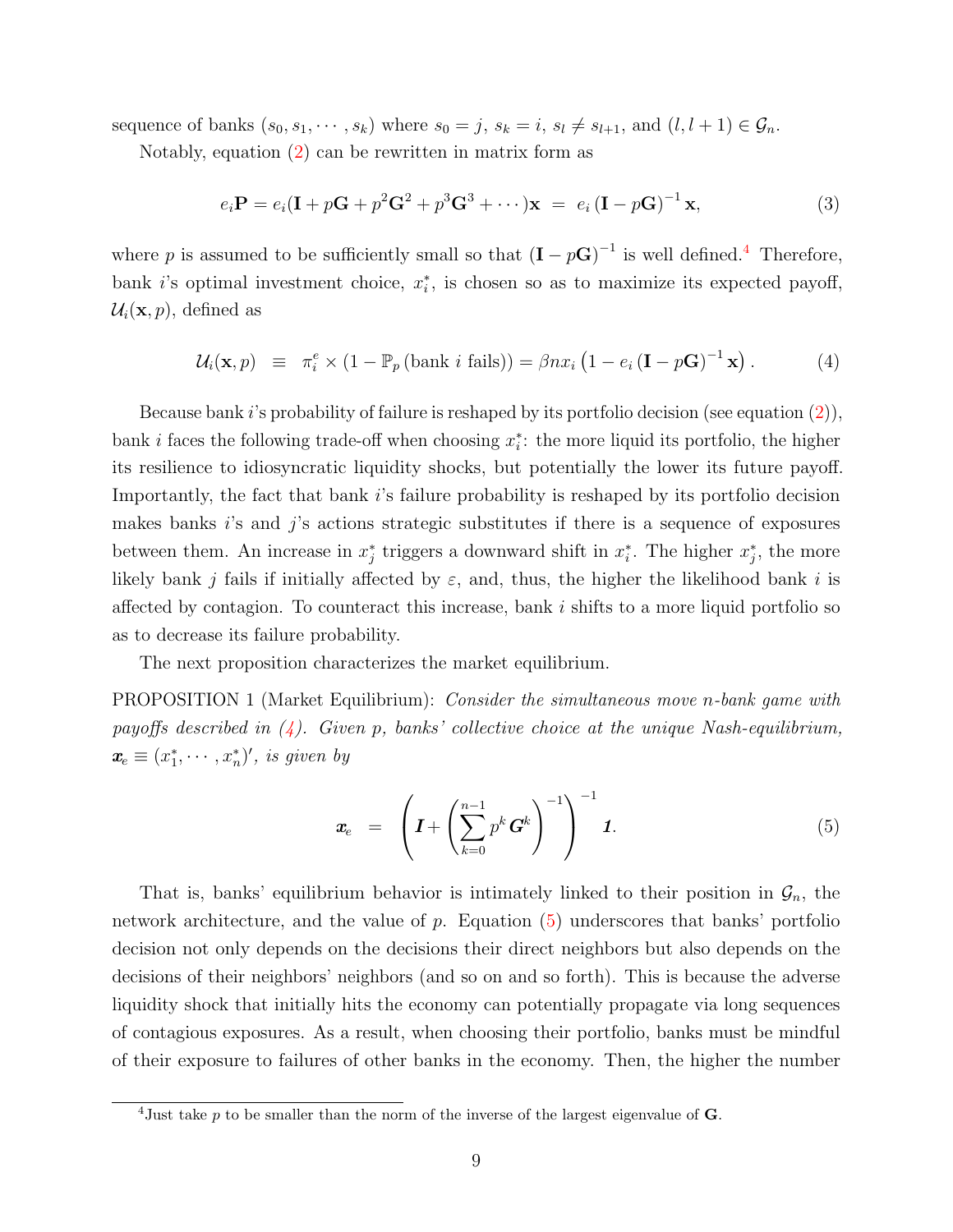sequence of banks $(s_0, s_1, \cdots, s_k)$ where $s_0 = j$, $s_k = i$, $s_l \neq s_{l+1}$, and $(l, l+1) \in \mathcal{G}_n$.

Notably, equation (2) can be rewritten in matrix form as

$$e_i \mathbf{P} = e_i(\mathbf{I} + p\mathbf{G} + p^2\mathbf{G}^2 + p^3\mathbf{G}^3 + \cdots)\mathbf{x} \;=\; e_i \left(\mathbf{I} - p\mathbf{G}\right)^{-1} \mathbf{x}, \tag{3}$$

where $p$ is assumed to be sufficiently small so that $\left(\mathbf{I} - p\mathbf{G}\right)^{-1}$ is well defined.[4] Therefore, bank $i$'s optimal investment choice, $x_i^*$, is chosen so as to maximize its expected payoff, $\mathcal{U}_i(\mathbf{x}, p)$, defined as

$$\mathcal{U}_i(\mathbf{x}, p) \;\equiv\; \pi_i^e \times (1 - \mathbb{P}_p\left(\text{bank } i \text{ fails}\right)) = \beta n x_i \left(1 - e_i \left(\mathbf{I} - p\mathbf{G}\right)^{-1} \mathbf{x}\right). \tag{4}$$

Because bank $i$'s probability of failure is reshaped by its portfolio decision (see equation (2)), bank $i$ faces the following trade-off when choosing $x_i^*$: the more liquid its portfolio, the higher its resilience to idiosyncratic liquidity shocks, but potentially the lower its future payoff. Importantly, the fact that bank $i$'s failure probability is reshaped by its portfolio decision makes banks $i$'s and $j$'s actions strategic substitutes if there is a sequence of exposures between them. An increase in $x_j^*$ triggers a downward shift in $x_i^*$. The higher $x_j^*$, the more likely bank $j$ fails if initially affected by $\varepsilon$, and, thus, the higher the likelihood bank $i$ is affected by contagion. To counteract this increase, bank $i$ shifts to a more liquid portfolio so as to decrease its failure probability.

The next proposition characterizes the market equilibrium.

PROPOSITION 1 (Market Equilibrium): *Consider the simultaneous move n-bank game with payoffs described in (4). Given p, banks' collective choice at the unique Nash-equilibrium,* $\boldsymbol{x}_e \equiv (x_1^*, \cdots, x_n^*)'$, *is given by*

$$\boldsymbol{x}_e \;\;=\;\; \left(\boldsymbol{I} + \left(\sum_{k=0}^{n-1} p^k \boldsymbol{G}^k\right)^{-1}\right)^{-1} \boldsymbol{1}. \tag{5}$$

That is, banks' equilibrium behavior is intimately linked to their position in $\mathcal{G}_n$, the network architecture, and the value of $p$. Equation (5) underscores that banks' portfolio decision not only depends on the decisions their direct neighbors but also depends on the decisions of their neighbors' neighbors (and so on and so forth). This is because the adverse liquidity shock that initially hits the economy can potentially propagate via long sequences of contagious exposures. As a result, when choosing their portfolio, banks must be mindful of their exposure to failures of other banks in the economy. Then, the higher the number

[4] Just take $p$ to be smaller than the norm of the inverse of the largest eigenvalue of $\mathbf{G}$.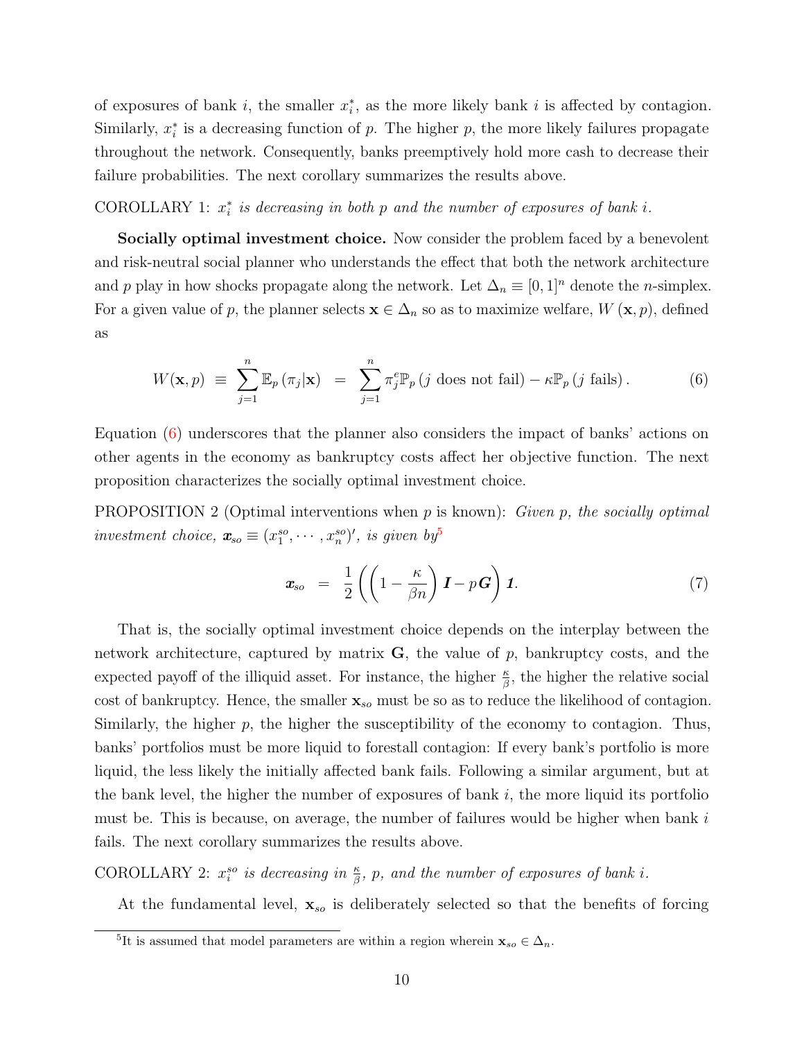of exposures of bank $i$, the smaller $x_i^*$, as the more likely bank $i$ is affected by contagion. Similarly, $x_i^*$ is a decreasing function of $p$. The higher $p$, the more likely failures propagate throughout the network. Consequently, banks preemptively hold more cash to decrease their failure probabilities. The next corollary summarizes the results above.

COROLLARY 1: *$x_i^*$ is decreasing in both $p$ and the number of exposures of bank $i$.*

**Socially optimal investment choice.** Now consider the problem faced by a benevolent and risk-neutral social planner who understands the effect that both the network architecture and $p$ play in how shocks propagate along the network. Let $\Delta_n \equiv [0,1]^n$ denote the $n$-simplex. For a given value of $p$, the planner selects $\mathbf{x} \in \Delta_n$ so as to maximize welfare, $W(\mathbf{x}, p)$, defined as

$$W(\mathbf{x}, p) \;\equiv\; \sum_{j=1}^{n} \mathbb{E}_p\left(\pi_j | \mathbf{x}\right) \;=\; \sum_{j=1}^{n} \pi_j^e \mathbb{P}_p\left(j \text{ does not fail}\right) - \kappa \mathbb{P}_p\left(j \text{ fails}\right). \tag{6}$$

Equation (6) underscores that the planner also considers the impact of banks' actions on other agents in the economy as bankruptcy costs affect her objective function. The next proposition characterizes the socially optimal investment choice.

PROPOSITION 2 (Optimal interventions when $p$ is known): *Given $p$, the socially optimal investment choice, $\boldsymbol{x}_{so} \equiv (x_1^{so}, \cdots, x_n^{so})'$, is given by*[5]

$$\boldsymbol{x}_{so} \;=\; \frac{1}{2}\left(\left(1 - \frac{\kappa}{\beta n}\right)\boldsymbol{I} - p\boldsymbol{G}\right)\boldsymbol{1}. \tag{7}$$

That is, the socially optimal investment choice depends on the interplay between the network architecture, captured by matrix $\mathbf{G}$, the value of $p$, bankruptcy costs, and the expected payoff of the illiquid asset. For instance, the higher $\frac{\kappa}{\beta}$, the higher the relative social cost of bankruptcy. Hence, the smaller $\mathbf{x}_{so}$ must be so as to reduce the likelihood of contagion. Similarly, the higher $p$, the higher the susceptibility of the economy to contagion. Thus, banks' portfolios must be more liquid to forestall contagion: If every bank's portfolio is more liquid, the less likely the initially affected bank fails. Following a similar argument, but at the bank level, the higher the number of exposures of bank $i$, the more liquid its portfolio must be. This is because, on average, the number of failures would be higher when bank $i$ fails. The next corollary summarizes the results above.

COROLLARY 2: *$x_i^{so}$ is decreasing in $\frac{\kappa}{\beta}$, $p$, and the number of exposures of bank $i$.*

At the fundamental level, $\mathbf{x}_{so}$ is deliberately selected so that the benefits of forcing

[5] It is assumed that model parameters are within a region wherein $\mathbf{x}_{so} \in \Delta_n$.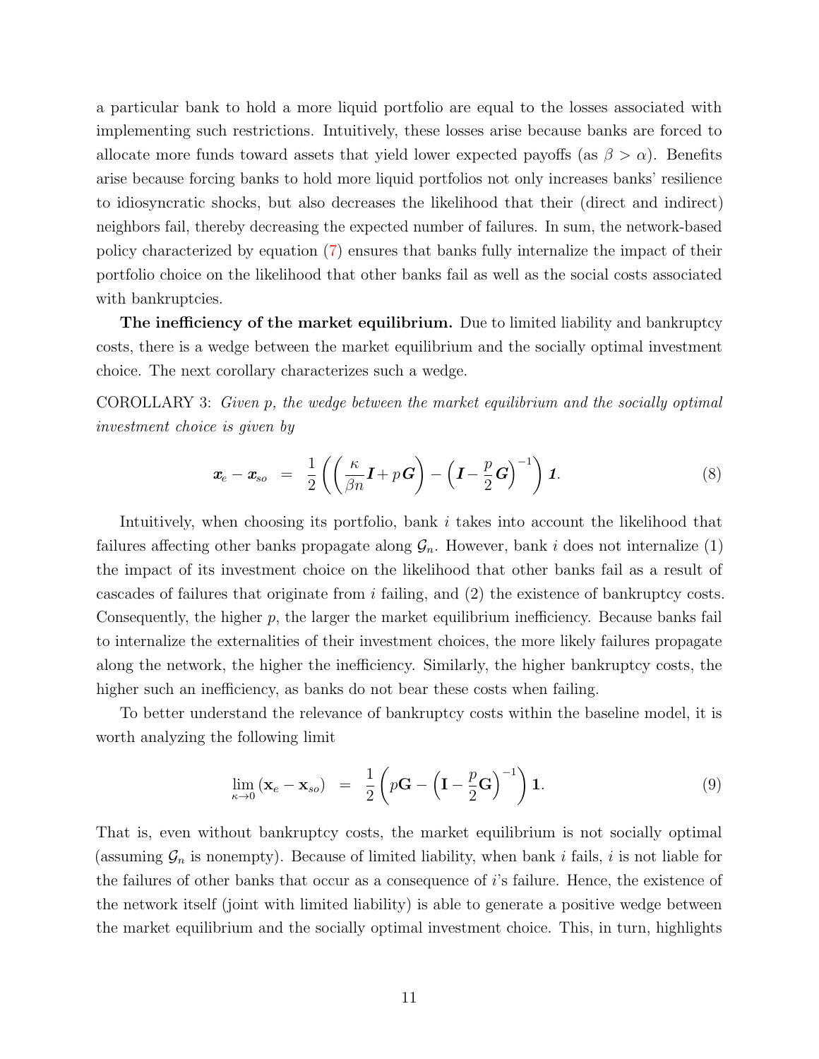a particular bank to hold a more liquid portfolio are equal to the losses associated with implementing such restrictions. Intuitively, these losses arise because banks are forced to allocate more funds toward assets that yield lower expected payoffs (as $\beta > \alpha$). Benefits arise because forcing banks to hold more liquid portfolios not only increases banks' resilience to idiosyncratic shocks, but also decreases the likelihood that their (direct and indirect) neighbors fail, thereby decreasing the expected number of failures. In sum, the network-based policy characterized by equation (7) ensures that banks fully internalize the impact of their portfolio choice on the likelihood that other banks fail as well as the social costs associated with bankruptcies.

**The inefficiency of the market equilibrium.** Due to limited liability and bankruptcy costs, there is a wedge between the market equilibrium and the socially optimal investment choice. The next corollary characterizes such a wedge.

COROLLARY 3: *Given p, the wedge between the market equilibrium and the socially optimal investment choice is given by*

$$\boldsymbol{x}_e - \boldsymbol{x}_{so} \;=\; \frac{1}{2}\left(\left(\frac{\kappa}{\beta n}\boldsymbol{I} + p\boldsymbol{G}\right) - \left(\boldsymbol{I} - \frac{p}{2}\boldsymbol{G}\right)^{-1}\right)\boldsymbol{1}. \tag{8}$$

Intuitively, when choosing its portfolio, bank $i$ takes into account the likelihood that failures affecting other banks propagate along $\mathcal{G}_n$. However, bank $i$ does not internalize (1) the impact of its investment choice on the likelihood that other banks fail as a result of cascades of failures that originate from $i$ failing, and (2) the existence of bankruptcy costs. Consequently, the higher $p$, the larger the market equilibrium inefficiency. Because banks fail to internalize the externalities of their investment choices, the more likely failures propagate along the network, the higher the inefficiency. Similarly, the higher bankruptcy costs, the higher such an inefficiency, as banks do not bear these costs when failing.

To better understand the relevance of bankruptcy costs within the baseline model, it is worth analyzing the following limit

$$\lim_{\kappa \to 0}\left(\mathbf{x}_e - \mathbf{x}_{so}\right) \;=\; \frac{1}{2}\left(p\mathbf{G} - \left(\mathbf{I} - \frac{p}{2}\mathbf{G}\right)^{-1}\right)\mathbf{1}. \tag{9}$$

That is, even without bankruptcy costs, the market equilibrium is not socially optimal (assuming $\mathcal{G}_n$ is nonempty). Because of limited liability, when bank $i$ fails, $i$ is not liable for the failures of other banks that occur as a consequence of $i$'s failure. Hence, the existence of the network itself (joint with limited liability) is able to generate a positive wedge between the market equilibrium and the socially optimal investment choice. This, in turn, highlights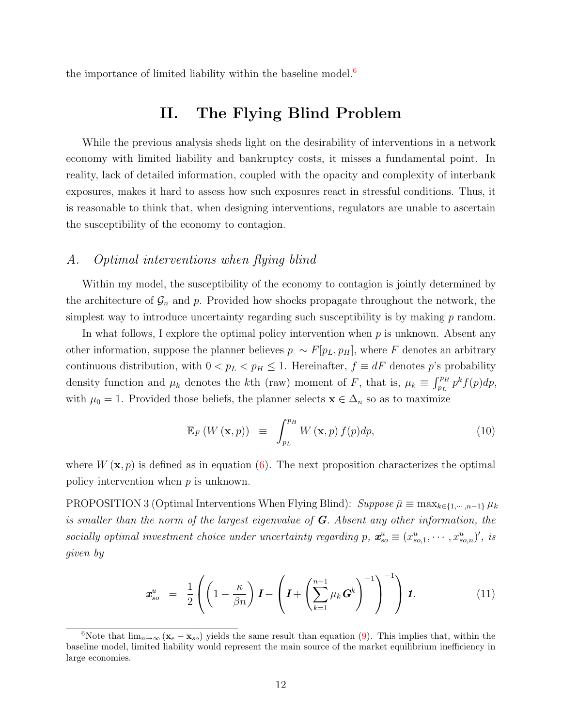the importance of limited liability within the baseline model.[6]

# II. The Flying Blind Problem

While the previous analysis sheds light on the desirability of interventions in a network economy with limited liability and bankruptcy costs, it misses a fundamental point. In reality, lack of detailed information, coupled with the opacity and complexity of interbank exposures, makes it hard to assess how such exposures react in stressful conditions. Thus, it is reasonable to think that, when designing interventions, regulators are unable to ascertain the susceptibility of the economy to contagion.

## A. *Optimal interventions when flying blind*

Within my model, the susceptibility of the economy to contagion is jointly determined by the architecture of $\mathcal{G}_n$ and $p$. Provided how shocks propagate throughout the network, the simplest way to introduce uncertainty regarding such susceptibility is by making $p$ random.

In what follows, I explore the optimal policy intervention when $p$ is unknown. Absent any other information, suppose the planner believes $p \sim F[p_L, p_H]$, where $F$ denotes an arbitrary continuous distribution, with $0 < p_L < p_H \leq 1$. Hereinafter, $f \equiv dF$ denotes $p$'s probability density function and $\mu_k$ denotes the $k$th (raw) moment of $F$, that is, $\mu_k \equiv \int_{p_L}^{p_H} p^k f(p)dp$, with $\mu_0 = 1$. Provided those beliefs, the planner selects $\mathbf{x} \in \Delta_n$ so as to maximize

$$\mathbb{E}_F\left(W\left(\mathbf{x}, p\right)\right) \equiv \int_{p_L}^{p_H} W\left(\mathbf{x}, p\right) f(p)dp, \tag{10}$$

where $W\left(\mathbf{x}, p\right)$ is defined as in equation (6). The next proposition characterizes the optimal policy intervention when $p$ is unknown.

PROPOSITION 3 (Optimal Interventions When Flying Blind): *Suppose $\bar{\mu} \equiv \max_{k \in \{1,\cdots,n-1\}} \mu_k$ is smaller than the norm of the largest eigenvalue of $\boldsymbol{G}$. Absent any other information, the socially optimal investment choice under uncertainty regarding $p$, $\boldsymbol{x}_{so}^u \equiv (x_{so,1}^u, \cdots, x_{so,n}^u)'$, is given by*

$$\boldsymbol{x}_{so}^u = \frac{1}{2}\left(\left(1 - \frac{\kappa}{\beta n}\right)\boldsymbol{I} - \left(\boldsymbol{I} + \left(\sum_{k=1}^{n-1} \mu_k \boldsymbol{G}^k\right)^{-1}\right)^{-1}\right)\boldsymbol{1}. \tag{11}$$

[6] Note that $\lim_{n\to\infty}(\mathbf{x}_e - \mathbf{x}_{so})$ yields the same result than equation (9). This implies that, within the baseline model, limited liability would represent the main source of the market equilibrium inefficiency in large economies.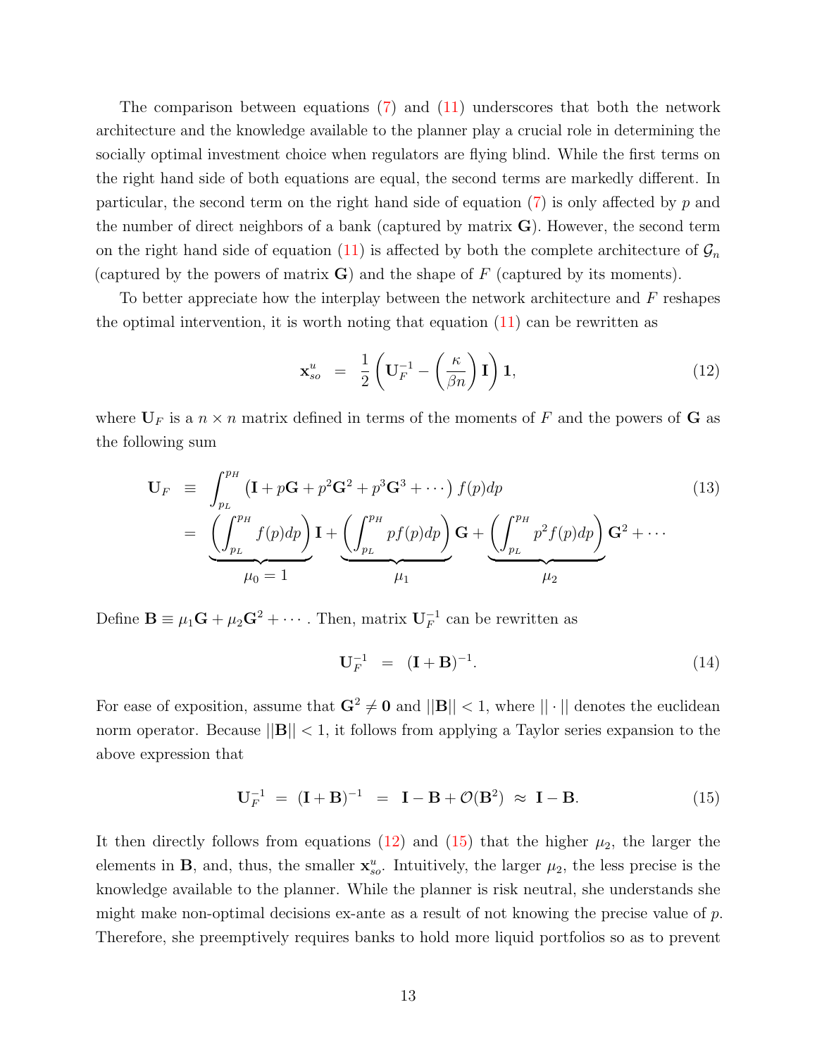The comparison between equations (7) and (11) underscores that both the network architecture and the knowledge available to the planner play a crucial role in determining the socially optimal investment choice when regulators are flying blind. While the first terms on the right hand side of both equations are equal, the second terms are markedly different. In particular, the second term on the right hand side of equation (7) is only affected by $p$ and the number of direct neighbors of a bank (captured by matrix $\mathbf{G}$). However, the second term on the right hand side of equation (11) is affected by both the complete architecture of $\mathcal{G}_n$ (captured by the powers of matrix $\mathbf{G}$) and the shape of $F$ (captured by its moments).

To better appreciate how the interplay between the network architecture and $F$ reshapes the optimal intervention, it is worth noting that equation (11) can be rewritten as

$$\mathbf{x}_{so}^{u} \;=\; \frac{1}{2}\left(\mathbf{U}_F^{-1} - \left(\frac{\kappa}{\beta n}\right)\mathbf{I}\right)\mathbf{1}, \tag{12}$$

where $\mathbf{U}_F$ is a $n \times n$ matrix defined in terms of the moments of $F$ and the powers of $\mathbf{G}$ as the following sum

$$\begin{aligned}
\mathbf{U}_F \;&\equiv\; \int_{p_L}^{p_H} \left(\mathbf{I} + p\mathbf{G} + p^2\mathbf{G}^2 + p^3\mathbf{G}^3 + \cdots\right) f(p)dp \\
&=\; \underbrace{\left(\int_{p_L}^{p_H} f(p)dp\right)}_{\mu_0 = 1}\mathbf{I} + \underbrace{\left(\int_{p_L}^{p_H} pf(p)dp\right)}_{\mu_1}\mathbf{G} + \underbrace{\left(\int_{p_L}^{p_H} p^2 f(p)dp\right)}_{\mu_2}\mathbf{G}^2 + \cdots
\end{aligned} \tag{13}$$

Define $\mathbf{B} \equiv \mu_1\mathbf{G} + \mu_2\mathbf{G}^2 + \cdots$. Then, matrix $\mathbf{U}_F^{-1}$ can be rewritten as

$$\mathbf{U}_F^{-1} \;=\; (\mathbf{I} + \mathbf{B})^{-1}. \tag{14}$$

For ease of exposition, assume that $\mathbf{G}^2 \neq \mathbf{0}$ and $||\mathbf{B}|| < 1$, where $||\cdot||$ denotes the euclidean norm operator. Because $||\mathbf{B}|| < 1$, it follows from applying a Taylor series expansion to the above expression that

$$\mathbf{U}_F^{-1} \;=\; (\mathbf{I} + \mathbf{B})^{-1} \;=\; \mathbf{I} - \mathbf{B} + \mathcal{O}(\mathbf{B}^2) \;\approx\; \mathbf{I} - \mathbf{B}. \tag{15}$$

It then directly follows from equations (12) and (15) that the higher $\mu_2$, the larger the elements in $\mathbf{B}$, and, thus, the smaller $\mathbf{x}_{so}^{u}$. Intuitively, the larger $\mu_2$, the less precise is the knowledge available to the planner. While the planner is risk neutral, she understands she might make non-optimal decisions ex-ante as a result of not knowing the precise value of $p$. Therefore, she preemptively requires banks to hold more liquid portfolios so as to prevent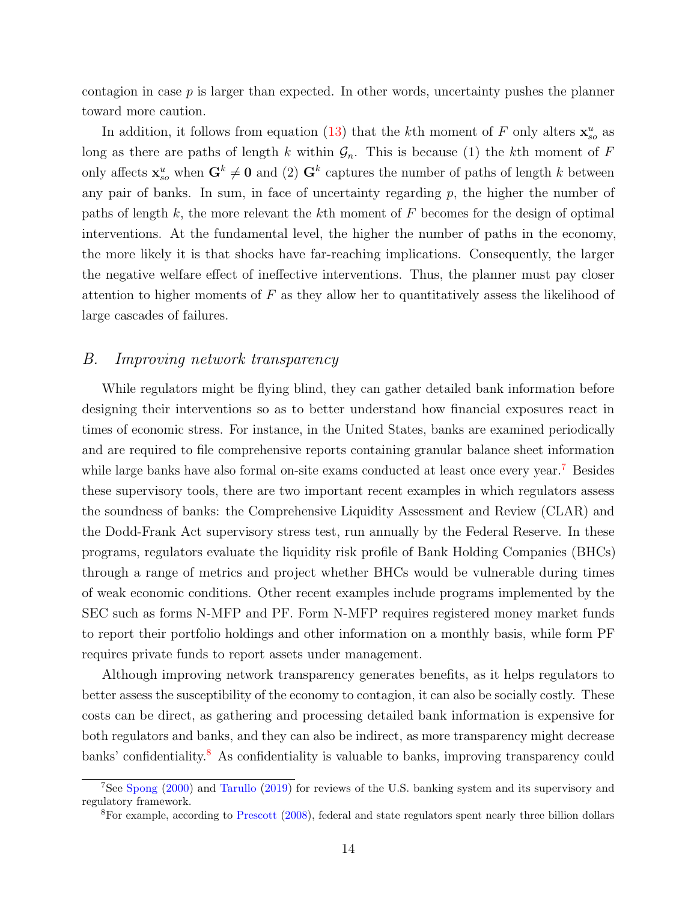contagion in case $p$ is larger than expected. In other words, uncertainty pushes the planner toward more caution.

In addition, it follows from equation (13) that the $k$th moment of $F$ only alters $\mathbf{x}_{so}^{u}$ as long as there are paths of length $k$ within $\mathcal{G}_n$. This is because (1) the $k$th moment of $F$ only affects $\mathbf{x}_{so}^{u}$ when $\mathbf{G}^k \neq \mathbf{0}$ and (2) $\mathbf{G}^k$ captures the number of paths of length $k$ between any pair of banks. In sum, in face of uncertainty regarding $p$, the higher the number of paths of length $k$, the more relevant the $k$th moment of $F$ becomes for the design of optimal interventions. At the fundamental level, the higher the number of paths in the economy, the more likely it is that shocks have far-reaching implications. Consequently, the larger the negative welfare effect of ineffective interventions. Thus, the planner must pay closer attention to higher moments of $F$ as they allow her to quantitatively assess the likelihood of large cascades of failures.

## B. *Improving network transparency*

While regulators might be flying blind, they can gather detailed bank information before designing their interventions so as to better understand how financial exposures react in times of economic stress. For instance, in the United States, banks are examined periodically and are required to file comprehensive reports containing granular balance sheet information while large banks have also formal on-site exams conducted at least once every year.[7] Besides these supervisory tools, there are two important recent examples in which regulators assess the soundness of banks: the Comprehensive Liquidity Assessment and Review (CLAR) and the Dodd-Frank Act supervisory stress test, run annually by the Federal Reserve. In these programs, regulators evaluate the liquidity risk profile of Bank Holding Companies (BHCs) through a range of metrics and project whether BHCs would be vulnerable during times of weak economic conditions. Other recent examples include programs implemented by the SEC such as forms N-MFP and PF. Form N-MFP requires registered money market funds to report their portfolio holdings and other information on a monthly basis, while form PF requires private funds to report assets under management.

Although improving network transparency generates benefits, as it helps regulators to better assess the susceptibility of the economy to contagion, it can also be socially costly. These costs can be direct, as gathering and processing detailed bank information is expensive for both regulators and banks, and they can also be indirect, as more transparency might decrease banks' confidentiality.[8] As confidentiality is valuable to banks, improving transparency could

[7] See Spong (2000) and Tarullo (2019) for reviews of the U.S. banking system and its supervisory and regulatory framework.

[8] For example, according to Prescott (2008), federal and state regulators spent nearly three billion dollars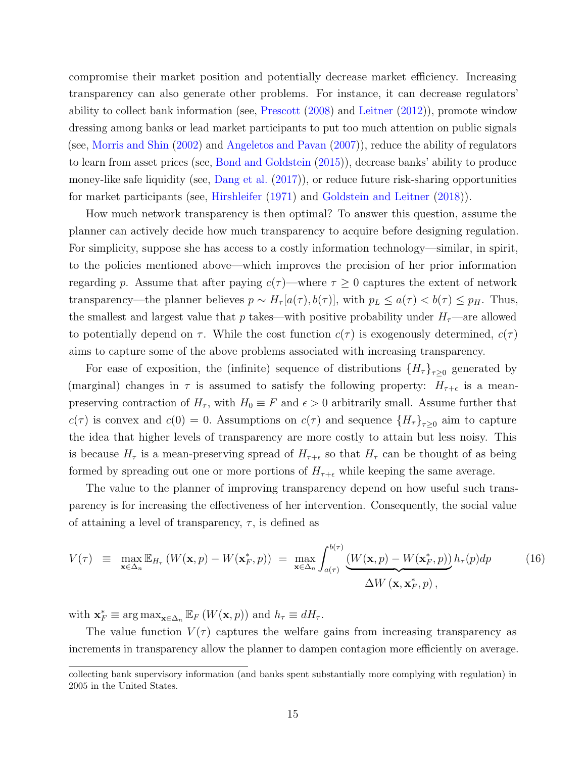compromise their market position and potentially decrease market efficiency. Increasing transparency can also generate other problems. For instance, it can decrease regulators' ability to collect bank information (see, Prescott (2008) and Leitner (2012)), promote window dressing among banks or lead market participants to put too much attention on public signals (see, Morris and Shin (2002) and Angeletos and Pavan (2007)), reduce the ability of regulators to learn from asset prices (see, Bond and Goldstein (2015)), decrease banks' ability to produce money-like safe liquidity (see, Dang et al. (2017)), or reduce future risk-sharing opportunities for market participants (see, Hirshleifer (1971) and Goldstein and Leitner (2018)).

How much network transparency is then optimal? To answer this question, assume the planner can actively decide how much transparency to acquire before designing regulation. For simplicity, suppose she has access to a costly information technology—similar, in spirit, to the policies mentioned above—which improves the precision of her prior information regarding $p$. Assume that after paying $c(\tau)$—where $\tau \geq 0$ captures the extent of network transparency—the planner believes $p \sim H_\tau[a(\tau), b(\tau)]$, with $p_L \leq a(\tau) < b(\tau) \leq p_H$. Thus, the smallest and largest value that $p$ takes—with positive probability under $H_\tau$—are allowed to potentially depend on $\tau$. While the cost function $c(\tau)$ is exogenously determined, $c(\tau)$ aims to capture some of the above problems associated with increasing transparency.

For ease of exposition, the (infinite) sequence of distributions $\{H_\tau\}_{\tau \geq 0}$ generated by (marginal) changes in $\tau$ is assumed to satisfy the following property: $H_{\tau+\epsilon}$ is a mean-preserving contraction of $H_\tau$, with $H_0 \equiv F$ and $\epsilon > 0$ arbitrarily small. Assume further that $c(\tau)$ is convex and $c(0) = 0$. Assumptions on $c(\tau)$ and sequence $\{H_\tau\}_{\tau \geq 0}$ aim to capture the idea that higher levels of transparency are more costly to attain but less noisy. This is because $H_\tau$ is a mean-preserving spread of $H_{\tau+\epsilon}$ so that $H_\tau$ can be thought of as being formed by spreading out one or more portions of $H_{\tau+\epsilon}$ while keeping the same average.

The value to the planner of improving transparency depend on how useful such transparency is for increasing the effectiveness of her intervention. Consequently, the social value of attaining a level of transparency, $\tau$, is defined as

$$V(\tau) \equiv \max_{\mathbf{x} \in \Delta_n} \mathbb{E}_{H_\tau} \left( W(\mathbf{x}, p) - W(\mathbf{x}_F^*, p) \right) = \max_{\mathbf{x} \in \Delta_n} \int_{a(\tau)}^{b(\tau)} \underbrace{\left( W(\mathbf{x}, p) - W(\mathbf{x}_F^*, p) \right)}_{\Delta W \left( \mathbf{x}, \mathbf{x}_F^*, p \right),} h_\tau(p) dp \tag{16}$$

with $\mathbf{x}_F^* \equiv \arg\max_{\mathbf{x} \in \Delta_n} \mathbb{E}_F \left( W(\mathbf{x}, p) \right)$ and $h_\tau \equiv dH_\tau$.

The value function $V(\tau)$ captures the welfare gains from increasing transparency as increments in transparency allow the planner to dampen contagion more efficiently on average.

---

collecting bank supervisory information (and banks spent substantially more complying with regulation) in 2005 in the United States.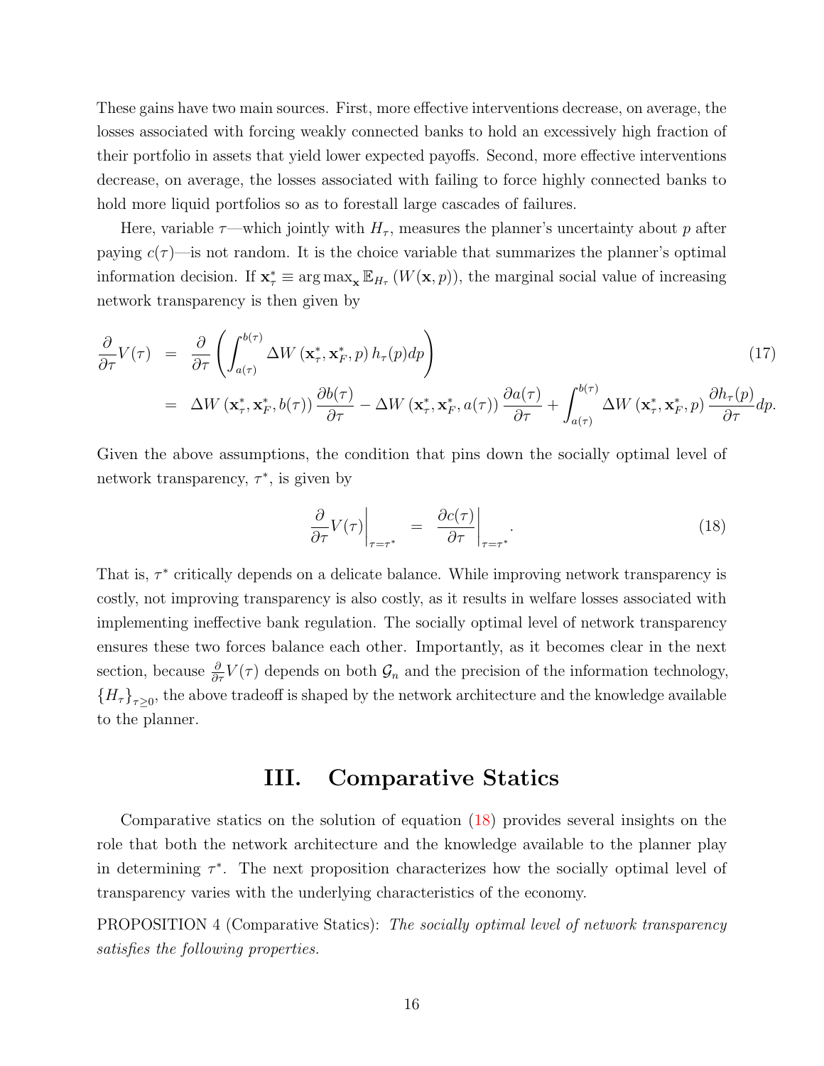These gains have two main sources. First, more effective interventions decrease, on average, the losses associated with forcing weakly connected banks to hold an excessively high fraction of their portfolio in assets that yield lower expected payoffs. Second, more effective interventions decrease, on average, the losses associated with failing to force highly connected banks to hold more liquid portfolios so as to forestall large cascades of failures.

Here, variable $\tau$—which jointly with $H_\tau$, measures the planner's uncertainty about $p$ after paying $c(\tau)$—is not random. It is the choice variable that summarizes the planner's optimal information decision. If $\mathbf{x}^*_\tau \equiv \arg\max_{\mathbf{x}} \mathbb{E}_{H_\tau}\left(W(\mathbf{x}, p)\right)$, the marginal social value of increasing network transparency is then given by

$$
\begin{aligned}
\frac{\partial}{\partial \tau} V(\tau) &= \frac{\partial}{\partial \tau}\left(\int_{a(\tau)}^{b(\tau)} \Delta W\left(\mathbf{x}^*_\tau, \mathbf{x}^*_F, p\right) h_\tau(p) dp\right) \qquad (17) \\
&= \Delta W\left(\mathbf{x}^*_\tau, \mathbf{x}^*_F, b(\tau)\right) \frac{\partial b(\tau)}{\partial \tau} - \Delta W\left(\mathbf{x}^*_\tau, \mathbf{x}^*_F, a(\tau)\right) \frac{\partial a(\tau)}{\partial \tau} + \int_{a(\tau)}^{b(\tau)} \Delta W\left(\mathbf{x}^*_\tau, \mathbf{x}^*_F, p\right) \frac{\partial h_\tau(p)}{\partial \tau} dp.
\end{aligned}
$$

Given the above assumptions, the condition that pins down the socially optimal level of network transparency, $\tau^*$, is given by

$$
\left.\frac{\partial}{\partial \tau} V(\tau)\right|_{\tau=\tau^*} = \left.\frac{\partial c(\tau)}{\partial \tau}\right|_{\tau=\tau^*}. \qquad (18)
$$

That is, $\tau^*$ critically depends on a delicate balance. While improving network transparency is costly, not improving transparency is also costly, as it results in welfare losses associated with implementing ineffective bank regulation. The socially optimal level of network transparency ensures these two forces balance each other. Importantly, as it becomes clear in the next section, because $\frac{\partial}{\partial \tau} V(\tau)$ depends on both $\mathcal{G}_n$ and the precision of the information technology, $\{H_\tau\}_{\tau \geq 0}$, the above tradeoff is shaped by the network architecture and the knowledge available to the planner.

## III. Comparative Statics

Comparative statics on the solution of equation (18) provides several insights on the role that both the network architecture and the knowledge available to the planner play in determining $\tau^*$. The next proposition characterizes how the socially optimal level of transparency varies with the underlying characteristics of the economy.

PROPOSITION 4 (Comparative Statics): *The socially optimal level of network transparency satisfies the following properties.*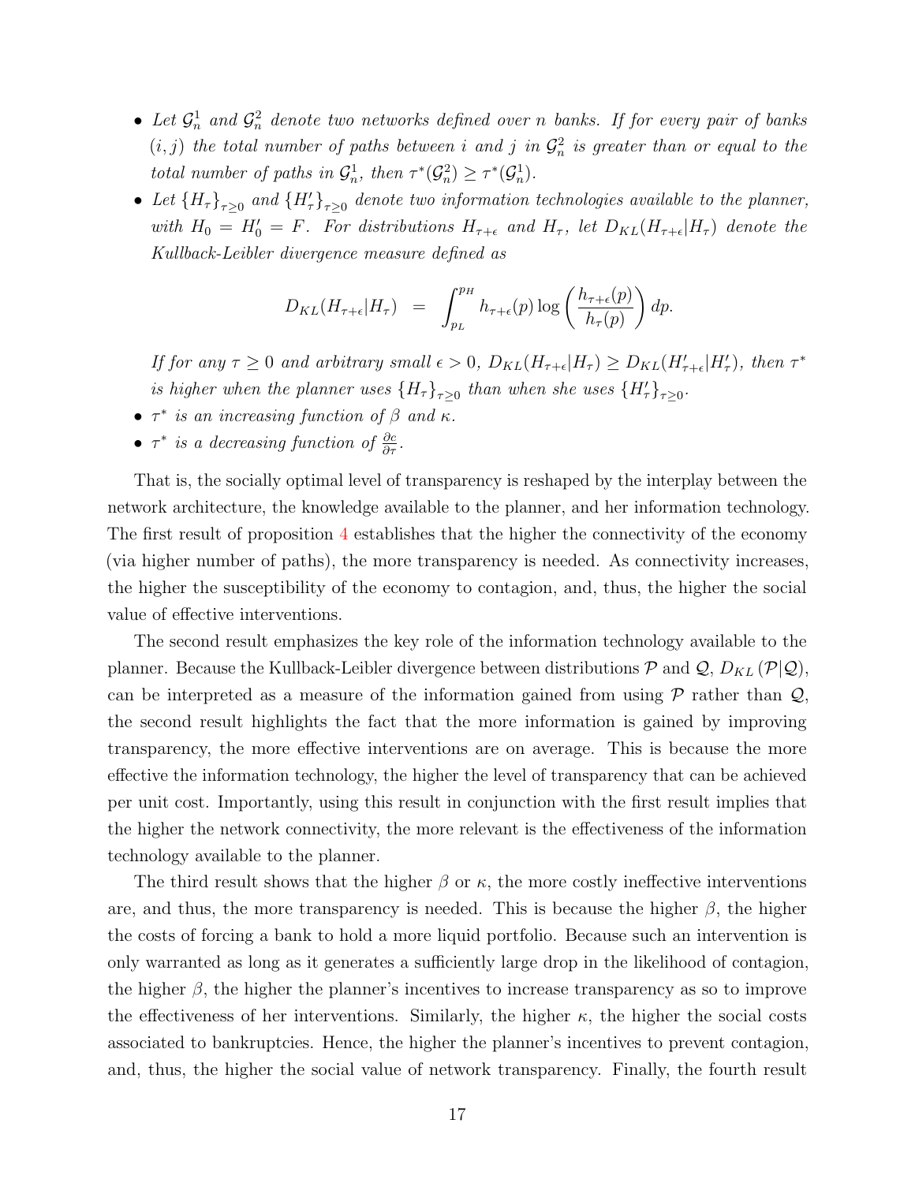- *Let $\mathcal{G}_n^1$ and $\mathcal{G}_n^2$ denote two networks defined over n banks. If for every pair of banks $(i, j)$ the total number of paths between i and j in $\mathcal{G}_n^2$ is greater than or equal to the total number of paths in $\mathcal{G}_n^1$, then $\tau^*(\mathcal{G}_n^2) \geq \tau^*(\mathcal{G}_n^1)$.*
- *Let $\{H_\tau\}_{\tau\geq 0}$ and $\{H'_\tau\}_{\tau\geq 0}$ denote two information technologies available to the planner, with $H_0 = H'_0 = F$. For distributions $H_{\tau+\epsilon}$ and $H_\tau$, let $D_{KL}(H_{\tau+\epsilon}|H_\tau)$ denote the Kullback-Leibler divergence measure defined as*

$$D_{KL}(H_{\tau+\epsilon}|H_\tau) \;\; = \;\; \int_{p_L}^{p_H} h_{\tau+\epsilon}(p) \log\left(\frac{h_{\tau+\epsilon}(p)}{h_\tau(p)}\right) dp.$$

*If for any $\tau \geq 0$ and arbitrary small $\epsilon > 0$, $D_{KL}(H_{\tau+\epsilon}|H_\tau) \geq D_{KL}(H'_{\tau+\epsilon}|H'_\tau)$, then $\tau^*$ is higher when the planner uses $\{H_\tau\}_{\tau\geq 0}$ than when she uses $\{H'_\tau\}_{\tau\geq 0}$.*
- *$\tau^*$ is an increasing function of $\beta$ and $\kappa$.*
- *$\tau^*$ is a decreasing function of $\frac{\partial c}{\partial \tau}$.*

That is, the socially optimal level of transparency is reshaped by the interplay between the network architecture, the knowledge available to the planner, and her information technology. The first result of proposition 4 establishes that the higher the connectivity of the economy (via higher number of paths), the more transparency is needed. As connectivity increases, the higher the susceptibility of the economy to contagion, and, thus, the higher the social value of effective interventions.

The second result emphasizes the key role of the information technology available to the planner. Because the Kullback-Leibler divergence between distributions $\mathcal{P}$ and $\mathcal{Q}$, $D_{KL}(\mathcal{P}|\mathcal{Q})$, can be interpreted as a measure of the information gained from using $\mathcal{P}$ rather than $\mathcal{Q}$, the second result highlights the fact that the more information is gained by improving transparency, the more effective interventions are on average. This is because the more effective the information technology, the higher the level of transparency that can be achieved per unit cost. Importantly, using this result in conjunction with the first result implies that the higher the network connectivity, the more relevant is the effectiveness of the information technology available to the planner.

The third result shows that the higher $\beta$ or $\kappa$, the more costly ineffective interventions are, and thus, the more transparency is needed. This is because the higher $\beta$, the higher the costs of forcing a bank to hold a more liquid portfolio. Because such an intervention is only warranted as long as it generates a sufficiently large drop in the likelihood of contagion, the higher $\beta$, the higher the planner's incentives to increase transparency as so to improve the effectiveness of her interventions. Similarly, the higher $\kappa$, the higher the social costs associated to bankruptcies. Hence, the higher the planner's incentives to prevent contagion, and, thus, the higher the social value of network transparency. Finally, the fourth result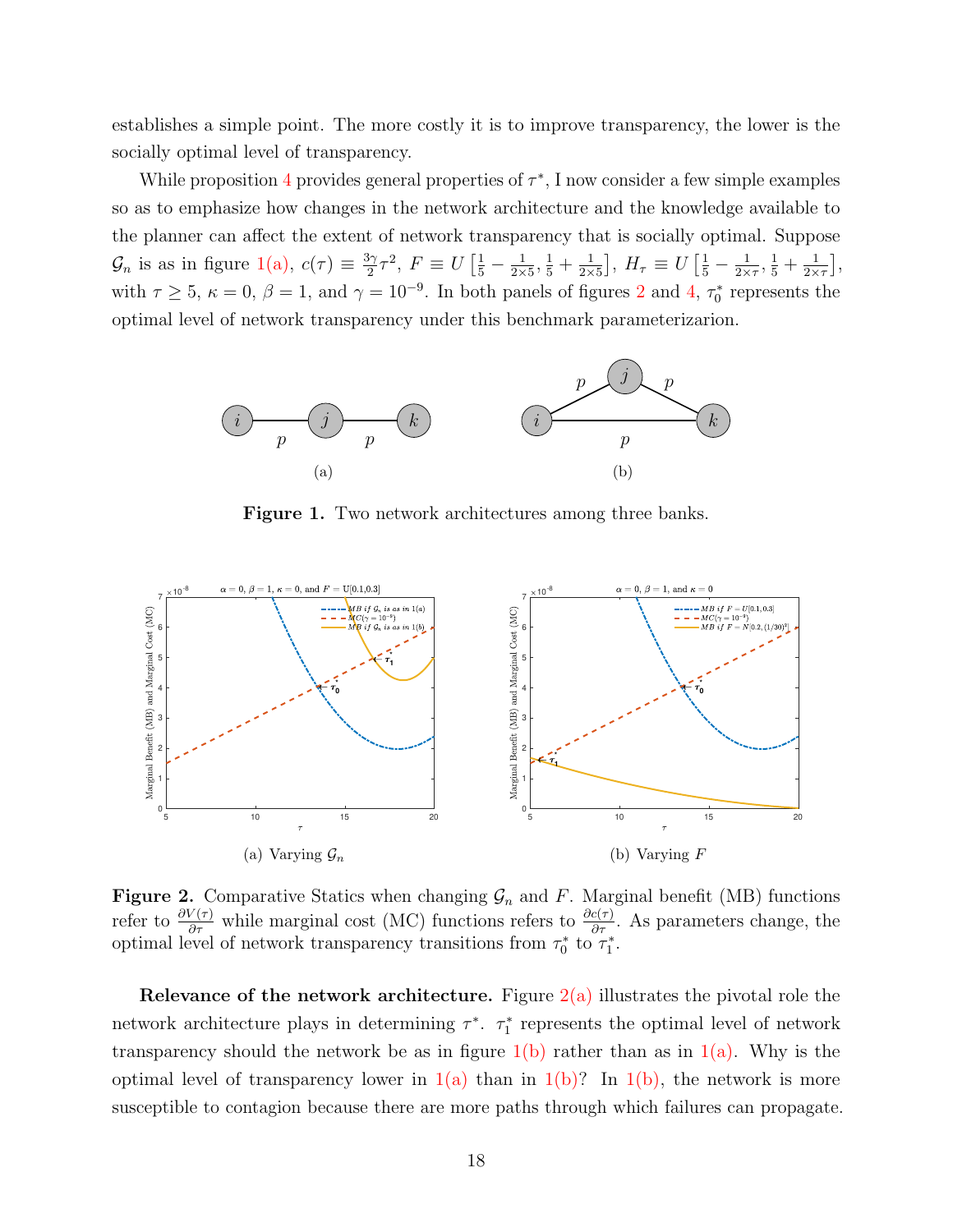establishes a simple point. The more costly it is to improve transparency, the lower is the socially optimal level of transparency.

While proposition 4 provides general properties of $\tau^*$, I now consider a few simple examples so as to emphasize how changes in the network architecture and the knowledge available to the planner can affect the extent of network transparency that is socially optimal. Suppose $\mathcal{G}_n$ is as in figure 1(a), $c(\tau) \equiv \frac{3\gamma}{2}\tau^2$, $F \equiv U\left[\frac{1}{5} - \frac{1}{2\times 5}, \frac{1}{5} + \frac{1}{2\times 5}\right]$, $H_\tau \equiv U\left[\frac{1}{5} - \frac{1}{2\times \tau}, \frac{1}{5} + \frac{1}{2\times \tau}\right]$, with $\tau \geq 5$, $\kappa = 0$, $\beta = 1$, and $\gamma = 10^{-9}$. In both panels of figures 2 and 4, $\tau_0^*$ represents the optimal level of network transparency under this benchmark parameterizarion.

(a) (b)

**Figure 1.** Two network architectures among three banks.

(a) Varying $\mathcal{G}_n$ (b) Varying $F$

**Figure 2.** Comparative Statics when changing $\mathcal{G}_n$ and $F$. Marginal benefit (MB) functions refer to $\frac{\partial V(\tau)}{\partial \tau}$ while marginal cost (MC) functions refers to $\frac{\partial c(\tau)}{\partial \tau}$. As parameters change, the optimal level of network transparency transitions from $\tau_0^*$ to $\tau_1^*$.

**Relevance of the network architecture.** Figure 2(a) illustrates the pivotal role the network architecture plays in determining $\tau^*$. $\tau_1^*$ represents the optimal level of network transparency should the network be as in figure 1(b) rather than as in 1(a). Why is the optimal level of transparency lower in 1(a) than in 1(b)? In 1(b), the network is more susceptible to contagion because there are more paths through which failures can propagate.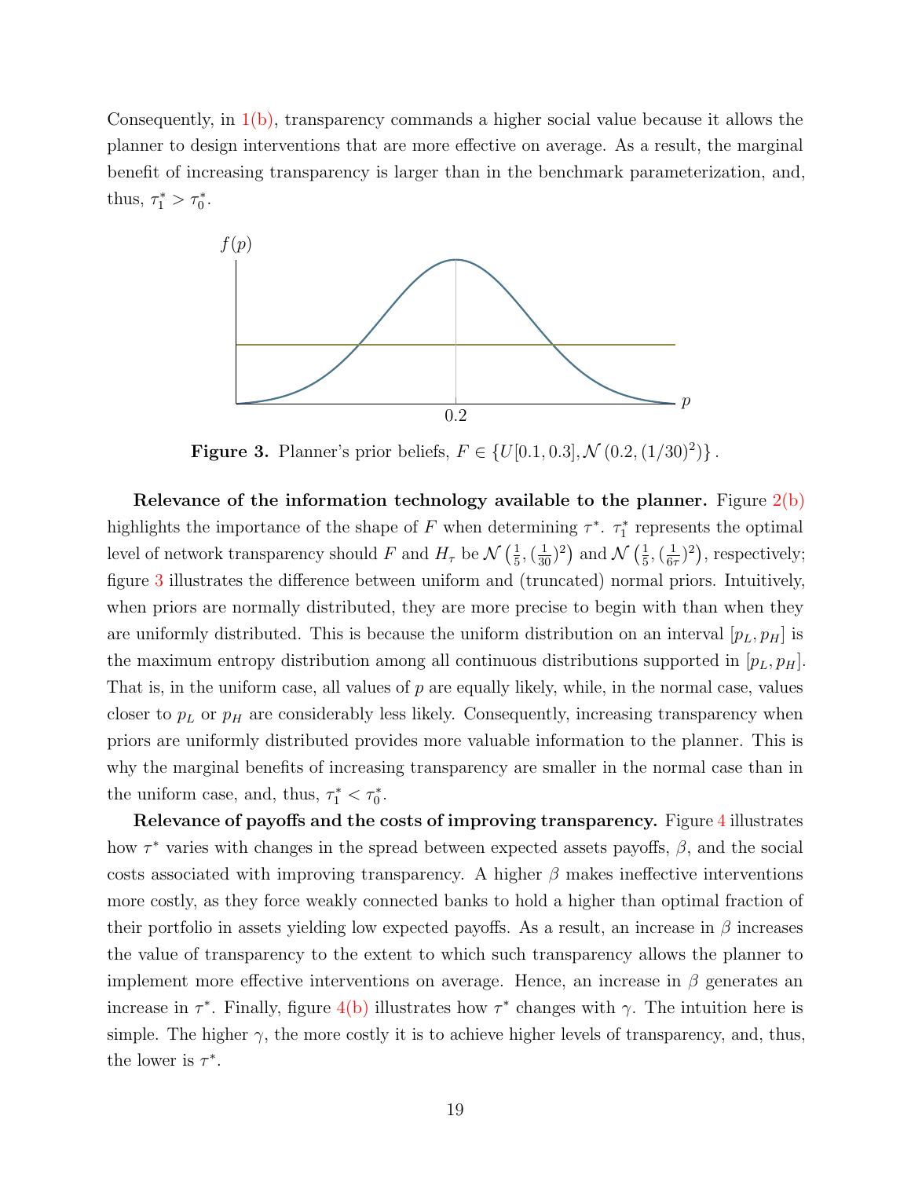Consequently, in 1(b), transparency commands a higher social value because it allows the planner to design interventions that are more effective on average. As a result, the marginal benefit of increasing transparency is larger than in the benchmark parameterization, and, thus, $\tau_1^* > \tau_0^*$.

**Figure 3.** Planner's prior beliefs, $F \in \{U[0.1, 0.3], \mathcal{N}(0.2, (1/30)^2)\}$.

**Relevance of the information technology available to the planner.** Figure 2(b) highlights the importance of the shape of $F$ when determining $\tau^*$. $\tau_1^*$ represents the optimal level of network transparency should $F$ and $H_\tau$ be $\mathcal{N}\left(\frac{1}{5}, (\frac{1}{30})^2\right)$ and $\mathcal{N}\left(\frac{1}{5}, (\frac{1}{6\tau})^2\right)$, respectively; figure 3 illustrates the difference between uniform and (truncated) normal priors. Intuitively, when priors are normally distributed, they are more precise to begin with than when they are uniformly distributed. This is because the uniform distribution on an interval $[p_L, p_H]$ is the maximum entropy distribution among all continuous distributions supported in $[p_L, p_H]$. That is, in the uniform case, all values of $p$ are equally likely, while, in the normal case, values closer to $p_L$ or $p_H$ are considerably less likely. Consequently, increasing transparency when priors are uniformly distributed provides more valuable information to the planner. This is why the marginal benefits of increasing transparency are smaller in the normal case than in the uniform case, and, thus, $\tau_1^* < \tau_0^*$.

**Relevance of payoffs and the costs of improving transparency.** Figure 4 illustrates how $\tau^*$ varies with changes in the spread between expected assets payoffs, $\beta$, and the social costs associated with improving transparency. A higher $\beta$ makes ineffective interventions more costly, as they force weakly connected banks to hold a higher than optimal fraction of their portfolio in assets yielding low expected payoffs. As a result, an increase in $\beta$ increases the value of transparency to the extent to which such transparency allows the planner to implement more effective interventions on average. Hence, an increase in $\beta$ generates an increase in $\tau^*$. Finally, figure 4(b) illustrates how $\tau^*$ changes with $\gamma$. The intuition here is simple. The higher $\gamma$, the more costly it is to achieve higher levels of transparency, and, thus, the lower is $\tau^*$.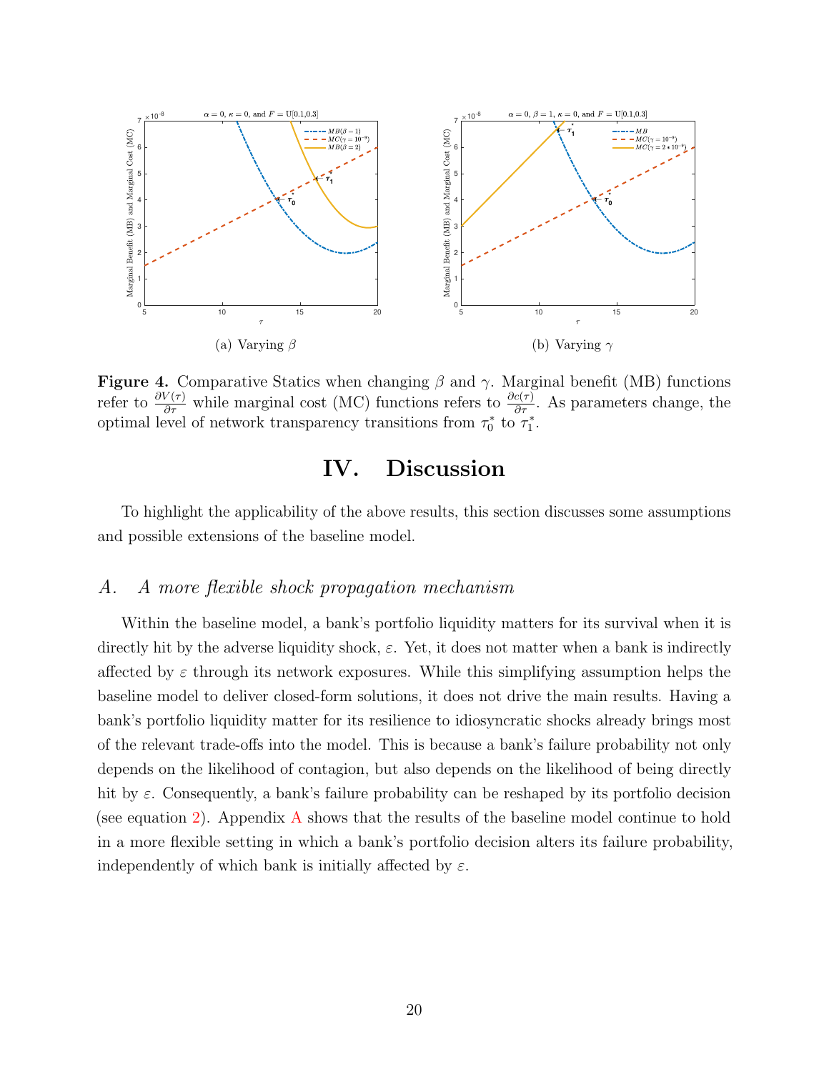**Figure 4.** Comparative Statics when changing $\beta$ and $\gamma$. Marginal benefit (MB) functions refer to $\frac{\partial V(\tau)}{\partial \tau}$ while marginal cost (MC) functions refers to $\frac{\partial c(\tau)}{\partial \tau}$. As parameters change, the optimal level of network transparency transitions from $\tau_0^*$ to $\tau_1^*$.

(a) Varying $\beta$

(b) Varying $\gamma$

# IV. Discussion

To highlight the applicability of the above results, this section discusses some assumptions and possible extensions of the baseline model.

## A. *A more flexible shock propagation mechanism*

Within the baseline model, a bank's portfolio liquidity matters for its survival when it is directly hit by the adverse liquidity shock, $\varepsilon$. Yet, it does not matter when a bank is indirectly affected by $\varepsilon$ through its network exposures. While this simplifying assumption helps the baseline model to deliver closed-form solutions, it does not drive the main results. Having a bank's portfolio liquidity matter for its resilience to idiosyncratic shocks already brings most of the relevant trade-offs into the model. This is because a bank's failure probability not only depends on the likelihood of contagion, but also depends on the likelihood of being directly hit by $\varepsilon$. Consequently, a bank's failure probability can be reshaped by its portfolio decision (see equation 2). Appendix A shows that the results of the baseline model continue to hold in a more flexible setting in which a bank's portfolio decision alters its failure probability, independently of which bank is initially affected by $\varepsilon$.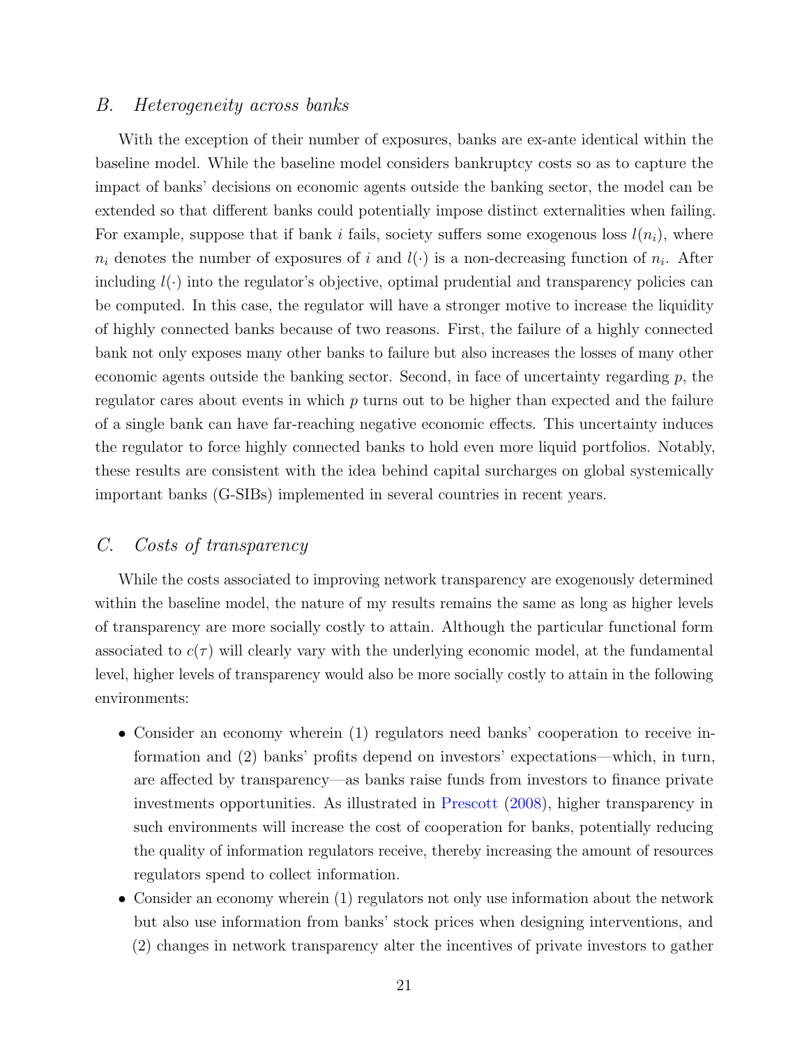### B. *Heterogeneity across banks*

With the exception of their number of exposures, banks are ex-ante identical within the baseline model. While the baseline model considers bankruptcy costs so as to capture the impact of banks' decisions on economic agents outside the banking sector, the model can be extended so that different banks could potentially impose distinct externalities when failing. For example, suppose that if bank $i$ fails, society suffers some exogenous loss $l(n_i)$, where $n_i$ denotes the number of exposures of $i$ and $l(\cdot)$ is a non-decreasing function of $n_i$. After including $l(\cdot)$ into the regulator's objective, optimal prudential and transparency policies can be computed. In this case, the regulator will have a stronger motive to increase the liquidity of highly connected banks because of two reasons. First, the failure of a highly connected bank not only exposes many other banks to failure but also increases the losses of many other economic agents outside the banking sector. Second, in face of uncertainty regarding $p$, the regulator cares about events in which $p$ turns out to be higher than expected and the failure of a single bank can have far-reaching negative economic effects. This uncertainty induces the regulator to force highly connected banks to hold even more liquid portfolios. Notably, these results are consistent with the idea behind capital surcharges on global systemically important banks (G-SIBs) implemented in several countries in recent years.

### C. *Costs of transparency*

While the costs associated to improving network transparency are exogenously determined within the baseline model, the nature of my results remains the same as long as higher levels of transparency are more socially costly to attain. Although the particular functional form associated to $c(\tau)$ will clearly vary with the underlying economic model, at the fundamental level, higher levels of transparency would also be more socially costly to attain in the following environments:

- Consider an economy wherein (1) regulators need banks' cooperation to receive information and (2) banks' profits depend on investors' expectations—which, in turn, are affected by transparency—as banks raise funds from investors to finance private investments opportunities. As illustrated in Prescott (2008), higher transparency in such environments will increase the cost of cooperation for banks, potentially reducing the quality of information regulators receive, thereby increasing the amount of resources regulators spend to collect information.
- Consider an economy wherein (1) regulators not only use information about the network but also use information from banks' stock prices when designing interventions, and (2) changes in network transparency alter the incentives of private investors to gather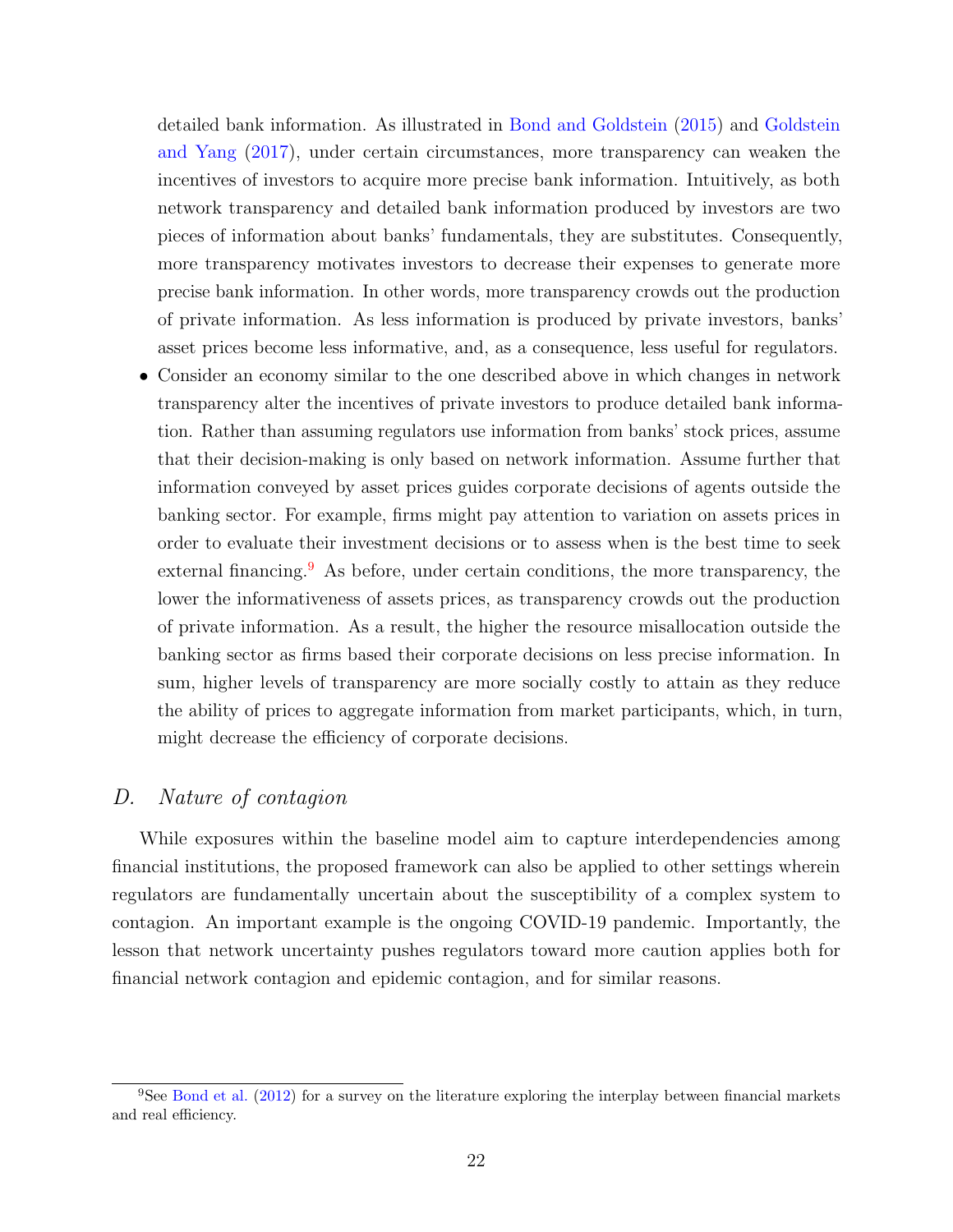detailed bank information. As illustrated in Bond and Goldstein (2015) and Goldstein and Yang (2017), under certain circumstances, more transparency can weaken the incentives of investors to acquire more precise bank information. Intuitively, as both network transparency and detailed bank information produced by investors are two pieces of information about banks' fundamentals, they are substitutes. Consequently, more transparency motivates investors to decrease their expenses to generate more precise bank information. In other words, more transparency crowds out the production of private information. As less information is produced by private investors, banks' asset prices become less informative, and, as a consequence, less useful for regulators.

- Consider an economy similar to the one described above in which changes in network transparency alter the incentives of private investors to produce detailed bank information. Rather than assuming regulators use information from banks' stock prices, assume that their decision-making is only based on network information. Assume further that information conveyed by asset prices guides corporate decisions of agents outside the banking sector. For example, firms might pay attention to variation on assets prices in order to evaluate their investment decisions or to assess when is the best time to seek external financing.[9] As before, under certain conditions, the more transparency, the lower the informativeness of assets prices, as transparency crowds out the production of private information. As a result, the higher the resource misallocation outside the banking sector as firms based their corporate decisions on less precise information. In sum, higher levels of transparency are more socially costly to attain as they reduce the ability of prices to aggregate information from market participants, which, in turn, might decrease the efficiency of corporate decisions.

### D. *Nature of contagion*

While exposures within the baseline model aim to capture interdependencies among financial institutions, the proposed framework can also be applied to other settings wherein regulators are fundamentally uncertain about the susceptibility of a complex system to contagion. An important example is the ongoing COVID-19 pandemic. Importantly, the lesson that network uncertainty pushes regulators toward more caution applies both for financial network contagion and epidemic contagion, and for similar reasons.

[9] See Bond et al. (2012) for a survey on the literature exploring the interplay between financial markets and real efficiency.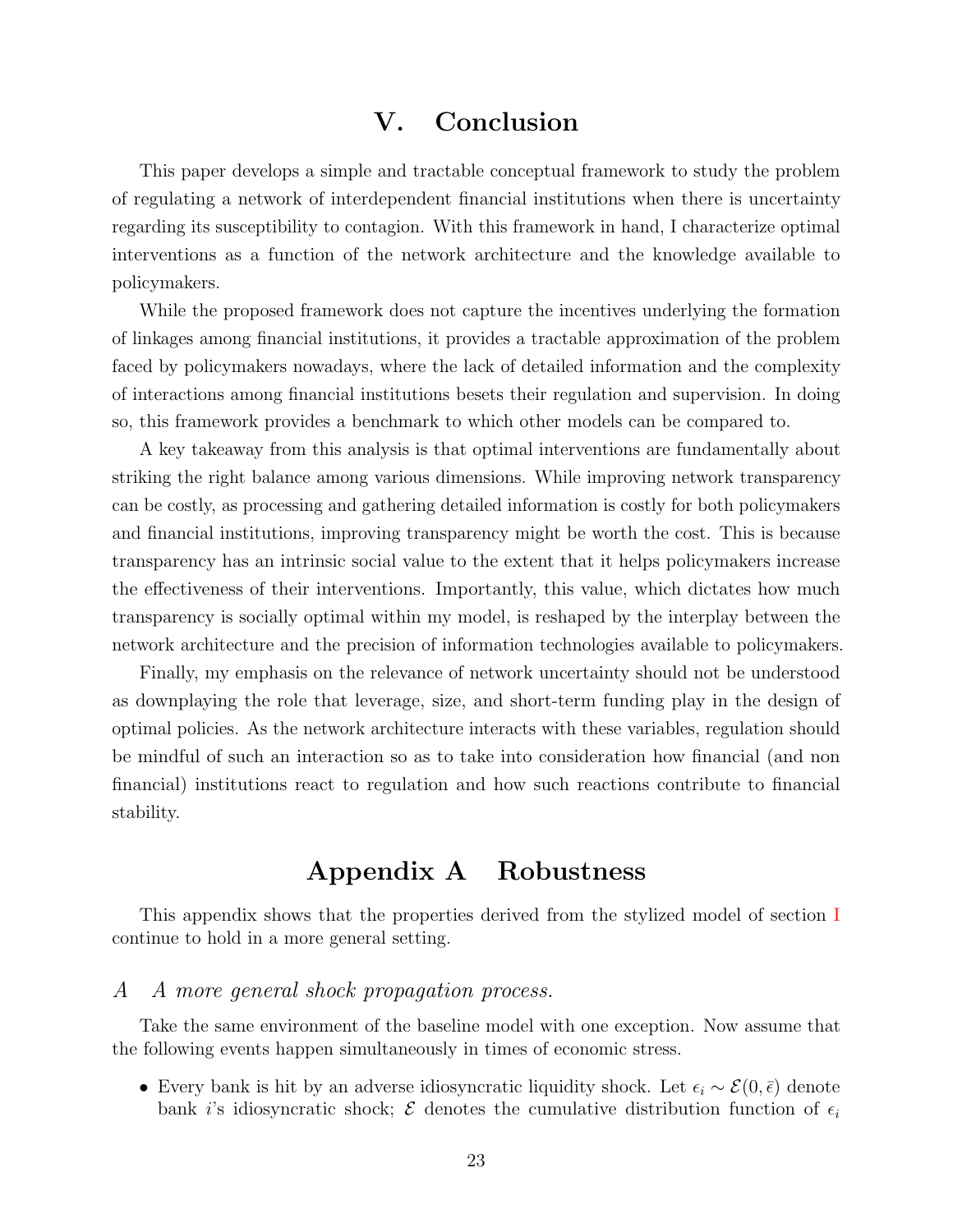# V. Conclusion

This paper develops a simple and tractable conceptual framework to study the problem of regulating a network of interdependent financial institutions when there is uncertainty regarding its susceptibility to contagion. With this framework in hand, I characterize optimal interventions as a function of the network architecture and the knowledge available to policymakers.

While the proposed framework does not capture the incentives underlying the formation of linkages among financial institutions, it provides a tractable approximation of the problem faced by policymakers nowadays, where the lack of detailed information and the complexity of interactions among financial institutions besets their regulation and supervision. In doing so, this framework provides a benchmark to which other models can be compared to.

A key takeaway from this analysis is that optimal interventions are fundamentally about striking the right balance among various dimensions. While improving network transparency can be costly, as processing and gathering detailed information is costly for both policymakers and financial institutions, improving transparency might be worth the cost. This is because transparency has an intrinsic social value to the extent that it helps policymakers increase the effectiveness of their interventions. Importantly, this value, which dictates how much transparency is socially optimal within my model, is reshaped by the interplay between the network architecture and the precision of information technologies available to policymakers.

Finally, my emphasis on the relevance of network uncertainty should not be understood as downplaying the role that leverage, size, and short-term funding play in the design of optimal policies. As the network architecture interacts with these variables, regulation should be mindful of such an interaction so as to take into consideration how financial (and non financial) institutions react to regulation and how such reactions contribute to financial stability.

# Appendix A Robustness

This appendix shows that the properties derived from the stylized model of section I continue to hold in a more general setting.

## A A more general shock propagation process.

Take the same environment of the baseline model with one exception. Now assume that the following events happen simultaneously in times of economic stress.

- Every bank is hit by an adverse idiosyncratic liquidity shock. Let $\epsilon_i \sim \mathcal{E}(0, \bar{\epsilon})$ denote bank $i$'s idiosyncratic shock; $\mathcal{E}$ denotes the cumulative distribution function of $\epsilon_i$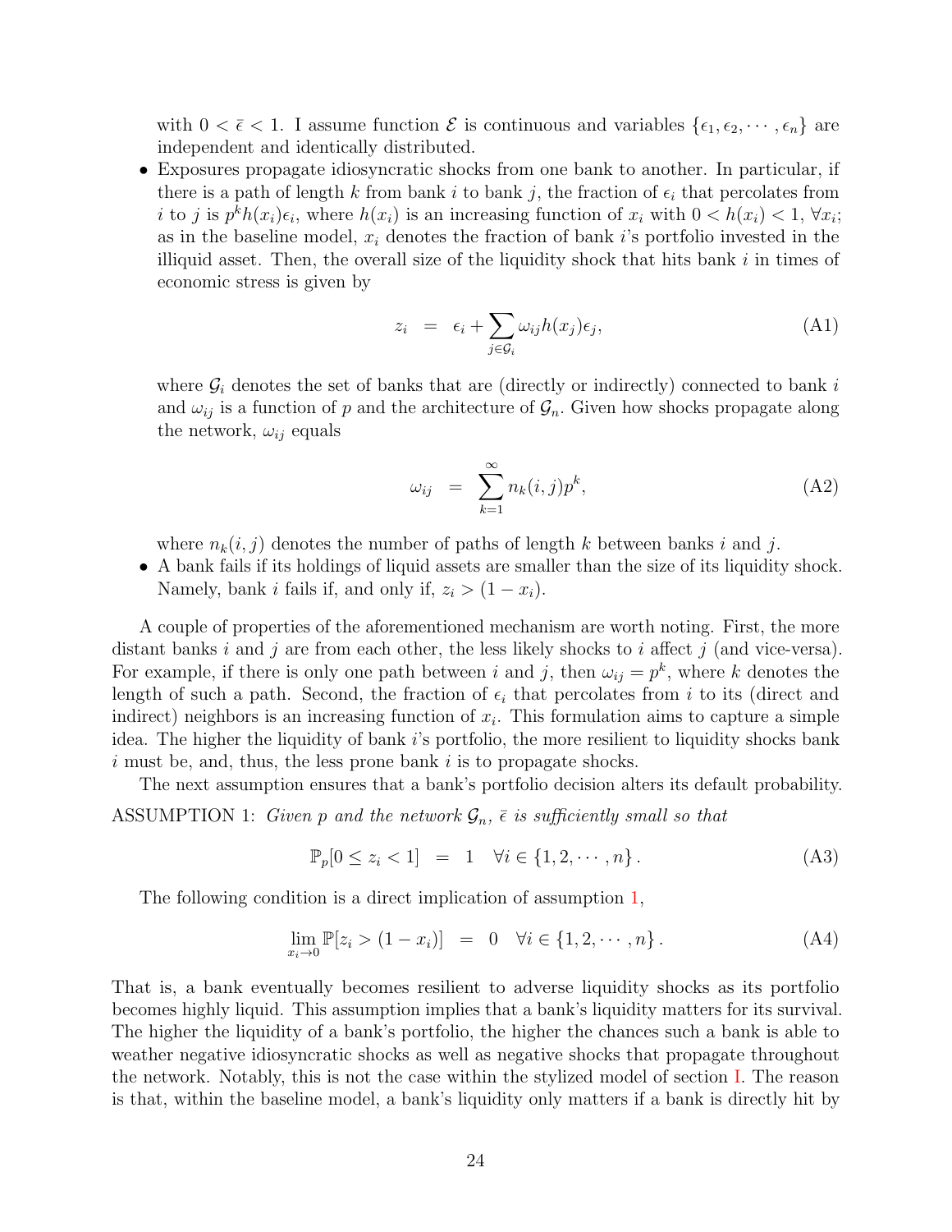with $0 < \bar{\epsilon} < 1$. I assume function $\mathcal{E}$ is continuous and variables $\{\epsilon_1, \epsilon_2, \cdots, \epsilon_n\}$ are independent and identically distributed.

- Exposures propagate idiosyncratic shocks from one bank to another. In particular, if there is a path of length $k$ from bank $i$ to bank $j$, the fraction of $\epsilon_i$ that percolates from $i$ to $j$ is $p^k h(x_i)\epsilon_i$, where $h(x_i)$ is an increasing function of $x_i$ with $0 < h(x_i) < 1$, $\forall x_i$; as in the baseline model, $x_i$ denotes the fraction of bank $i$'s portfolio invested in the illiquid asset. Then, the overall size of the liquidity shock that hits bank $i$ in times of economic stress is given by

$$z_i = \epsilon_i + \sum_{j \in \mathcal{G}_i} \omega_{ij} h(x_j)\epsilon_j, \tag{A1}$$

where $\mathcal{G}_i$ denotes the set of banks that are (directly or indirectly) connected to bank $i$ and $\omega_{ij}$ is a function of $p$ and the architecture of $\mathcal{G}_n$. Given how shocks propagate along the network, $\omega_{ij}$ equals

$$\omega_{ij} = \sum_{k=1}^{\infty} n_k(i,j)p^k, \tag{A2}$$

where $n_k(i,j)$ denotes the number of paths of length $k$ between banks $i$ and $j$.

- A bank fails if its holdings of liquid assets are smaller than the size of its liquidity shock. Namely, bank $i$ fails if, and only if, $z_i > (1 - x_i)$.

A couple of properties of the aforementioned mechanism are worth noting. First, the more distant banks $i$ and $j$ are from each other, the less likely shocks to $i$ affect $j$ (and vice-versa). For example, if there is only one path between $i$ and $j$, then $\omega_{ij} = p^k$, where $k$ denotes the length of such a path. Second, the fraction of $\epsilon_i$ that percolates from $i$ to its (direct and indirect) neighbors is an increasing function of $x_i$. This formulation aims to capture a simple idea. The higher the liquidity of bank $i$'s portfolio, the more resilient to liquidity shocks bank $i$ must be, and, thus, the less prone bank $i$ is to propagate shocks.

The next assumption ensures that a bank's portfolio decision alters its default probability.

ASSUMPTION 1: *Given $p$ and the network $\mathcal{G}_n$, $\bar{\epsilon}$ is sufficiently small so that*

$$\mathbb{P}_p[0 \leq z_i < 1] = 1 \quad \forall i \in \{1, 2, \cdots, n\}. \tag{A3}$$

The following condition is a direct implication of assumption 1,

$$\lim_{x_i \to 0} \mathbb{P}[z_i > (1 - x_i)] = 0 \quad \forall i \in \{1, 2, \cdots, n\}. \tag{A4}$$

That is, a bank eventually becomes resilient to adverse liquidity shocks as its portfolio becomes highly liquid. This assumption implies that a bank's liquidity matters for its survival. The higher the liquidity of a bank's portfolio, the higher the chances such a bank is able to weather negative idiosyncratic shocks as well as negative shocks that propagate throughout the network. Notably, this is not the case within the stylized model of section I. The reason is that, within the baseline model, a bank's liquidity only matters if a bank is directly hit by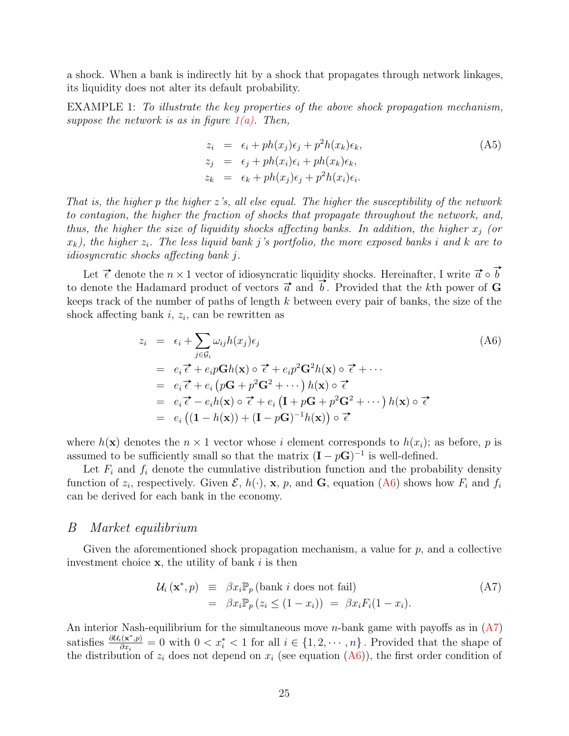a shock. When a bank is indirectly hit by a shock that propagates through network linkages, its liquidity does not alter its default probability.

EXAMPLE 1: *To illustrate the key properties of the above shock propagation mechanism, suppose the network is as in figure 1(a). Then,*

$$
\begin{aligned}
z_i &= \epsilon_i + p h(x_j)\epsilon_j + p^2 h(x_k)\epsilon_k, \\
z_j &= \epsilon_j + p h(x_i)\epsilon_i + p h(x_k)\epsilon_k, \\
z_k &= \epsilon_k + p h(x_j)\epsilon_j + p^2 h(x_i)\epsilon_i.
\end{aligned} \tag{A5}
$$

*That is, the higher $p$ the higher $z$'s, all else equal. The higher the susceptibility of the network to contagion, the higher the fraction of shocks that propagate throughout the network, and, thus, the higher the size of liquidity shocks affecting banks. In addition, the higher $x_j$ (or $x_k$), the higher $z_i$. The less liquid bank $j$'s portfolio, the more exposed banks $i$ and $k$ are to idiosyncratic shocks affecting bank $j$.*

Let $\vec{\epsilon}$ denote the $n \times 1$ vector of idiosyncratic liquidity shocks. Hereinafter, I write $\vec{a} \circ \vec{b}$ to denote the Hadamard product of vectors $\vec{a}$ and $\vec{b}$. Provided that the $k$th power of $\mathbf{G}$ keeps track of the number of paths of length $k$ between every pair of banks, the size of the shock affecting bank $i$, $z_i$, can be rewritten as

$$
\begin{aligned}
z_i &= \epsilon_i + \sum_{j \in \mathcal{G}_i} \omega_{ij} h(x_j)\epsilon_j \\
&= e_i \vec{\epsilon} + e_i p \mathbf{G} h(\mathbf{x}) \circ \vec{\epsilon} + e_i p^2 \mathbf{G}^2 h(\mathbf{x}) \circ \vec{\epsilon} + \cdots \\
&= e_i \vec{\epsilon} + e_i \left( p\mathbf{G} + p^2 \mathbf{G}^2 + \cdots \right) h(\mathbf{x}) \circ \vec{\epsilon} \\
&= e_i \vec{\epsilon} - e_i h(\mathbf{x}) \circ \vec{\epsilon} + e_i \left( \mathbf{I} + p\mathbf{G} + p^2 \mathbf{G}^2 + \cdots \right) h(\mathbf{x}) \circ \vec{\epsilon} \\
&= e_i \left( (\mathbf{1} - h(\mathbf{x})) + (\mathbf{I} - p\mathbf{G})^{-1} h(\mathbf{x}) \right) \circ \vec{\epsilon}
\end{aligned} \tag{A6}
$$

where $h(\mathbf{x})$ denotes the $n \times 1$ vector whose $i$ element corresponds to $h(x_i)$; as before, $p$ is assumed to be sufficiently small so that the matrix $(\mathbf{I} - p\mathbf{G})^{-1}$ is well-defined.

Let $F_i$ and $f_i$ denote the cumulative distribution function and the probability density function of $z_i$, respectively. Given $\mathcal{E}$, $h(\cdot)$, $\mathbf{x}$, $p$, and $\mathbf{G}$, equation (A6) shows how $F_i$ and $f_i$ can be derived for each bank in the economy.

## *B Market equilibrium*

Given the aforementioned shock propagation mechanism, a value for $p$, and a collective investment choice $\mathbf{x}$, the utility of bank $i$ is then

$$
\begin{aligned}
\mathcal{U}_i(\mathbf{x}^*, p) &\equiv \beta x_i \mathbb{P}_p (\text{bank } i \text{ does not fail}) \\
&= \beta x_i \mathbb{P}_p (z_i \leq (1 - x_i)) \ = \ \beta x_i F_i (1 - x_i).
\end{aligned} \tag{A7}
$$

An interior Nash-equilibrium for the simultaneous move $n$-bank game with payoffs as in (A7) satisfies $\frac{\partial \mathcal{U}_i(\mathbf{x}^*, p)}{\partial x_i} = 0$ with $0 < x_i^* < 1$ for all $i \in \{1, 2, \cdots, n\}$. Provided that the shape of the distribution of $z_i$ does not depend on $x_i$ (see equation (A6)), the first order condition of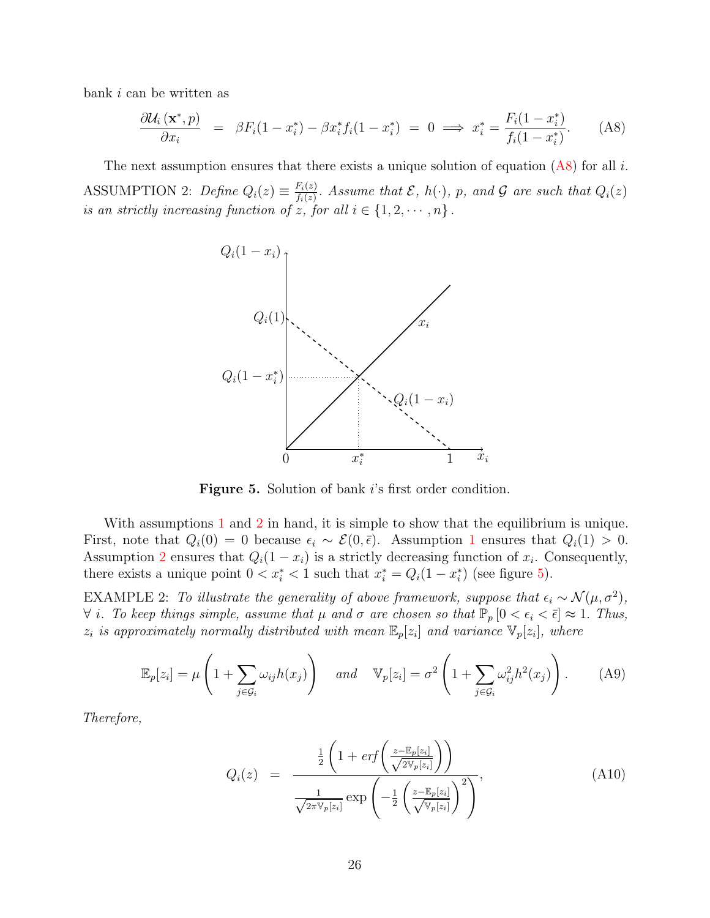bank $i$ can be written as

$$\frac{\partial \mathcal{U}_i\left(\mathbf{x}^*, p\right)}{\partial x_i} \;=\; \beta F_i(1-x_i^*) - \beta x_i^* f_i(1-x_i^*) \;=\; 0 \implies x_i^* = \frac{F_i(1-x_i^*)}{f_i(1-x_i^*)}. \tag{A8}$$

The next assumption ensures that there exists a unique solution of equation (A8) for all $i$.

ASSUMPTION 2: *Define $Q_i(z) \equiv \frac{F_i(z)}{f_i(z)}$. Assume that $\mathcal{E}$, $h(\cdot)$, $p$, and $\mathcal{G}$ are such that $Q_i(z)$ is an strictly increasing function of $z$, for all $i \in \{1, 2, \cdots, n\}$.*

**Figure 5.** Solution of bank $i$'s first order condition.

With assumptions 1 and 2 in hand, it is simple to show that the equilibrium is unique. First, note that $Q_i(0) = 0$ because $\epsilon_i \sim \mathcal{E}(0, \bar{\epsilon})$. Assumption 1 ensures that $Q_i(1) > 0$. Assumption 2 ensures that $Q_i(1-x_i)$ is a strictly decreasing function of $x_i$. Consequently, there exists a unique point $0 < x_i^* < 1$ such that $x_i^* = Q_i(1-x_i^*)$ (see figure 5).

EXAMPLE 2: *To illustrate the generality of above framework, suppose that $\epsilon_i \sim \mathcal{N}(\mu, \sigma^2)$, $\forall$ $i$. To keep things simple, assume that $\mu$ and $\sigma$ are chosen so that $\mathbb{P}_p\left[0 < \epsilon_i < \bar{\epsilon}\right] \approx 1$. Thus, $z_i$ is approximately normally distributed with mean $\mathbb{E}_p[z_i]$ and variance $\mathbb{V}_p[z_i]$, where*

$$\mathbb{E}_p[z_i] = \mu\left(1 + \sum_{j \in \mathcal{G}_i} \omega_{ij} h(x_j)\right) \quad \textit{and} \quad \mathbb{V}_p[z_i] = \sigma^2\left(1 + \sum_{j \in \mathcal{G}_i} \omega_{ij}^2 h^2(x_j)\right). \tag{A9}$$

*Therefore,*

$$Q_i(z) \;=\; \frac{\frac{1}{2}\left(1 + erf\left(\frac{z - \mathbb{E}_p[z_i]}{\sqrt{2\mathbb{V}_p[z_i]}}\right)\right)}{\frac{1}{\sqrt{2\pi \mathbb{V}_p[z_i]}} \exp\left(-\frac{1}{2}\left(\frac{z - \mathbb{E}_p[z_i]}{\sqrt{\mathbb{V}_p[z_i]}}\right)^2\right)}, \tag{A10}$$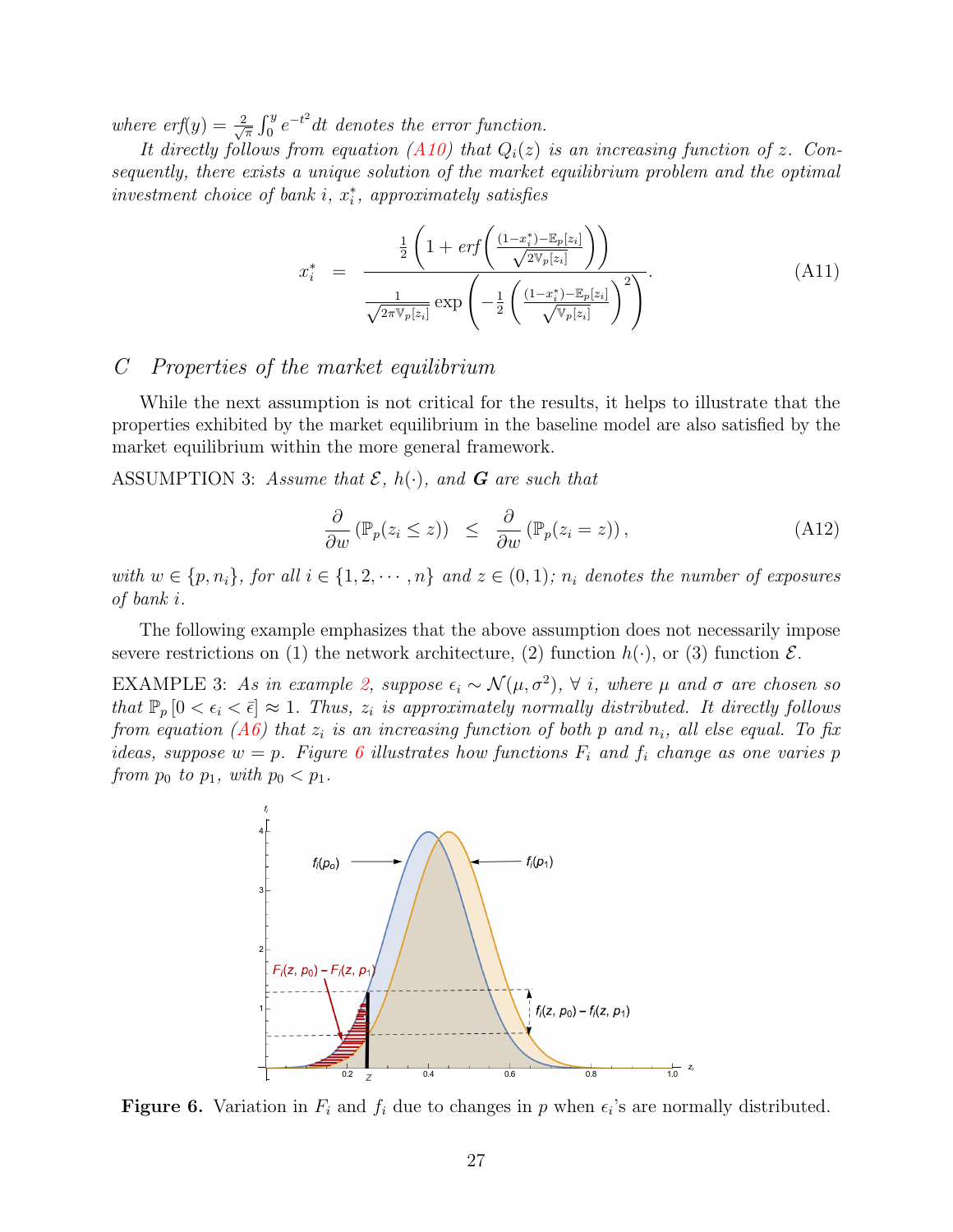*where* $erf(y) = \frac{2}{\sqrt{\pi}} \int_0^y e^{-t^2} dt$ *denotes the error function.*

*It directly follows from equation (A10) that* $Q_i(z)$ *is an increasing function of* $z$*. Consequently, there exists a unique solution of the market equilibrium problem and the optimal investment choice of bank* $i$*,* $x_i^*$*, approximately satisfies*

$$x_i^* \;=\; \frac{\frac{1}{2}\left(1 + erf\left(\frac{(1-x_i^*) - \mathbb{E}_p[z_i]}{\sqrt{2\mathbb{V}_p[z_i]}}\right)\right)}{\frac{1}{\sqrt{2\pi\mathbb{V}_p[z_i]}} \exp\left(-\frac{1}{2}\left(\frac{(1-x_i^*) - \mathbb{E}_p[z_i]}{\sqrt{\mathbb{V}_p[z_i]}}\right)^2\right)}. \tag{A11}$$

## C Properties of the market equilibrium

While the next assumption is not critical for the results, it helps to illustrate that the properties exhibited by the market equilibrium in the baseline model are also satisfied by the market equilibrium within the more general framework.

ASSUMPTION 3: *Assume that* $\mathcal{E}$*,* $h(\cdot)$*, and* $\boldsymbol{G}$ *are such that*

$$\frac{\partial}{\partial w}\left(\mathbb{P}_p(z_i \leq z)\right) \;\;\leq\;\; \frac{\partial}{\partial w}\left(\mathbb{P}_p(z_i = z)\right), \tag{A12}$$

*with* $w \in \{p, n_i\}$*, for all* $i \in \{1, 2, \cdots, n\}$ *and* $z \in (0,1)$*;* $n_i$ *denotes the number of exposures of bank* $i$*.*

The following example emphasizes that the above assumption does not necessarily impose severe restrictions on (1) the network architecture, (2) function $h(\cdot)$, or (3) function $\mathcal{E}$.

EXAMPLE 3: *As in example 2, suppose* $\epsilon_i \sim \mathcal{N}(\mu, \sigma^2)$*,* $\forall$ $i$*, where* $\mu$ *and* $\sigma$ *are chosen so that* $\mathbb{P}_p\left[0 < \epsilon_i < \bar{\epsilon}\right] \approx 1$*. Thus,* $z_i$ *is approximately normally distributed. It directly follows from equation (A6) that* $z_i$ *is an increasing function of both* $p$ *and* $n_i$*, all else equal. To fix ideas, suppose* $w = p$*. Figure 6 illustrates how functions* $F_i$ *and* $f_i$ *change as one varies* $p$ *from* $p_0$ *to* $p_1$*, with* $p_0 < p_1$*.*

**Figure 6.** Variation in $F_i$ and $f_i$ due to changes in $p$ when $\epsilon_i$'s are normally distributed.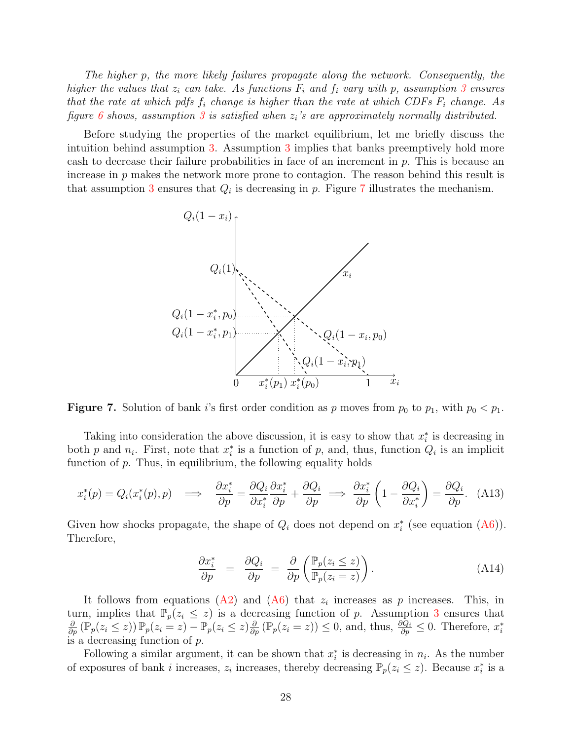*The higher $p$, the more likely failures propagate along the network. Consequently, the higher the values that $z_i$ can take. As functions $F_i$ and $f_i$ vary with $p$, assumption 3 ensures that the rate at which pdfs $f_i$ change is higher than the rate at which CDFs $F_i$ change. As figure 6 shows, assumption 3 is satisfied when $z_i$'s are approximately normally distributed.*

Before studying the properties of the market equilibrium, let me briefly discuss the intuition behind assumption 3. Assumption 3 implies that banks preemptively hold more cash to decrease their failure probabilities in face of an increment in $p$. This is because an increase in $p$ makes the network more prone to contagion. The reason behind this result is that assumption 3 ensures that $Q_i$ is decreasing in $p$. Figure 7 illustrates the mechanism.

**Figure 7.** Solution of bank $i$'s first order condition as $p$ moves from $p_0$ to $p_1$, with $p_0 < p_1$.

Taking into consideration the above discussion, it is easy to show that $x_i^*$ is decreasing in both $p$ and $n_i$. First, note that $x_i^*$ is a function of $p$, and, thus, function $Q_i$ is an implicit function of $p$. Thus, in equilibrium, the following equality holds

$$x_i^*(p) = Q_i(x_i^*(p), p) \implies \frac{\partial x_i^*}{\partial p} = \frac{\partial Q_i}{\partial x_i^*}\frac{\partial x_i^*}{\partial p} + \frac{\partial Q_i}{\partial p} \implies \frac{\partial x_i^*}{\partial p}\left(1 - \frac{\partial Q_i}{\partial x_i^*}\right) = \frac{\partial Q_i}{\partial p}. \quad \text{(A13)}$$

Given how shocks propagate, the shape of $Q_i$ does not depend on $x_i^*$ (see equation (A6)). Therefore,

$$\frac{\partial x_i^*}{\partial p} = \frac{\partial Q_i}{\partial p} = \frac{\partial}{\partial p}\left(\frac{\mathbb{P}_p(z_i \leq z)}{\mathbb{P}_p(z_i = z)}\right). \quad \text{(A14)}$$

It follows from equations (A2) and (A6) that $z_i$ increases as $p$ increases. This, in turn, implies that $\mathbb{P}_p(z_i \leq z)$ is a decreasing function of $p$. Assumption 3 ensures that $\frac{\partial}{\partial p}\left(\mathbb{P}_p(z_i \leq z)\right)\mathbb{P}_p(z_i = z) - \mathbb{P}_p(z_i \leq z)\frac{\partial}{\partial p}\left(\mathbb{P}_p(z_i = z)\right) \leq 0$, and, thus, $\frac{\partial Q_i}{\partial p} \leq 0$. Therefore, $x_i^*$ is a decreasing function of $p$.

Following a similar argument, it can be shown that $x_i^*$ is decreasing in $n_i$. As the number of exposures of bank $i$ increases, $z_i$ increases, thereby decreasing $\mathbb{P}_p(z_i \leq z)$. Because $x_i^*$ is a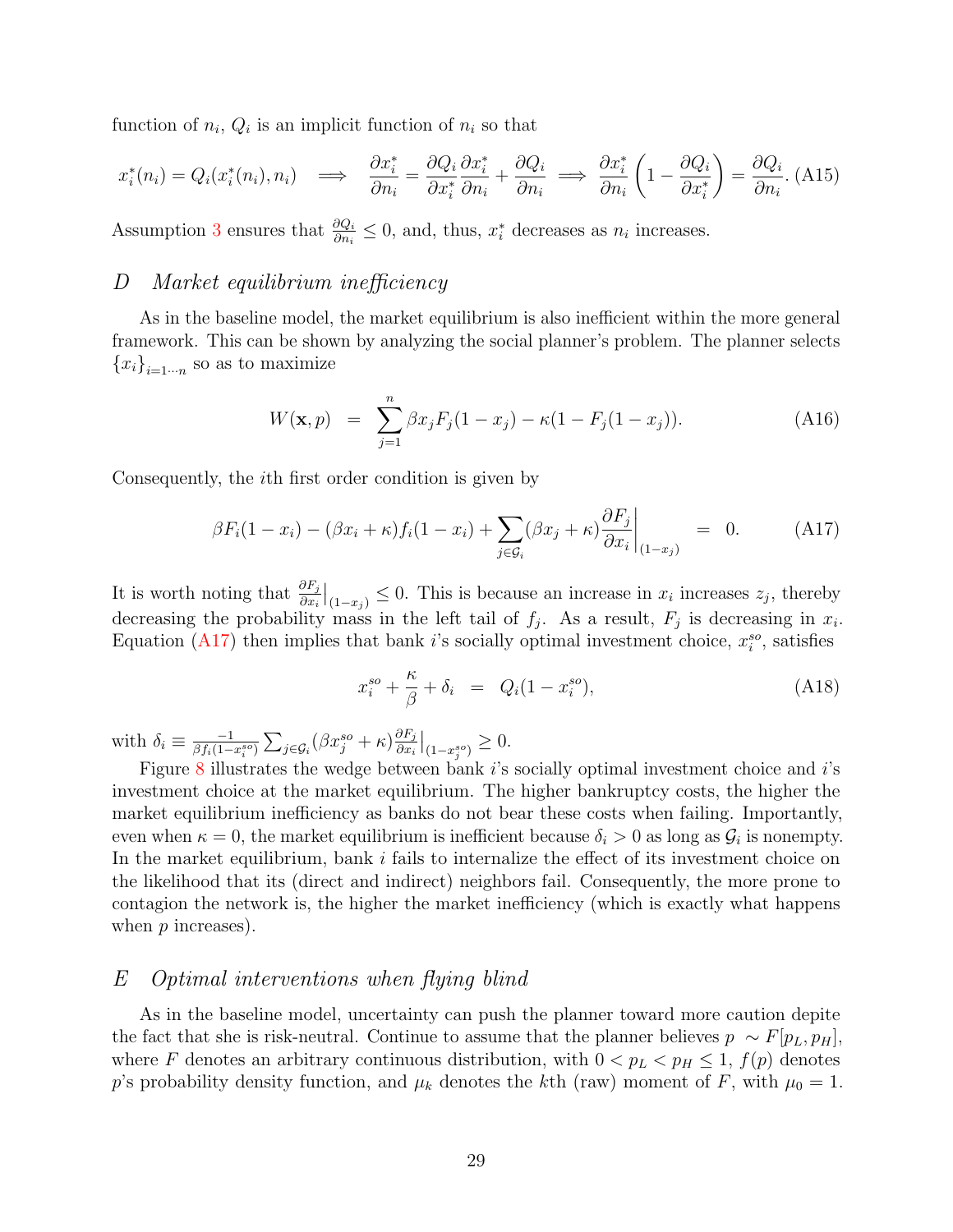function of $n_i$, $Q_i$ is an implicit function of $n_i$ so that

$$x_i^*(n_i) = Q_i(x_i^*(n_i), n_i) \implies \frac{\partial x_i^*}{\partial n_i} = \frac{\partial Q_i}{\partial x_i^*}\frac{\partial x_i^*}{\partial n_i} + \frac{\partial Q_i}{\partial n_i} \implies \frac{\partial x_i^*}{\partial n_i}\left(1 - \frac{\partial Q_i}{\partial x_i^*}\right) = \frac{\partial Q_i}{\partial n_i}. \quad \text{(A15)}$$

Assumption 3 ensures that $\frac{\partial Q_i}{\partial n_i} \leq 0$, and, thus, $x_i^*$ decreases as $n_i$ increases.

## D *Market equilibrium inefficiency*

As in the baseline model, the market equilibrium is also inefficient within the more general framework. This can be shown by analyzing the social planner's problem. The planner selects $\{x_i\}_{i=1\cdots n}$ so as to maximize

$$W(\mathbf{x}, p) \;\; = \;\; \sum_{j=1}^{n} \beta x_j F_j(1 - x_j) - \kappa(1 - F_j(1 - x_j)). \quad \text{(A16)}$$

Consequently, the $i$th first order condition is given by

$$\beta F_i(1 - x_i) - (\beta x_i + \kappa) f_i(1 - x_i) + \sum_{j \in \mathcal{G}_i} (\beta x_j + \kappa) \frac{\partial F_j}{\partial x_i}\bigg|_{(1-x_j)} \;\; = \;\; 0. \quad \text{(A17)}$$

It is worth noting that $\frac{\partial F_j}{\partial x_i}\big|_{(1-x_j)} \leq 0$. This is because an increase in $x_i$ increases $z_j$, thereby decreasing the probability mass in the left tail of $f_j$. As a result, $F_j$ is decreasing in $x_i$. Equation (A17) then implies that bank $i$'s socially optimal investment choice, $x_i^{so}$, satisfies

$$x_i^{so} + \frac{\kappa}{\beta} + \delta_i \;\; = \;\; Q_i(1 - x_i^{so}), \quad \text{(A18)}$$

with $\delta_i \equiv \frac{-1}{\beta f_i(1-x_i^{so})} \sum_{j \in \mathcal{G}_i} (\beta x_j^{so} + \kappa) \frac{\partial F_j}{\partial x_i}\big|_{(1-x_j^{so})} \geq 0$.

Figure 8 illustrates the wedge between bank $i$'s socially optimal investment choice and $i$'s investment choice at the market equilibrium. The higher bankruptcy costs, the higher the market equilibrium inefficiency as banks do not bear these costs when failing. Importantly, even when $\kappa = 0$, the market equilibrium is inefficient because $\delta_i > 0$ as long as $\mathcal{G}_i$ is nonempty. In the market equilibrium, bank $i$ fails to internalize the effect of its investment choice on the likelihood that its (direct and indirect) neighbors fail. Consequently, the more prone to contagion the network is, the higher the market inefficiency (which is exactly what happens when $p$ increases).

## E *Optimal interventions when flying blind*

As in the baseline model, uncertainty can push the planner toward more caution depite the fact that she is risk-neutral. Continue to assume that the planner believes $p \sim F[p_L, p_H]$, where $F$ denotes an arbitrary continuous distribution, with $0 < p_L < p_H \leq 1$, $f(p)$ denotes $p$'s probability density function, and $\mu_k$ denotes the $k$th (raw) moment of $F$, with $\mu_0 = 1$.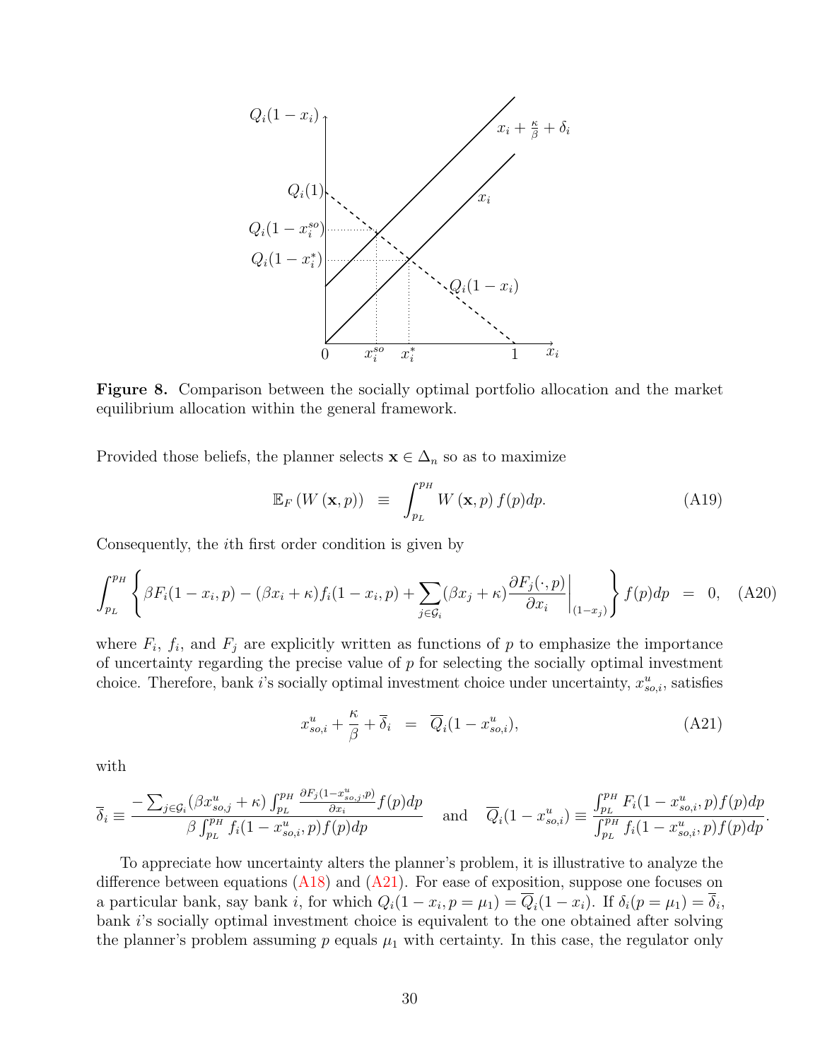**Figure 8.** Comparison between the socially optimal portfolio allocation and the market equilibrium allocation within the general framework.

Provided those beliefs, the planner selects $\mathbf{x} \in \Delta_n$ so as to maximize

$$\mathbb{E}_F\left(W\left(\mathbf{x}, p\right)\right) \equiv \int_{p_L}^{p_H} W\left(\mathbf{x}, p\right) f(p) dp. \tag{A19}$$

Consequently, the $i$th first order condition is given by

$$\int_{p_L}^{p_H} \left\{ \beta F_i(1-x_i, p) - (\beta x_i + \kappa) f_i(1-x_i, p) + \sum_{j \in \mathcal{G}_i} (\beta x_j + \kappa) \frac{\partial F_j(\cdot, p)}{\partial x_i}\bigg|_{(1-x_j)} \right\} f(p) dp = 0, \tag{A20}$$

where $F_i$, $f_i$, and $F_j$ are explicitly written as functions of $p$ to emphasize the importance of uncertainty regarding the precise value of $p$ for selecting the socially optimal investment choice. Therefore, bank $i$'s socially optimal investment choice under uncertainty, $x^u_{so,i}$, satisfies

$$x^u_{so,i} + \frac{\kappa}{\beta} + \overline{\delta}_i = \overline{Q}_i(1 - x^u_{so,i}), \tag{A21}$$

with

$$\overline{\delta}_i \equiv \frac{-\sum_{j \in \mathcal{G}_i} (\beta x^u_{so,j} + \kappa) \int_{p_L}^{p_H} \frac{\partial F_j(1-x^u_{so,j}, p)}{\partial x_i} f(p) dp}{\beta \int_{p_L}^{p_H} f_i(1 - x^u_{so,i}, p) f(p) dp} \quad \text{and} \quad \overline{Q}_i(1 - x^u_{so,i}) \equiv \frac{\int_{p_L}^{p_H} F_i(1 - x^u_{so,i}, p) f(p) dp}{\int_{p_L}^{p_H} f_i(1 - x^u_{so,i}, p) f(p) dp}.$$

To appreciate how uncertainty alters the planner's problem, it is illustrative to analyze the difference between equations (A18) and (A21). For ease of exposition, suppose one focuses on a particular bank, say bank $i$, for which $Q_i(1 - x_i, p = \mu_1) = \overline{Q}_i(1 - x_i)$. If $\delta_i(p = \mu_1) = \overline{\delta}_i$, bank $i$'s socially optimal investment choice is equivalent to the one obtained after solving the planner's problem assuming $p$ equals $\mu_1$ with certainty. In this case, the regulator only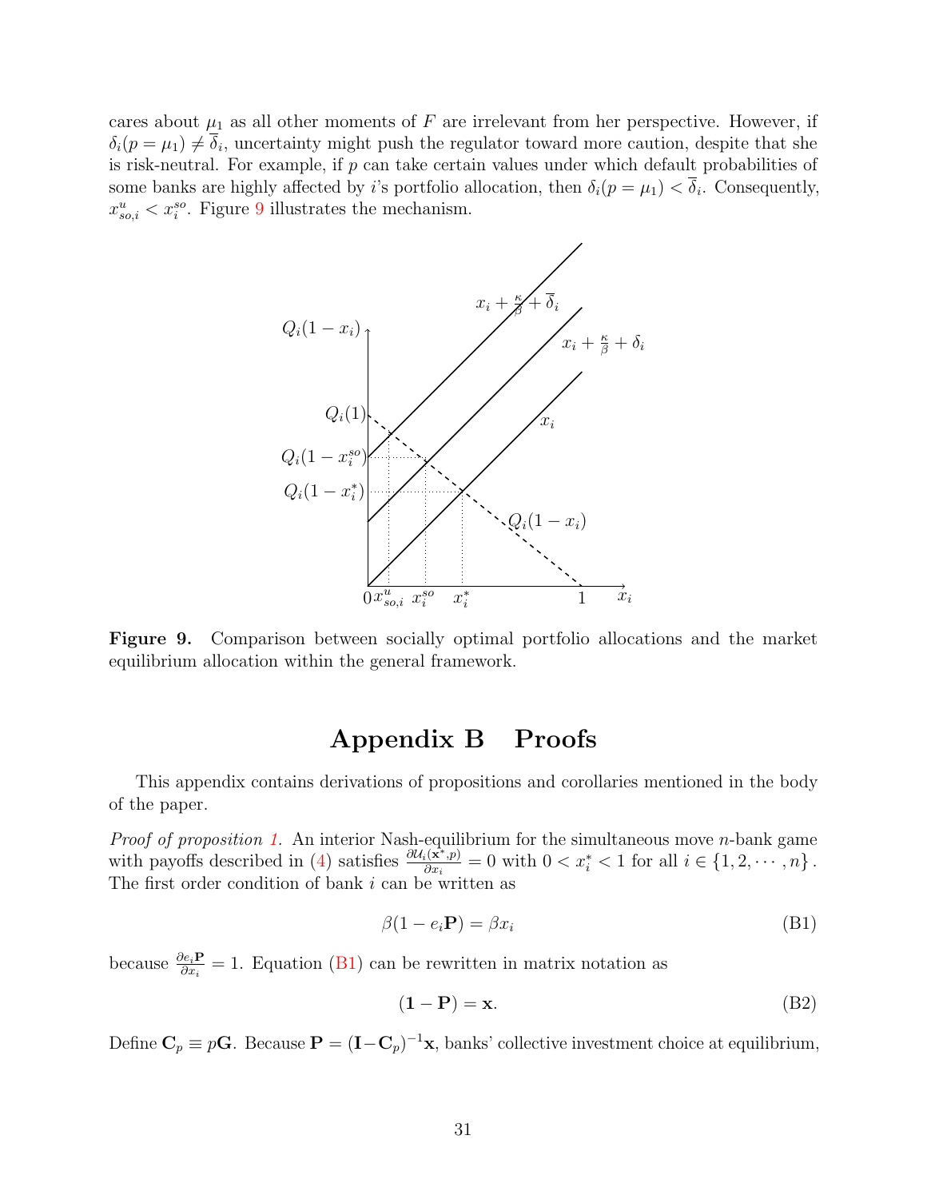cares about $\mu_1$ as all other moments of $F$ are irrelevant from her perspective. However, if $\delta_i(p = \mu_1) \neq \overline{\delta}_i$, uncertainty might push the regulator toward more caution, despite that she is risk-neutral. For example, if $p$ can take certain values under which default probabilities of some banks are highly affected by $i$'s portfolio allocation, then $\delta_i(p = \mu_1) < \overline{\delta}_i$. Consequently, $x^u_{so,i} < x^{so}_i$. Figure 9 illustrates the mechanism.

**Figure 9.** Comparison between socially optimal portfolio allocations and the market equilibrium allocation within the general framework.

# Appendix B Proofs

This appendix contains derivations of propositions and corollaries mentioned in the body of the paper.

*Proof of proposition 1.* An interior Nash-equilibrium for the simultaneous move $n$-bank game with payoffs described in (4) satisfies $\frac{\partial \mathcal{U}_i(\mathbf{x}^*, p)}{\partial x_i} = 0$ with $0 < x^*_i < 1$ for all $i \in \{1, 2, \cdots, n\}$. The first order condition of bank $i$ can be written as

$$\beta(1 - e_i\mathbf{P}) = \beta x_i \tag{B1}$$

because $\frac{\partial e_i \mathbf{P}}{\partial x_i} = 1$. Equation (B1) can be rewritten in matrix notation as

$$(\mathbf{1} - \mathbf{P}) = \mathbf{x}. \tag{B2}$$

Define $\mathbf{C}_p \equiv p\mathbf{G}$. Because $\mathbf{P} = (\mathbf{I} - \mathbf{C}_p)^{-1}\mathbf{x}$, banks' collective investment choice at equilibrium,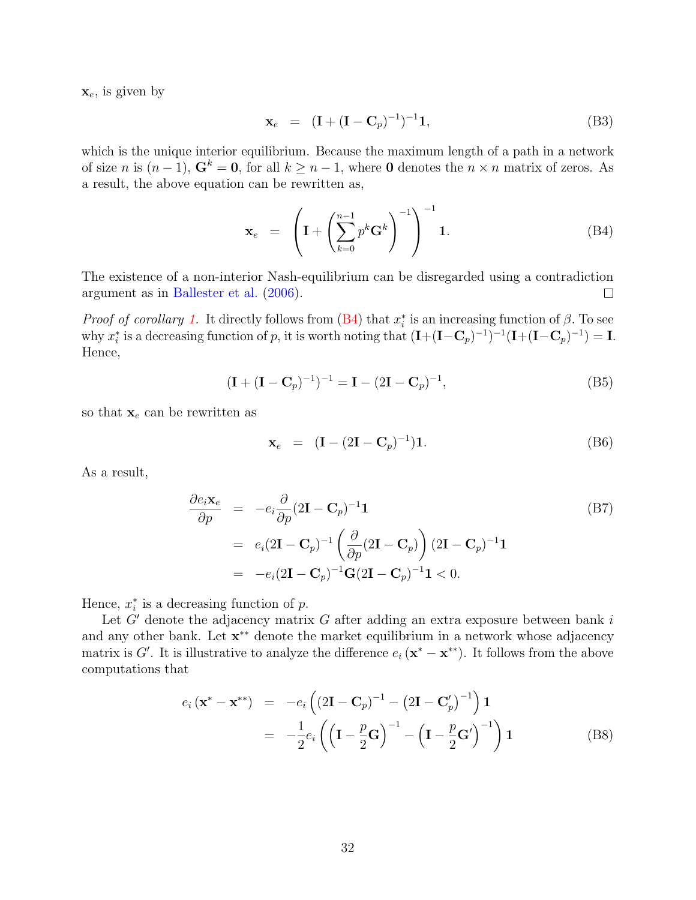$\mathbf{x}_e$, is given by

$$\mathbf{x}_e \;=\; (\mathbf{I} + (\mathbf{I} - \mathbf{C}_p)^{-1})^{-1}\mathbf{1}, \tag{B3}$$

which is the unique interior equilibrium. Because the maximum length of a path in a network of size $n$ is $(n-1)$, $\mathbf{G}^k = \mathbf{0}$, for all $k \geq n-1$, where $\mathbf{0}$ denotes the $n \times n$ matrix of zeros. As a result, the above equation can be rewritten as,

$$\mathbf{x}_e \;=\; \left(\mathbf{I} + \left(\sum_{k=0}^{n-1} p^k \mathbf{G}^k\right)^{-1}\right)^{-1} \mathbf{1}. \tag{B4}$$

The existence of a non-interior Nash-equilibrium can be disregarded using a contradiction argument as in Ballester et al. (2006). □

*Proof of corollary 1.* It directly follows from (B4) that $x_i^*$ is an increasing function of $\beta$. To see why $x_i^*$ is a decreasing function of $p$, it is worth noting that $(\mathbf{I}+(\mathbf{I}-\mathbf{C}_p)^{-1})^{-1}(\mathbf{I}+(\mathbf{I}-\mathbf{C}_p)^{-1}) = \mathbf{I}$. Hence,

$$(\mathbf{I} + (\mathbf{I} - \mathbf{C}_p)^{-1})^{-1} = \mathbf{I} - (2\mathbf{I} - \mathbf{C}_p)^{-1}, \tag{B5}$$

so that $\mathbf{x}_e$ can be rewritten as

$$\mathbf{x}_e \;=\; (\mathbf{I} - (2\mathbf{I} - \mathbf{C}_p)^{-1})\mathbf{1}. \tag{B6}$$

As a result,

$$\begin{aligned}
\frac{\partial e_i \mathbf{x}_e}{\partial p} &= -e_i \frac{\partial}{\partial p}(2\mathbf{I} - \mathbf{C}_p)^{-1}\mathbf{1} \\
&= e_i (2\mathbf{I} - \mathbf{C}_p)^{-1}\left(\frac{\partial}{\partial p}(2\mathbf{I} - \mathbf{C}_p)\right)(2\mathbf{I} - \mathbf{C}_p)^{-1}\mathbf{1} \\
&= -e_i (2\mathbf{I} - \mathbf{C}_p)^{-1}\mathbf{G}(2\mathbf{I} - \mathbf{C}_p)^{-1}\mathbf{1} < 0.
\end{aligned} \tag{B7}$$

Hence, $x_i^*$ is a decreasing function of $p$.

Let $G'$ denote the adjacency matrix $G$ after adding an extra exposure between bank $i$ and any other bank. Let $\mathbf{x}^{**}$ denote the market equilibrium in a network whose adjacency matrix is $G'$. It is illustrative to analyze the difference $e_i(\mathbf{x}^* - \mathbf{x}^{**})$. It follows from the above computations that

$$\begin{aligned}
e_i(\mathbf{x}^* - \mathbf{x}^{**}) &= -e_i\left((2\mathbf{I} - \mathbf{C}_p)^{-1} - (2\mathbf{I} - \mathbf{C}'_p)^{-1}\right)\mathbf{1} \\
&= -\frac{1}{2} e_i \left(\left(\mathbf{I} - \frac{p}{2}\mathbf{G}\right)^{-1} - \left(\mathbf{I} - \frac{p}{2}\mathbf{G}'\right)^{-1}\right)\mathbf{1}
\end{aligned} \tag{B8}$$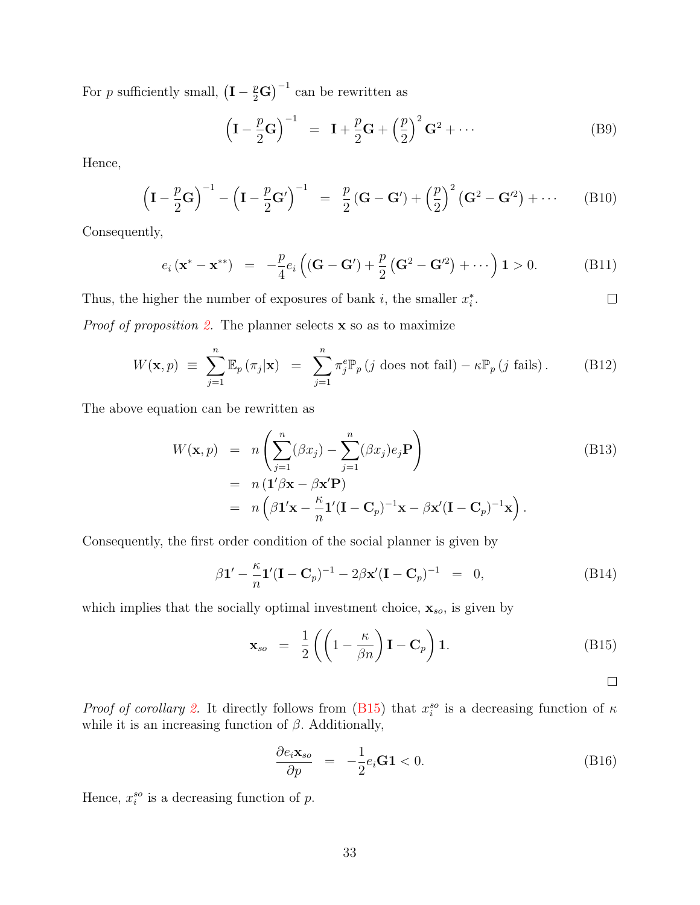For $p$ sufficiently small, $\left(\mathbf{I} - \frac{p}{2}\mathbf{G}\right)^{-1}$ can be rewritten as

$$\left(\mathbf{I} - \frac{p}{2}\mathbf{G}\right)^{-1} \;=\; \mathbf{I} + \frac{p}{2}\mathbf{G} + \left(\frac{p}{2}\right)^2 \mathbf{G}^2 + \cdots \tag{B9}$$

Hence,

$$\left(\mathbf{I} - \frac{p}{2}\mathbf{G}\right)^{-1} - \left(\mathbf{I} - \frac{p}{2}\mathbf{G}'\right)^{-1} \;=\; \frac{p}{2}\left(\mathbf{G} - \mathbf{G}'\right) + \left(\frac{p}{2}\right)^2 \left(\mathbf{G}^2 - \mathbf{G}'^2\right) + \cdots \tag{B10}$$

Consequently,

$$e_i\left(\mathbf{x}^* - \mathbf{x}^{**}\right) \;=\; -\frac{p}{4} e_i \left( \left(\mathbf{G} - \mathbf{G}'\right) + \frac{p}{2}\left(\mathbf{G}^2 - \mathbf{G}'^2\right) + \cdots \right) \mathbf{1} > 0. \tag{B11}$$

Thus, the higher the number of exposures of bank $i$, the smaller $x_i^*$. □

*Proof of proposition 2.* The planner selects $\mathbf{x}$ so as to maximize

$$W(\mathbf{x}, p) \;\equiv\; \sum_{j=1}^{n} \mathbb{E}_p\left(\pi_j | \mathbf{x}\right) \;=\; \sum_{j=1}^{n} \pi_j^e \mathbb{P}_p\left(j \text{ does not fail}\right) - \kappa \mathbb{P}_p\left(j \text{ fails}\right). \tag{B12}$$

The above equation can be rewritten as

$$\begin{aligned} W(\mathbf{x}, p) \;&=\; n\left(\sum_{j=1}^{n}(\beta x_j) - \sum_{j=1}^{n}(\beta x_j) e_j \mathbf{P}\right) \\ &=\; n\left(\mathbf{1}'\beta\mathbf{x} - \beta\mathbf{x}'\mathbf{P}\right) \\ &=\; n\left(\beta\mathbf{1}'\mathbf{x} - \frac{\kappa}{n}\mathbf{1}'(\mathbf{I} - \mathbf{C}_p)^{-1}\mathbf{x} - \beta\mathbf{x}'(\mathbf{I} - \mathbf{C}_p)^{-1}\mathbf{x}\right). \end{aligned} \tag{B13}$$

Consequently, the first order condition of the social planner is given by

$$\beta\mathbf{1}' - \frac{\kappa}{n}\mathbf{1}'(\mathbf{I} - \mathbf{C}_p)^{-1} - 2\beta\mathbf{x}'(\mathbf{I} - \mathbf{C}_p)^{-1} \;=\; 0, \tag{B14}$$

which implies that the socially optimal investment choice, $\mathbf{x}_{so}$, is given by

$$\mathbf{x}_{so} \;=\; \frac{1}{2}\left(\left(1 - \frac{\kappa}{\beta n}\right)\mathbf{I} - \mathbf{C}_p\right)\mathbf{1}. \tag{B15}$$

□

*Proof of corollary 2.* It directly follows from (B15) that $x_i^{so}$ is a decreasing function of $\kappa$ while it is an increasing function of $\beta$. Additionally,

$$\frac{\partial e_i \mathbf{x}_{so}}{\partial p} \;=\; -\frac{1}{2} e_i \mathbf{G}\mathbf{1} < 0. \tag{B16}$$

Hence, $x_i^{so}$ is a decreasing function of $p$.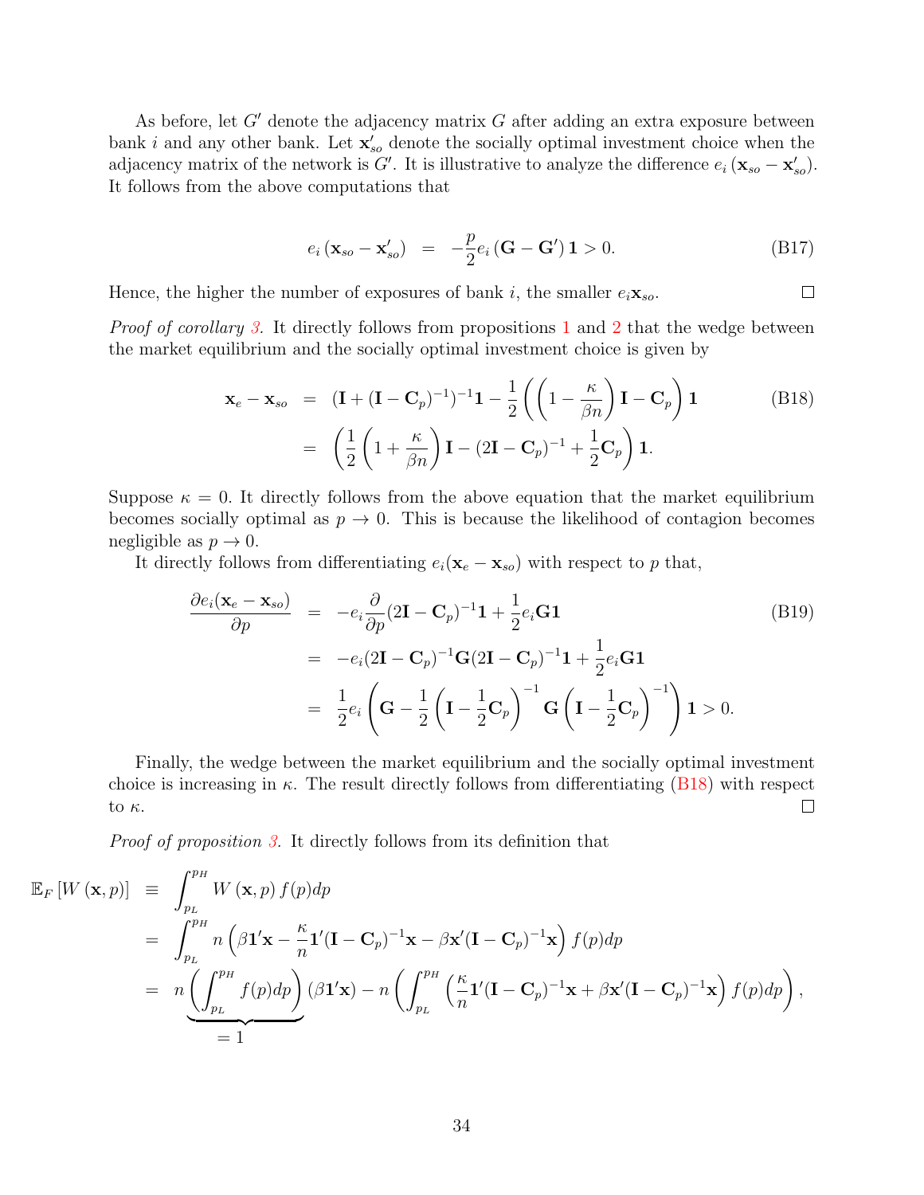As before, let $G'$ denote the adjacency matrix $G$ after adding an extra exposure between bank $i$ and any other bank. Let $\mathbf{x}'_{so}$ denote the socially optimal investment choice when the adjacency matrix of the network is $G'$. It is illustrative to analyze the difference $e_i\left(\mathbf{x}_{so} - \mathbf{x}'_{so}\right)$. It follows from the above computations that

$$
e_i\left(\mathbf{x}_{so} - \mathbf{x}'_{so}\right) \;=\; -\frac{p}{2} e_i\left(\mathbf{G} - \mathbf{G}'\right)\mathbf{1} > 0. \tag{B17}
$$

Hence, the higher the number of exposures of bank $i$, the smaller $e_i \mathbf{x}_{so}$. □

*Proof of corollary 3.* It directly follows from propositions 1 and 2 that the wedge between the market equilibrium and the socially optimal investment choice is given by

$$
\begin{aligned}
\mathbf{x}_e - \mathbf{x}_{so} &= (\mathbf{I} + (\mathbf{I} - \mathbf{C}_p)^{-1})^{-1}\mathbf{1} - \frac{1}{2}\left(\left(1 - \frac{\kappa}{\beta n}\right)\mathbf{I} - \mathbf{C}_p\right)\mathbf{1} \\
&= \left(\frac{1}{2}\left(1 + \frac{\kappa}{\beta n}\right)\mathbf{I} - (2\mathbf{I} - \mathbf{C}_p)^{-1} + \frac{1}{2}\mathbf{C}_p\right)\mathbf{1}.
\end{aligned} \tag{B18}
$$

Suppose $\kappa = 0$. It directly follows from the above equation that the market equilibrium becomes socially optimal as $p \to 0$. This is because the likelihood of contagion becomes negligible as $p \to 0$.

It directly follows from differentiating $e_i(\mathbf{x}_e - \mathbf{x}_{so})$ with respect to $p$ that,

$$
\begin{aligned}
\frac{\partial e_i(\mathbf{x}_e - \mathbf{x}_{so})}{\partial p} &= -e_i \frac{\partial}{\partial p}(2\mathbf{I} - \mathbf{C}_p)^{-1}\mathbf{1} + \frac{1}{2} e_i \mathbf{G}\mathbf{1} \\
&= -e_i (2\mathbf{I} - \mathbf{C}_p)^{-1}\mathbf{G}(2\mathbf{I} - \mathbf{C}_p)^{-1}\mathbf{1} + \frac{1}{2} e_i \mathbf{G}\mathbf{1} \\
&= \frac{1}{2} e_i \left(\mathbf{G} - \frac{1}{2}\left(\mathbf{I} - \frac{1}{2}\mathbf{C}_p\right)^{-1}\mathbf{G}\left(\mathbf{I} - \frac{1}{2}\mathbf{C}_p\right)^{-1}\right)\mathbf{1} > 0.
\end{aligned} \tag{B19}
$$

Finally, the wedge between the market equilibrium and the socially optimal investment choice is increasing in $\kappa$. The result directly follows from differentiating (B18) with respect to $\kappa$. □

*Proof of proposition 3.* It directly follows from its definition that

$$
\begin{aligned}
\mathbb{E}_F\left[W\left(\mathbf{x}, p\right)\right] &\equiv \int_{p_L}^{p_H} W\left(\mathbf{x}, p\right) f(p) dp \\
&= \int_{p_L}^{p_H} n\left(\beta \mathbf{1}'\mathbf{x} - \frac{\kappa}{n}\mathbf{1}'(\mathbf{I} - \mathbf{C}_p)^{-1}\mathbf{x} - \beta \mathbf{x}'(\mathbf{I} - \mathbf{C}_p)^{-1}\mathbf{x}\right) f(p) dp \\
&= n\underbrace{\left(\int_{p_L}^{p_H} f(p) dp\right)}_{=1}(\beta \mathbf{1}'\mathbf{x}) - n\left(\int_{p_L}^{p_H}\left(\frac{\kappa}{n}\mathbf{1}'(\mathbf{I} - \mathbf{C}_p)^{-1}\mathbf{x} + \beta \mathbf{x}'(\mathbf{I} - \mathbf{C}_p)^{-1}\mathbf{x}\right) f(p) dp\right),
\end{aligned}
$$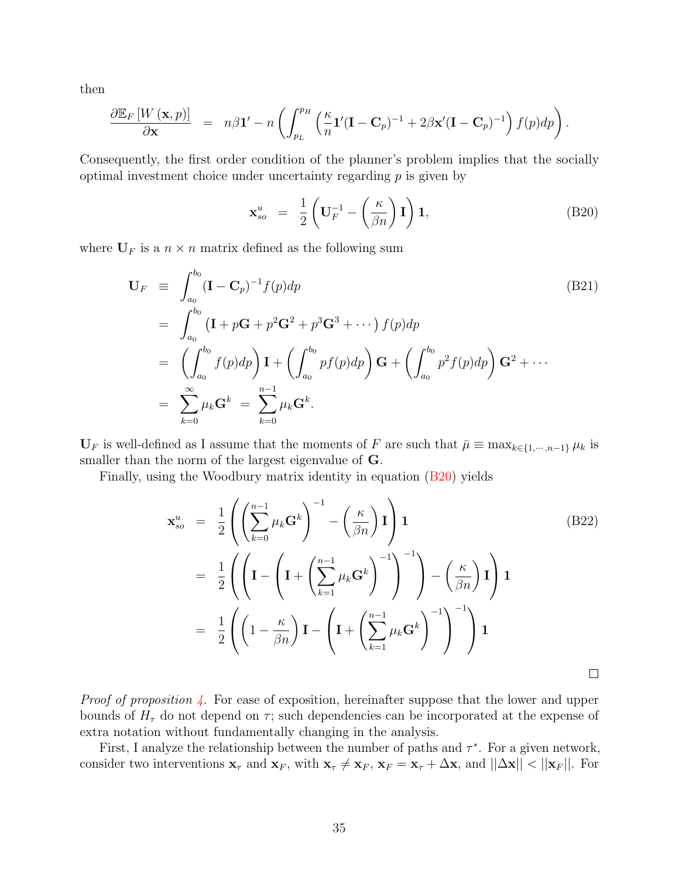then

$$
\frac{\partial \mathbb{E}_F\left[W(\mathbf{x},p)\right]}{\partial \mathbf{x}} \;=\; n\beta \mathbf{1}' - n\left(\int_{p_L}^{p_H}\left(\frac{\kappa}{n}\mathbf{1}'(\mathbf{I}-\mathbf{C}_p)^{-1} + 2\beta \mathbf{x}'(\mathbf{I}-\mathbf{C}_p)^{-1}\right) f(p)dp\right).
$$

Consequently, the first order condition of the planner's problem implies that the socially optimal investment choice under uncertainty regarding $p$ is given by

$$
\mathbf{x}_{so}^{u} \;=\; \frac{1}{2}\left(\mathbf{U}_F^{-1} - \left(\frac{\kappa}{\beta n}\right)\mathbf{I}\right)\mathbf{1}, \tag{B20}
$$

where $\mathbf{U}_F$ is a $n \times n$ matrix defined as the following sum

$$
\begin{aligned}
\mathbf{U}_F \;&\equiv\; \int_{a_0}^{b_0} (\mathbf{I}-\mathbf{C}_p)^{-1} f(p)dp \qquad\qquad \text{(B21)}\\
&=\; \int_{a_0}^{b_0} \left(\mathbf{I} + p\mathbf{G} + p^2\mathbf{G}^2 + p^3\mathbf{G}^3 + \cdots\right) f(p)dp \\
&=\; \left(\int_{a_0}^{b_0} f(p)dp\right)\mathbf{I} + \left(\int_{a_0}^{b_0} pf(p)dp\right)\mathbf{G} + \left(\int_{a_0}^{b_0} p^2 f(p)dp\right)\mathbf{G}^2 + \cdots \\
&=\; \sum_{k=0}^{\infty} \mu_k \mathbf{G}^k \;=\; \sum_{k=0}^{n-1} \mu_k \mathbf{G}^k.
\end{aligned}
$$

$\mathbf{U}_F$ is well-defined as I assume that the moments of $F$ are such that $\bar{\mu} \equiv \max_{k\in\{1,\cdots,n-1\}} \mu_k$ is smaller than the norm of the largest eigenvalue of $\mathbf{G}$.

Finally, using the Woodbury matrix identity in equation (B20) yields

$$
\begin{aligned}
\mathbf{x}_{so}^{u} \;&=\; \frac{1}{2}\left(\left(\sum_{k=0}^{n-1}\mu_k\mathbf{G}^k\right)^{-1} - \left(\frac{\kappa}{\beta n}\right)\mathbf{I}\right)\mathbf{1} \qquad\qquad \text{(B22)}\\
&=\; \frac{1}{2}\left(\left(\mathbf{I} - \left(\mathbf{I} + \left(\sum_{k=1}^{n-1}\mu_k\mathbf{G}^k\right)^{-1}\right)^{-1}\right) - \left(\frac{\kappa}{\beta n}\right)\mathbf{I}\right)\mathbf{1} \\
&=\; \frac{1}{2}\left(\left(1 - \frac{\kappa}{\beta n}\right)\mathbf{I} - \left(\mathbf{I} + \left(\sum_{k=1}^{n-1}\mu_k\mathbf{G}^k\right)^{-1}\right)^{-1}\right)\mathbf{1}
\end{aligned}
$$

□

*Proof of proposition 4.* For ease of exposition, hereinafter suppose that the lower and upper bounds of $H_\tau$ do not depend on $\tau$; such dependencies can be incorporated at the expense of extra notation without fundamentally changing in the analysis.

First, I analyze the relationship between the number of paths and $\tau^*$. For a given network, consider two interventions $\mathbf{x}_\tau$ and $\mathbf{x}_F$, with $\mathbf{x}_\tau \neq \mathbf{x}_F$, $\mathbf{x}_F = \mathbf{x}_\tau + \Delta\mathbf{x}$, and $||\Delta\mathbf{x}|| < ||\mathbf{x}_F||$. For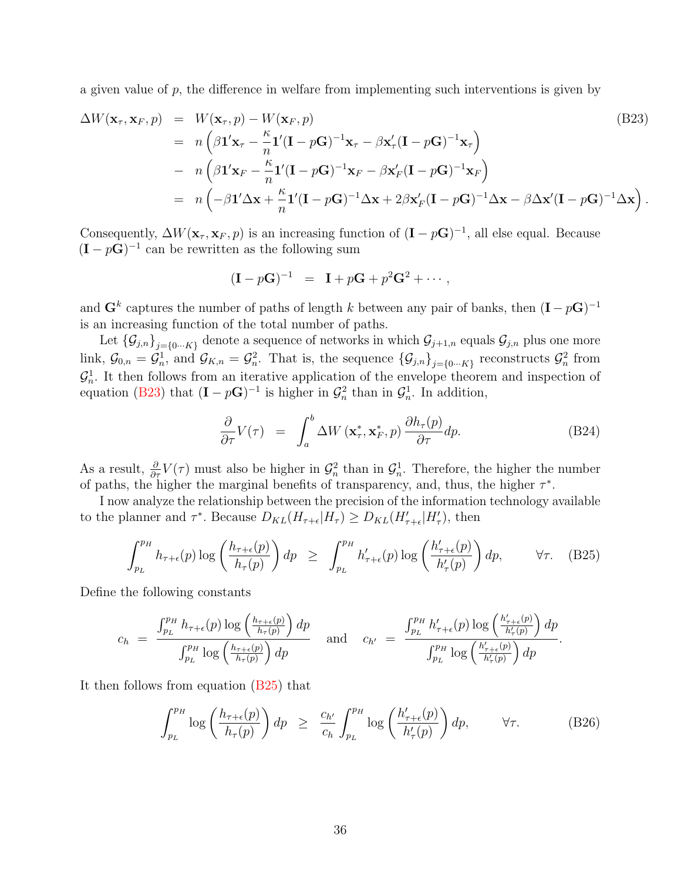a given value of $p$, the difference in welfare from implementing such interventions is given by

$$
\begin{aligned}
\Delta W(\mathbf{x}_\tau, \mathbf{x}_F, p) &= W(\mathbf{x}_\tau, p) - W(\mathbf{x}_F, p) \qquad\qquad \text{(B23)}\\
&= n\left(\beta \mathbf{1}'\mathbf{x}_\tau - \frac{\kappa}{n}\mathbf{1}'(\mathbf{I} - p\mathbf{G})^{-1}\mathbf{x}_\tau - \beta \mathbf{x}_\tau'(\mathbf{I} - p\mathbf{G})^{-1}\mathbf{x}_\tau\right)\\
&- n\left(\beta \mathbf{1}'\mathbf{x}_F - \frac{\kappa}{n}\mathbf{1}'(\mathbf{I} - p\mathbf{G})^{-1}\mathbf{x}_F - \beta \mathbf{x}_F'(\mathbf{I} - p\mathbf{G})^{-1}\mathbf{x}_F\right)\\
&= n\left(-\beta \mathbf{1}'\Delta\mathbf{x} + \frac{\kappa}{n}\mathbf{1}'(\mathbf{I} - p\mathbf{G})^{-1}\Delta\mathbf{x} + 2\beta \mathbf{x}_F'(\mathbf{I} - p\mathbf{G})^{-1}\Delta\mathbf{x} - \beta \Delta\mathbf{x}'(\mathbf{I} - p\mathbf{G})^{-1}\Delta\mathbf{x}\right).
\end{aligned}
$$

Consequently, $\Delta W(\mathbf{x}_\tau, \mathbf{x}_F, p)$ is an increasing function of $(\mathbf{I} - p\mathbf{G})^{-1}$, all else equal. Because $(\mathbf{I} - p\mathbf{G})^{-1}$ can be rewritten as the following sum

$$
(\mathbf{I} - p\mathbf{G})^{-1} = \mathbf{I} + p\mathbf{G} + p^2\mathbf{G}^2 + \cdots,
$$

and $\mathbf{G}^k$ captures the number of paths of length $k$ between any pair of banks, then $(\mathbf{I} - p\mathbf{G})^{-1}$ is an increasing function of the total number of paths.

Let $\{\mathcal{G}_{j,n}\}_{j=\{0\cdots K\}}$ denote a sequence of networks in which $\mathcal{G}_{j+1,n}$ equals $\mathcal{G}_{j,n}$ plus one more link, $\mathcal{G}_{0,n} = \mathcal{G}_n^1$, and $\mathcal{G}_{K,n} = \mathcal{G}_n^2$. That is, the sequence $\{\mathcal{G}_{j,n}\}_{j=\{0\cdots K\}}$ reconstructs $\mathcal{G}_n^2$ from $\mathcal{G}_n^1$. It then follows from an iterative application of the envelope theorem and inspection of equation (B23) that $(\mathbf{I} - p\mathbf{G})^{-1}$ is higher in $\mathcal{G}_n^2$ than in $\mathcal{G}_n^1$. In addition,

$$
\frac{\partial}{\partial \tau} V(\tau) = \int_a^b \Delta W\left(\mathbf{x}_\tau^*, \mathbf{x}_F^*, p\right) \frac{\partial h_\tau(p)}{\partial \tau} dp. \qquad \text{(B24)}
$$

As a result, $\frac{\partial}{\partial \tau} V(\tau)$ must also be higher in $\mathcal{G}_n^2$ than in $\mathcal{G}_n^1$. Therefore, the higher the number of paths, the higher the marginal benefits of transparency, and, thus, the higher $\tau^*$.

I now analyze the relationship between the precision of the information technology available to the planner and $\tau^*$. Because $D_{KL}(H_{\tau+\epsilon}|H_\tau) \geq D_{KL}(H'_{\tau+\epsilon}|H'_\tau)$, then

$$
\int_{p_L}^{p_H} h_{\tau+\epsilon}(p) \log\left(\frac{h_{\tau+\epsilon}(p)}{h_\tau(p)}\right) dp \geq \int_{p_L}^{p_H} h'_{\tau+\epsilon}(p) \log\left(\frac{h'_{\tau+\epsilon}(p)}{h'_\tau(p)}\right) dp, \qquad \forall\tau. \qquad \text{(B25)}
$$

Define the following constants

$$
c_h = \frac{\int_{p_L}^{p_H} h_{\tau+\epsilon}(p) \log\left(\frac{h_{\tau+\epsilon}(p)}{h_\tau(p)}\right) dp}{\int_{p_L}^{p_H} \log\left(\frac{h_{\tau+\epsilon}(p)}{h_\tau(p)}\right) dp} \quad \text{and} \quad c_{h'} = \frac{\int_{p_L}^{p_H} h'_{\tau+\epsilon}(p) \log\left(\frac{h'_{\tau+\epsilon}(p)}{h'_\tau(p)}\right) dp}{\int_{p_L}^{p_H} \log\left(\frac{h'_{\tau+\epsilon}(p)}{h'_\tau(p)}\right) dp}.
$$

It then follows from equation (B25) that

$$
\int_{p_L}^{p_H} \log\left(\frac{h_{\tau+\epsilon}(p)}{h_\tau(p)}\right) dp \geq \frac{c_{h'}}{c_h} \int_{p_L}^{p_H} \log\left(\frac{h'_{\tau+\epsilon}(p)}{h'_\tau(p)}\right) dp, \qquad \forall\tau. \qquad \text{(B26)}
$$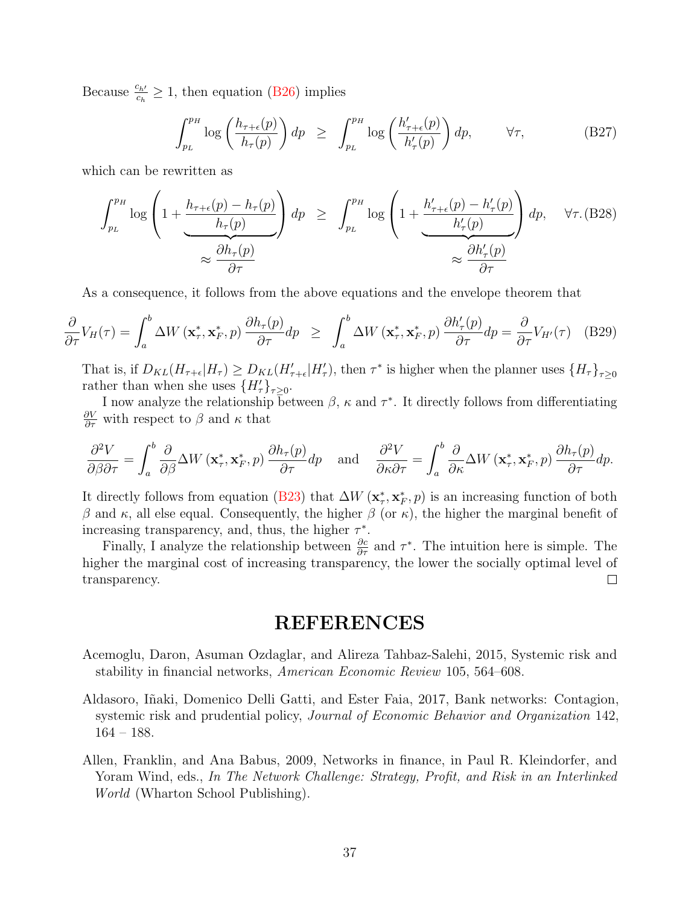Because $\frac{c_{h'}}{c_h} \geq 1$, then equation (B26) implies

$$\int_{p_L}^{p_H} \log\left(\frac{h_{\tau+\epsilon}(p)}{h_\tau(p)}\right) dp \;\; \geq \;\; \int_{p_L}^{p_H} \log\left(\frac{h'_{\tau+\epsilon}(p)}{h'_\tau(p)}\right) dp, \qquad \forall \tau, \tag{B27}$$

which can be rewritten as

$$\int_{p_L}^{p_H} \log\left(1 + \underbrace{\frac{h_{\tau+\epsilon}(p) - h_\tau(p)}{h_\tau(p)}}_{\approx \frac{\partial h_\tau(p)}{\partial \tau}}\right) dp \;\; \geq \;\; \int_{p_L}^{p_H} \log\left(1 + \underbrace{\frac{h'_{\tau+\epsilon}(p) - h'_\tau(p)}{h'_\tau(p)}}_{\approx \frac{\partial h'_\tau(p)}{\partial \tau}}\right) dp, \quad \forall \tau. \tag{B28}$$

As a consequence, it follows from the above equations and the envelope theorem that

$$\frac{\partial}{\partial \tau} V_H(\tau) = \int_a^b \Delta W\left(\mathbf{x}^*_\tau, \mathbf{x}^*_F, p\right) \frac{\partial h_\tau(p)}{\partial \tau} dp \;\; \geq \;\; \int_a^b \Delta W\left(\mathbf{x}^*_\tau, \mathbf{x}^*_F, p\right) \frac{\partial h'_\tau(p)}{\partial \tau} dp = \frac{\partial}{\partial \tau} V_{H'}(\tau) \tag{B29}$$

That is, if $D_{KL}(H_{\tau+\epsilon}|H_\tau) \geq D_{KL}(H'_{\tau+\epsilon}|H'_\tau)$, then $\tau^*$ is higher when the planner uses $\{H_\tau\}_{\tau \geq 0}$ rather than when she uses $\{H'_\tau\}_{\tau \geq 0}$.

I now analyze the relationship between $\beta$, $\kappa$ and $\tau^*$. It directly follows from differentiating $\frac{\partial V}{\partial \tau}$ with respect to $\beta$ and $\kappa$ that

$$\frac{\partial^2 V}{\partial \beta \partial \tau} = \int_a^b \frac{\partial}{\partial \beta} \Delta W\left(\mathbf{x}^*_\tau, \mathbf{x}^*_F, p\right) \frac{\partial h_\tau(p)}{\partial \tau} dp \quad \text{and} \quad \frac{\partial^2 V}{\partial \kappa \partial \tau} = \int_a^b \frac{\partial}{\partial \kappa} \Delta W\left(\mathbf{x}^*_\tau, \mathbf{x}^*_F, p\right) \frac{\partial h_\tau(p)}{\partial \tau} dp.$$

It directly follows from equation (B23) that $\Delta W\left(\mathbf{x}^*_\tau, \mathbf{x}^*_F, p\right)$ is an increasing function of both $\beta$ and $\kappa$, all else equal. Consequently, the higher $\beta$ (or $\kappa$), the higher the marginal benefit of increasing transparency, and, thus, the higher $\tau^*$.

Finally, I analyze the relationship between $\frac{\partial c}{\partial \tau}$ and $\tau^*$. The intuition here is simple. The higher the marginal cost of increasing transparency, the lower the socially optimal level of transparency. □

# REFERENCES

Acemoglu, Daron, Asuman Ozdaglar, and Alireza Tahbaz-Salehi, 2015, Systemic risk and stability in financial networks, *American Economic Review* 105, 564–608.

Aldasoro, Iñaki, Domenico Delli Gatti, and Ester Faia, 2017, Bank networks: Contagion, systemic risk and prudential policy, *Journal of Economic Behavior and Organization* 142, 164 – 188.

Allen, Franklin, and Ana Babus, 2009, Networks in finance, in Paul R. Kleindorfer, and Yoram Wind, eds., *In The Network Challenge: Strategy, Profit, and Risk in an Interlinked World* (Wharton School Publishing).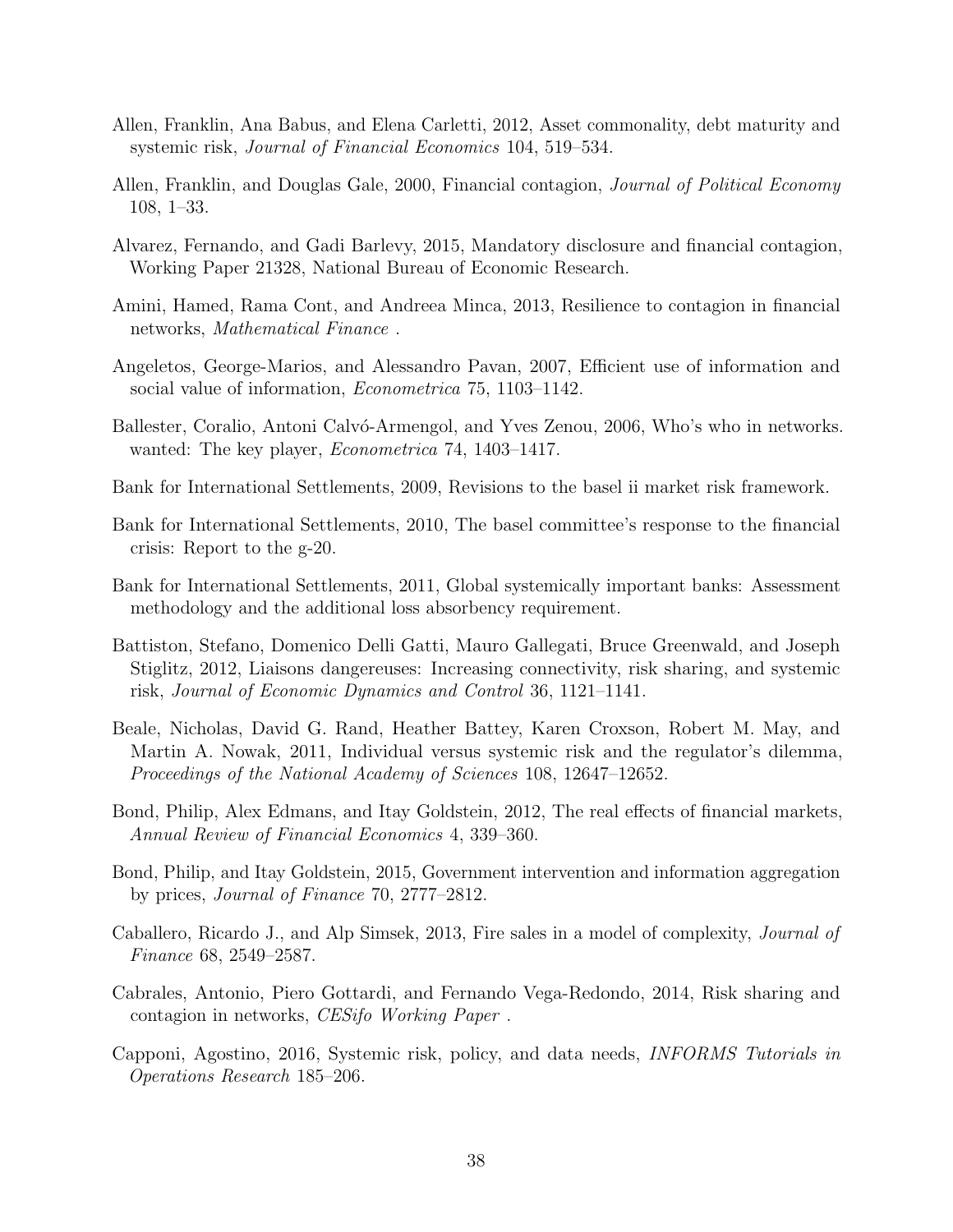Allen, Franklin, Ana Babus, and Elena Carletti, 2012, Asset commonality, debt maturity and systemic risk, *Journal of Financial Economics* 104, 519–534.

Allen, Franklin, and Douglas Gale, 2000, Financial contagion, *Journal of Political Economy* 108, 1–33.

Alvarez, Fernando, and Gadi Barlevy, 2015, Mandatory disclosure and financial contagion, Working Paper 21328, National Bureau of Economic Research.

Amini, Hamed, Rama Cont, and Andreea Minca, 2013, Resilience to contagion in financial networks, *Mathematical Finance* .

Angeletos, George-Marios, and Alessandro Pavan, 2007, Efficient use of information and social value of information, *Econometrica* 75, 1103–1142.

Ballester, Coralio, Antoni Calvó-Armengol, and Yves Zenou, 2006, Who's who in networks. wanted: The key player, *Econometrica* 74, 1403–1417.

Bank for International Settlements, 2009, Revisions to the basel ii market risk framework.

Bank for International Settlements, 2010, The basel committee's response to the financial crisis: Report to the g-20.

Bank for International Settlements, 2011, Global systemically important banks: Assessment methodology and the additional loss absorbency requirement.

Battiston, Stefano, Domenico Delli Gatti, Mauro Gallegati, Bruce Greenwald, and Joseph Stiglitz, 2012, Liaisons dangereuses: Increasing connectivity, risk sharing, and systemic risk, *Journal of Economic Dynamics and Control* 36, 1121–1141.

Beale, Nicholas, David G. Rand, Heather Battey, Karen Croxson, Robert M. May, and Martin A. Nowak, 2011, Individual versus systemic risk and the regulator's dilemma, *Proceedings of the National Academy of Sciences* 108, 12647–12652.

Bond, Philip, Alex Edmans, and Itay Goldstein, 2012, The real effects of financial markets, *Annual Review of Financial Economics* 4, 339–360.

Bond, Philip, and Itay Goldstein, 2015, Government intervention and information aggregation by prices, *Journal of Finance* 70, 2777–2812.

Caballero, Ricardo J., and Alp Simsek, 2013, Fire sales in a model of complexity, *Journal of Finance* 68, 2549–2587.

Cabrales, Antonio, Piero Gottardi, and Fernando Vega-Redondo, 2014, Risk sharing and contagion in networks, *CESifo Working Paper* .

Capponi, Agostino, 2016, Systemic risk, policy, and data needs, *INFORMS Tutorials in Operations Research* 185–206.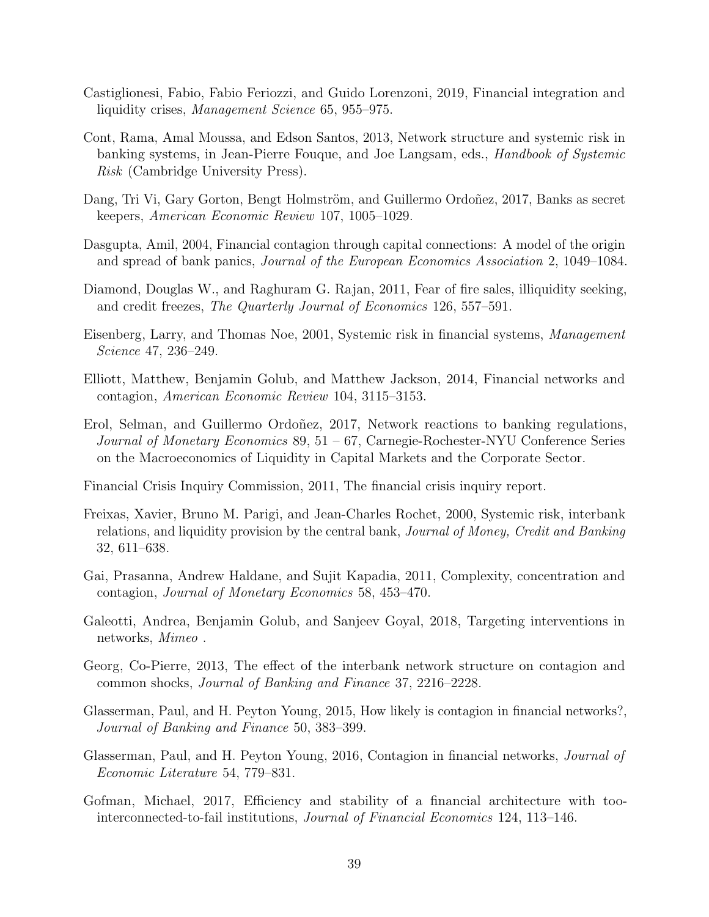Castiglionesi, Fabio, Fabio Feriozzi, and Guido Lorenzoni, 2019, Financial integration and liquidity crises, *Management Science* 65, 955–975.

Cont, Rama, Amal Moussa, and Edson Santos, 2013, Network structure and systemic risk in banking systems, in Jean-Pierre Fouque, and Joe Langsam, eds., *Handbook of Systemic Risk* (Cambridge University Press).

Dang, Tri Vi, Gary Gorton, Bengt Holmström, and Guillermo Ordoñez, 2017, Banks as secret keepers, *American Economic Review* 107, 1005–1029.

Dasgupta, Amil, 2004, Financial contagion through capital connections: A model of the origin and spread of bank panics, *Journal of the European Economics Association* 2, 1049–1084.

Diamond, Douglas W., and Raghuram G. Rajan, 2011, Fear of fire sales, illiquidity seeking, and credit freezes, *The Quarterly Journal of Economics* 126, 557–591.

Eisenberg, Larry, and Thomas Noe, 2001, Systemic risk in financial systems, *Management Science* 47, 236–249.

Elliott, Matthew, Benjamin Golub, and Matthew Jackson, 2014, Financial networks and contagion, *American Economic Review* 104, 3115–3153.

Erol, Selman, and Guillermo Ordoñez, 2017, Network reactions to banking regulations, *Journal of Monetary Economics* 89, 51 – 67, Carnegie-Rochester-NYU Conference Series on the Macroeconomics of Liquidity in Capital Markets and the Corporate Sector.

Financial Crisis Inquiry Commission, 2011, The financial crisis inquiry report.

Freixas, Xavier, Bruno M. Parigi, and Jean-Charles Rochet, 2000, Systemic risk, interbank relations, and liquidity provision by the central bank, *Journal of Money, Credit and Banking* 32, 611–638.

Gai, Prasanna, Andrew Haldane, and Sujit Kapadia, 2011, Complexity, concentration and contagion, *Journal of Monetary Economics* 58, 453–470.

Galeotti, Andrea, Benjamin Golub, and Sanjeev Goyal, 2018, Targeting interventions in networks, *Mimeo* .

Georg, Co-Pierre, 2013, The effect of the interbank network structure on contagion and common shocks, *Journal of Banking and Finance* 37, 2216–2228.

Glasserman, Paul, and H. Peyton Young, 2015, How likely is contagion in financial networks?, *Journal of Banking and Finance* 50, 383–399.

Glasserman, Paul, and H. Peyton Young, 2016, Contagion in financial networks, *Journal of Economic Literature* 54, 779–831.

Gofman, Michael, 2017, Efficiency and stability of a financial architecture with too-interconnected-to-fail institutions, *Journal of Financial Economics* 124, 113–146.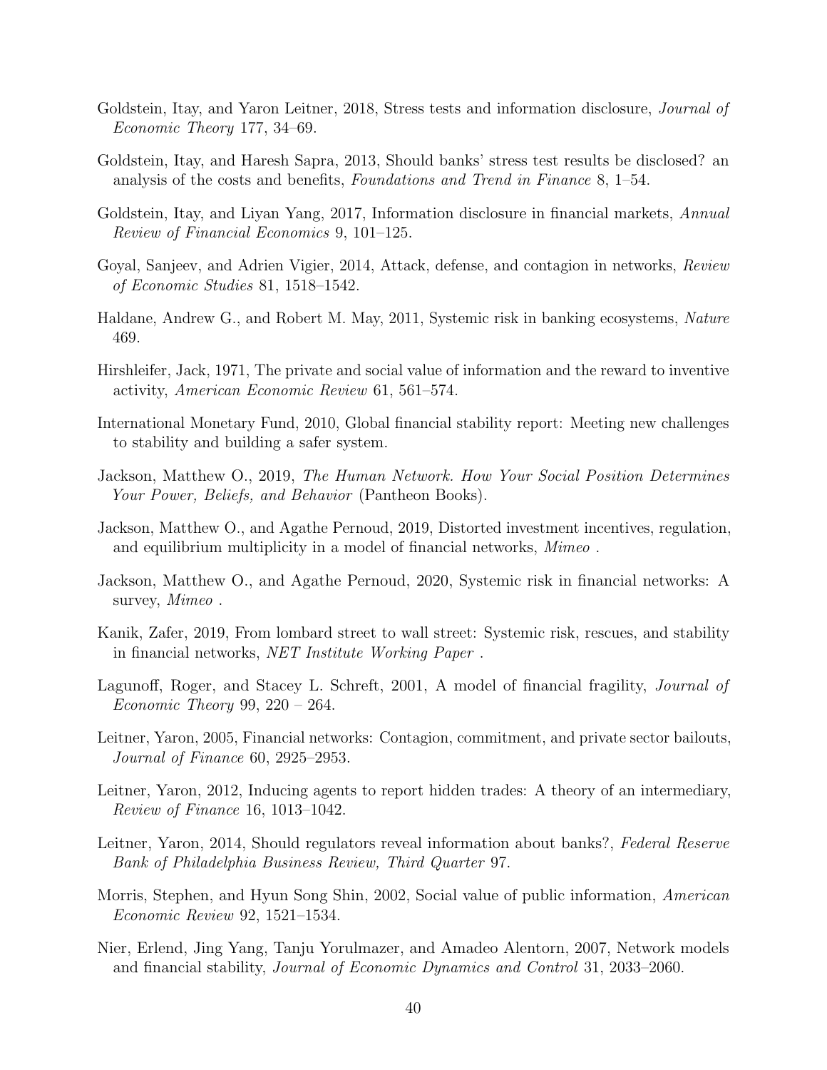Goldstein, Itay, and Yaron Leitner, 2018, Stress tests and information disclosure, *Journal of Economic Theory* 177, 34–69.

Goldstein, Itay, and Haresh Sapra, 2013, Should banks' stress test results be disclosed? an analysis of the costs and benefits, *Foundations and Trend in Finance* 8, 1–54.

Goldstein, Itay, and Liyan Yang, 2017, Information disclosure in financial markets, *Annual Review of Financial Economics* 9, 101–125.

Goyal, Sanjeev, and Adrien Vigier, 2014, Attack, defense, and contagion in networks, *Review of Economic Studies* 81, 1518–1542.

Haldane, Andrew G., and Robert M. May, 2011, Systemic risk in banking ecosystems, *Nature* 469.

Hirshleifer, Jack, 1971, The private and social value of information and the reward to inventive activity, *American Economic Review* 61, 561–574.

International Monetary Fund, 2010, Global financial stability report: Meeting new challenges to stability and building a safer system.

Jackson, Matthew O., 2019, *The Human Network. How Your Social Position Determines Your Power, Beliefs, and Behavior* (Pantheon Books).

Jackson, Matthew O., and Agathe Pernoud, 2019, Distorted investment incentives, regulation, and equilibrium multiplicity in a model of financial networks, *Mimeo* .

Jackson, Matthew O., and Agathe Pernoud, 2020, Systemic risk in financial networks: A survey, *Mimeo* .

Kanik, Zafer, 2019, From lombard street to wall street: Systemic risk, rescues, and stability in financial networks, *NET Institute Working Paper* .

Lagunoff, Roger, and Stacey L. Schreft, 2001, A model of financial fragility, *Journal of Economic Theory* 99, 220 – 264.

Leitner, Yaron, 2005, Financial networks: Contagion, commitment, and private sector bailouts, *Journal of Finance* 60, 2925–2953.

Leitner, Yaron, 2012, Inducing agents to report hidden trades: A theory of an intermediary, *Review of Finance* 16, 1013–1042.

Leitner, Yaron, 2014, Should regulators reveal information about banks?, *Federal Reserve Bank of Philadelphia Business Review, Third Quarter* 97.

Morris, Stephen, and Hyun Song Shin, 2002, Social value of public information, *American Economic Review* 92, 1521–1534.

Nier, Erlend, Jing Yang, Tanju Yorulmazer, and Amadeo Alentorn, 2007, Network models and financial stability, *Journal of Economic Dynamics and Control* 31, 2033–2060.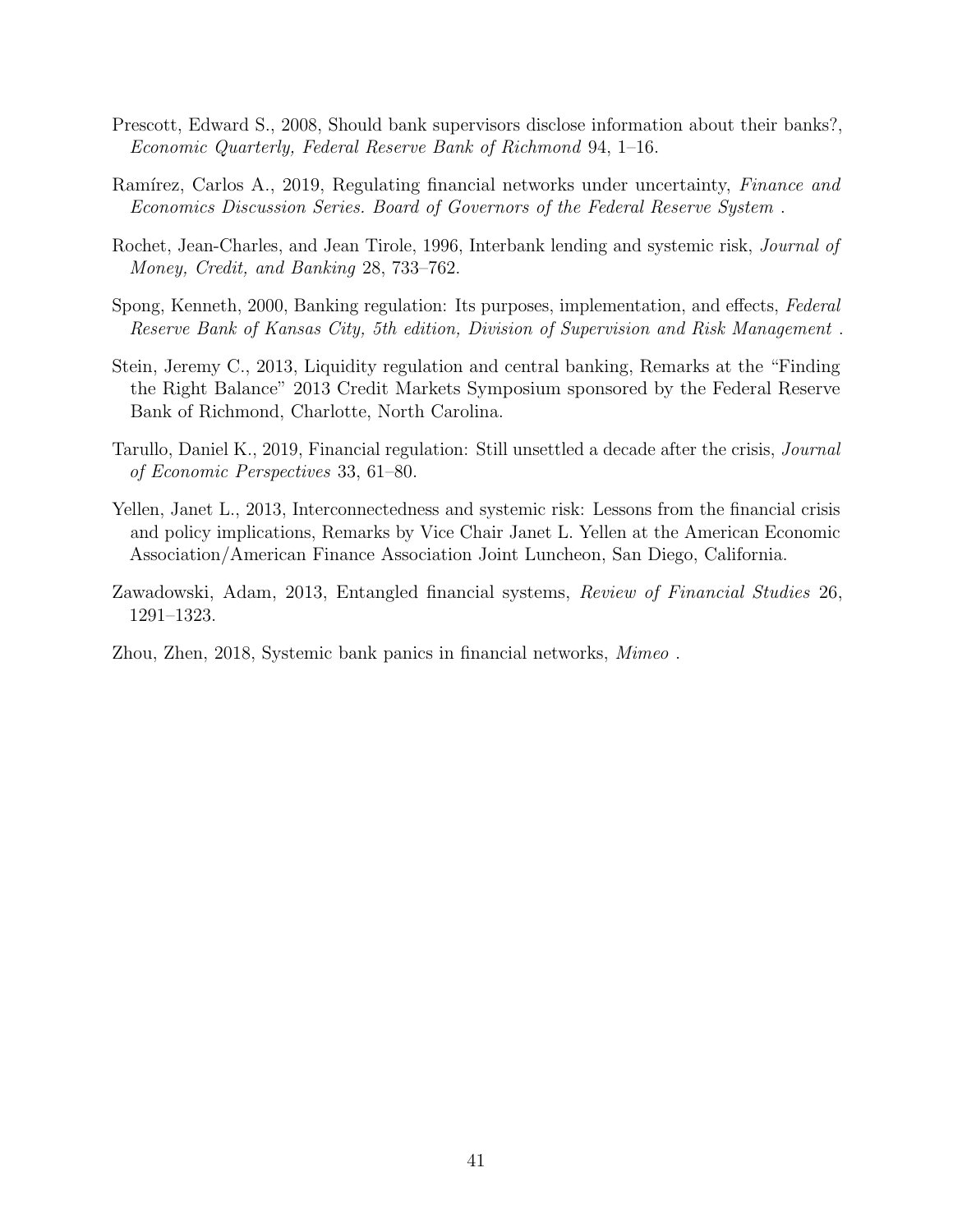Prescott, Edward S., 2008, Should bank supervisors disclose information about their banks?, *Economic Quarterly, Federal Reserve Bank of Richmond* 94, 1–16.

Ramírez, Carlos A., 2019, Regulating financial networks under uncertainty, *Finance and Economics Discussion Series. Board of Governors of the Federal Reserve System* .

Rochet, Jean-Charles, and Jean Tirole, 1996, Interbank lending and systemic risk, *Journal of Money, Credit, and Banking* 28, 733–762.

Spong, Kenneth, 2000, Banking regulation: Its purposes, implementation, and effects, *Federal Reserve Bank of Kansas City, 5th edition, Division of Supervision and Risk Management* .

Stein, Jeremy C., 2013, Liquidity regulation and central banking, Remarks at the "Finding the Right Balance" 2013 Credit Markets Symposium sponsored by the Federal Reserve Bank of Richmond, Charlotte, North Carolina.

Tarullo, Daniel K., 2019, Financial regulation: Still unsettled a decade after the crisis, *Journal of Economic Perspectives* 33, 61–80.

Yellen, Janet L., 2013, Interconnectedness and systemic risk: Lessons from the financial crisis and policy implications, Remarks by Vice Chair Janet L. Yellen at the American Economic Association/American Finance Association Joint Luncheon, San Diego, California.

Zawadowski, Adam, 2013, Entangled financial systems, *Review of Financial Studies* 26, 1291–1323.

Zhou, Zhen, 2018, Systemic bank panics in financial networks, *Mimeo* .